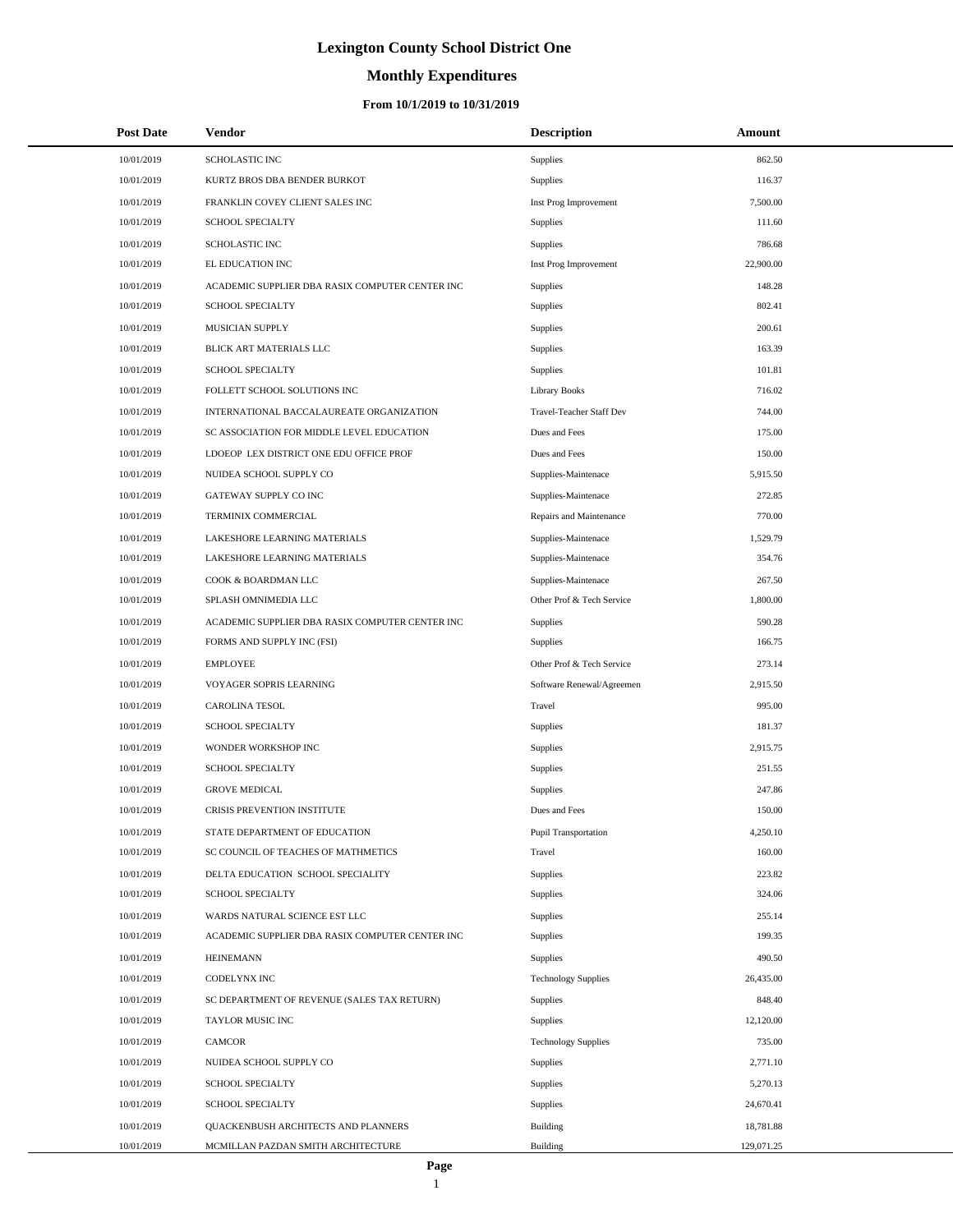# Lexington County School District One

## Monthly Expenditures

### From 10/1/2019 to 10/31/2019

| Post Date | Vendor | Description | Amount |
|---|---|---|---|
| 10/01/2019 | SCHOLASTIC INC | Supplies | 862.50 |
| 10/01/2019 | KURTZ BROS DBA BENDER BURKOT | Supplies | 116.37 |
| 10/01/2019 | FRANKLIN COVEY CLIENT SALES INC | Inst Prog Improvement | 7,500.00 |
| 10/01/2019 | SCHOOL SPECIALTY | Supplies | 111.60 |
| 10/01/2019 | SCHOLASTIC INC | Supplies | 786.68 |
| 10/01/2019 | EL EDUCATION INC | Inst Prog Improvement | 22,900.00 |
| 10/01/2019 | ACADEMIC SUPPLIER DBA RASIX COMPUTER CENTER INC | Supplies | 148.28 |
| 10/01/2019 | SCHOOL SPECIALTY | Supplies | 802.41 |
| 10/01/2019 | MUSICIAN SUPPLY | Supplies | 200.61 |
| 10/01/2019 | BLICK ART MATERIALS LLC | Supplies | 163.39 |
| 10/01/2019 | SCHOOL SPECIALTY | Supplies | 101.81 |
| 10/01/2019 | FOLLETT SCHOOL SOLUTIONS INC | Library Books | 716.02 |
| 10/01/2019 | INTERNATIONAL BACCALAUREATE ORGANIZATION | Travel-Teacher Staff Dev | 744.00 |
| 10/01/2019 | SC ASSOCIATION FOR MIDDLE LEVEL EDUCATION | Dues and Fees | 175.00 |
| 10/01/2019 | LDOEOP LEX DISTRICT ONE EDU OFFICE PROF | Dues and Fees | 150.00 |
| 10/01/2019 | NUIDEA SCHOOL SUPPLY CO | Supplies-Maintenace | 5,915.50 |
| 10/01/2019 | GATEWAY SUPPLY CO INC | Supplies-Maintenace | 272.85 |
| 10/01/2019 | TERMINIX COMMERCIAL | Repairs and Maintenance | 770.00 |
| 10/01/2019 | LAKESHORE LEARNING MATERIALS | Supplies-Maintenace | 1,529.79 |
| 10/01/2019 | LAKESHORE LEARNING MATERIALS | Supplies-Maintenace | 354.76 |
| 10/01/2019 | COOK & BOARDMAN LLC | Supplies-Maintenace | 267.50 |
| 10/01/2019 | SPLASH OMNIMEDIA LLC | Other Prof & Tech Service | 1,800.00 |
| 10/01/2019 | ACADEMIC SUPPLIER DBA RASIX COMPUTER CENTER INC | Supplies | 590.28 |
| 10/01/2019 | FORMS AND SUPPLY INC (FSI) | Supplies | 166.75 |
| 10/01/2019 | EMPLOYEE | Other Prof & Tech Service | 273.14 |
| 10/01/2019 | VOYAGER SOPRIS LEARNING | Software Renewal/Agreemen | 2,915.50 |
| 10/01/2019 | CAROLINA TESOL | Travel | 995.00 |
| 10/01/2019 | SCHOOL SPECIALTY | Supplies | 181.37 |
| 10/01/2019 | WONDER WORKSHOP INC | Supplies | 2,915.75 |
| 10/01/2019 | SCHOOL SPECIALTY | Supplies | 251.55 |
| 10/01/2019 | GROVE MEDICAL | Supplies | 247.86 |
| 10/01/2019 | CRISIS PREVENTION INSTITUTE | Dues and Fees | 150.00 |
| 10/01/2019 | STATE DEPARTMENT OF EDUCATION | Pupil Transportation | 4,250.10 |
| 10/01/2019 | SC COUNCIL OF TEACHES OF MATHMETICS | Travel | 160.00 |
| 10/01/2019 | DELTA EDUCATION SCHOOL SPECIALITY | Supplies | 223.82 |
| 10/01/2019 | SCHOOL SPECIALTY | Supplies | 324.06 |
| 10/01/2019 | WARDS NATURAL SCIENCE EST LLC | Supplies | 255.14 |
| 10/01/2019 | ACADEMIC SUPPLIER DBA RASIX COMPUTER CENTER INC | Supplies | 199.35 |
| 10/01/2019 | HEINEMANN | Supplies | 490.50 |
| 10/01/2019 | CODELYNX INC | Technology Supplies | 26,435.00 |
| 10/01/2019 | SC DEPARTMENT OF REVENUE (SALES TAX RETURN) | Supplies | 848.40 |
| 10/01/2019 | TAYLOR MUSIC INC | Supplies | 12,120.00 |
| 10/01/2019 | CAMCOR | Technology Supplies | 735.00 |
| 10/01/2019 | NUIDEA SCHOOL SUPPLY CO | Supplies | 2,771.10 |
| 10/01/2019 | SCHOOL SPECIALTY | Supplies | 5,270.13 |
| 10/01/2019 | SCHOOL SPECIALTY | Supplies | 24,670.41 |
| 10/01/2019 | QUACKENBUSH ARCHITECTS AND PLANNERS | Building | 18,781.88 |
| 10/01/2019 | MCMILLAN PAZDAN SMITH ARCHITECTURE | Building | 129,071.25 |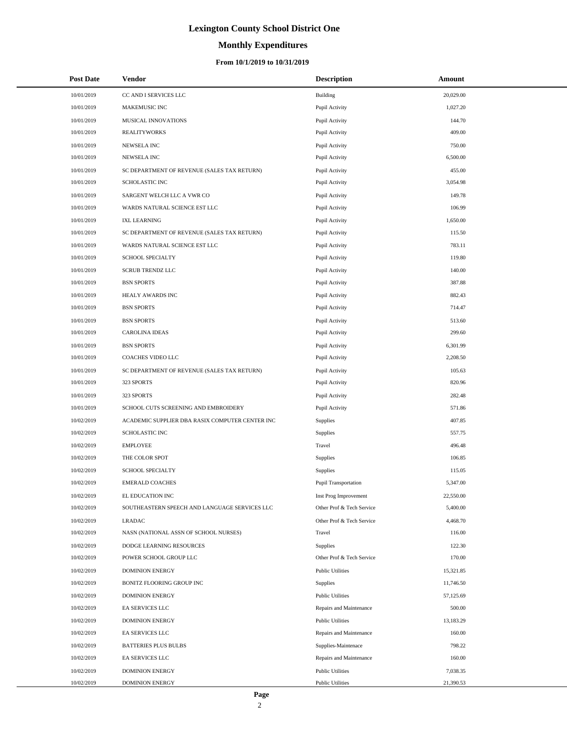# Lexington County School District One

## Monthly Expenditures

### From 10/1/2019 to 10/31/2019

| Post Date | Vendor | Description | Amount |
|---|---|---|---|
| 10/01/2019 | CC AND I SERVICES LLC | Building | 20,029.00 |
| 10/01/2019 | MAKEMUSIC INC | Pupil Activity | 1,027.20 |
| 10/01/2019 | MUSICAL INNOVATIONS | Pupil Activity | 144.70 |
| 10/01/2019 | REALITYWORKS | Pupil Activity | 409.00 |
| 10/01/2019 | NEWSELA INC | Pupil Activity | 750.00 |
| 10/01/2019 | NEWSELA INC | Pupil Activity | 6,500.00 |
| 10/01/2019 | SC DEPARTMENT OF REVENUE (SALES TAX RETURN) | Pupil Activity | 455.00 |
| 10/01/2019 | SCHOLASTIC INC | Pupil Activity | 3,054.98 |
| 10/01/2019 | SARGENT WELCH LLC A VWR CO | Pupil Activity | 149.78 |
| 10/01/2019 | WARDS NATURAL SCIENCE EST LLC | Pupil Activity | 106.99 |
| 10/01/2019 | IXL LEARNING | Pupil Activity | 1,650.00 |
| 10/01/2019 | SC DEPARTMENT OF REVENUE (SALES TAX RETURN) | Pupil Activity | 115.50 |
| 10/01/2019 | WARDS NATURAL SCIENCE EST LLC | Pupil Activity | 783.11 |
| 10/01/2019 | SCHOOL SPECIALTY | Pupil Activity | 119.80 |
| 10/01/2019 | SCRUB TRENDZ LLC | Pupil Activity | 140.00 |
| 10/01/2019 | BSN SPORTS | Pupil Activity | 387.88 |
| 10/01/2019 | HEALY AWARDS INC | Pupil Activity | 882.43 |
| 10/01/2019 | BSN SPORTS | Pupil Activity | 714.47 |
| 10/01/2019 | BSN SPORTS | Pupil Activity | 513.60 |
| 10/01/2019 | CAROLINA IDEAS | Pupil Activity | 299.60 |
| 10/01/2019 | BSN SPORTS | Pupil Activity | 6,301.99 |
| 10/01/2019 | COACHES VIDEO LLC | Pupil Activity | 2,208.50 |
| 10/01/2019 | SC DEPARTMENT OF REVENUE (SALES TAX RETURN) | Pupil Activity | 105.63 |
| 10/01/2019 | 323 SPORTS | Pupil Activity | 820.96 |
| 10/01/2019 | 323 SPORTS | Pupil Activity | 282.48 |
| 10/01/2019 | SCHOOL CUTS SCREENING AND EMBROIDERY | Pupil Activity | 571.86 |
| 10/02/2019 | ACADEMIC SUPPLIER DBA RASIX COMPUTER CENTER INC | Supplies | 407.85 |
| 10/02/2019 | SCHOLASTIC INC | Supplies | 557.75 |
| 10/02/2019 | EMPLOYEE | Travel | 496.48 |
| 10/02/2019 | THE COLOR SPOT | Supplies | 106.85 |
| 10/02/2019 | SCHOOL SPECIALTY | Supplies | 115.05 |
| 10/02/2019 | EMERALD COACHES | Pupil Transportation | 5,347.00 |
| 10/02/2019 | EL EDUCATION INC | Inst Prog Improvement | 22,550.00 |
| 10/02/2019 | SOUTHEASTERN SPEECH AND LANGUAGE SERVICES LLC | Other Prof & Tech Service | 5,400.00 |
| 10/02/2019 | LRADAC | Other Prof & Tech Service | 4,468.70 |
| 10/02/2019 | NASN (NATIONAL ASSN OF SCHOOL NURSES) | Travel | 116.00 |
| 10/02/2019 | DODGE LEARNING RESOURCES | Supplies | 122.30 |
| 10/02/2019 | POWER SCHOOL GROUP LLC | Other Prof & Tech Service | 170.00 |
| 10/02/2019 | DOMINION ENERGY | Public Utilities | 15,321.85 |
| 10/02/2019 | BONITZ FLOORING GROUP INC | Supplies | 11,746.50 |
| 10/02/2019 | DOMINION ENERGY | Public Utilities | 57,125.69 |
| 10/02/2019 | EA SERVICES LLC | Repairs and Maintenance | 500.00 |
| 10/02/2019 | DOMINION ENERGY | Public Utilities | 13,183.29 |
| 10/02/2019 | EA SERVICES LLC | Repairs and Maintenance | 160.00 |
| 10/02/2019 | BATTERIES PLUS BULBS | Supplies-Maintenace | 798.22 |
| 10/02/2019 | EA SERVICES LLC | Repairs and Maintenance | 160.00 |
| 10/02/2019 | DOMINION ENERGY | Public Utilities | 7,038.35 |
| 10/02/2019 | DOMINION ENERGY | Public Utilities | 21,390.53 |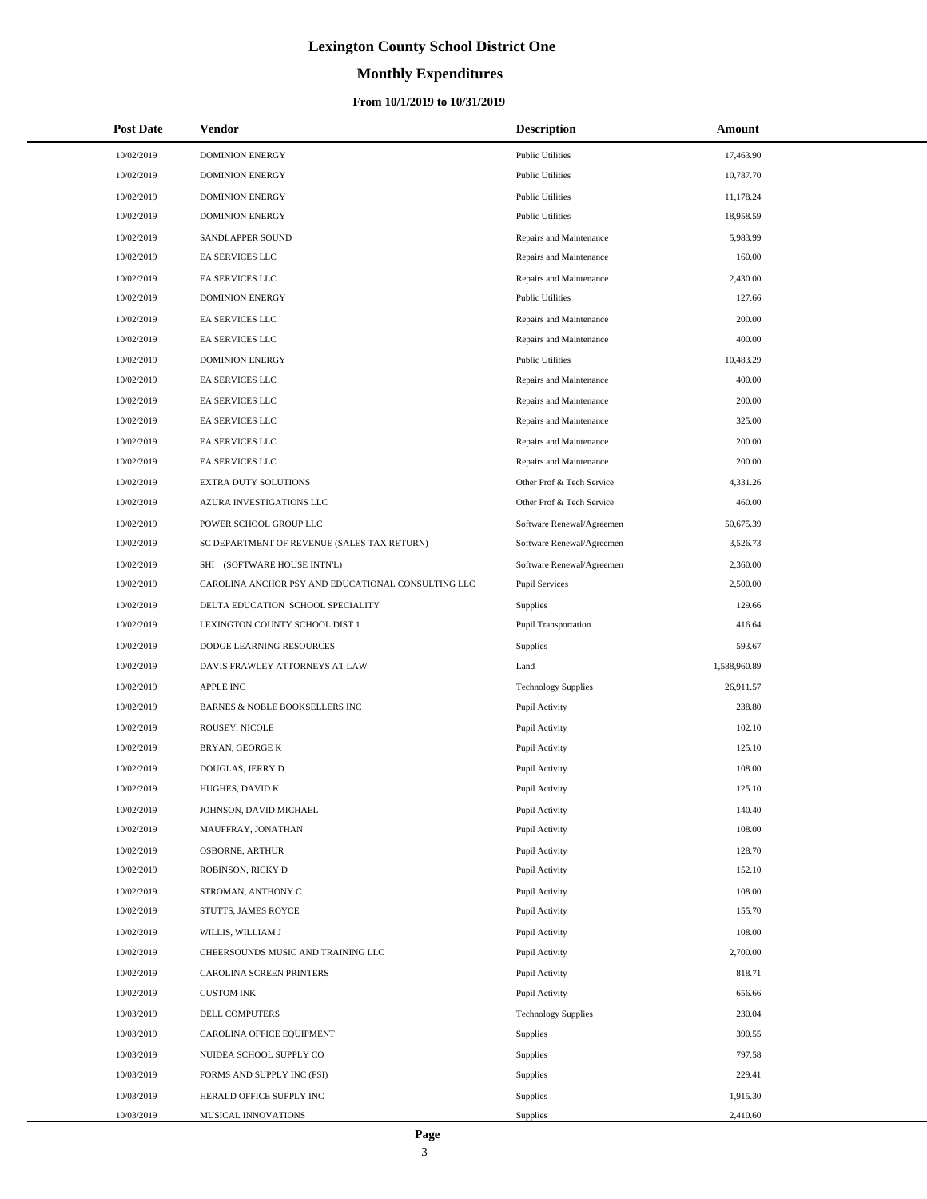# Lexington County School District One

## Monthly Expenditures

### From 10/1/2019 to 10/31/2019

| Post Date | Vendor | Description | Amount |
|---|---|---|---|
| 10/02/2019 | DOMINION ENERGY | Public Utilities | 17,463.90 |
| 10/02/2019 | DOMINION ENERGY | Public Utilities | 10,787.70 |
| 10/02/2019 | DOMINION ENERGY | Public Utilities | 11,178.24 |
| 10/02/2019 | DOMINION ENERGY | Public Utilities | 18,958.59 |
| 10/02/2019 | SANDLAPPER SOUND | Repairs and Maintenance | 5,983.99 |
| 10/02/2019 | EA SERVICES LLC | Repairs and Maintenance | 160.00 |
| 10/02/2019 | EA SERVICES LLC | Repairs and Maintenance | 2,430.00 |
| 10/02/2019 | DOMINION ENERGY | Public Utilities | 127.66 |
| 10/02/2019 | EA SERVICES LLC | Repairs and Maintenance | 200.00 |
| 10/02/2019 | EA SERVICES LLC | Repairs and Maintenance | 400.00 |
| 10/02/2019 | DOMINION ENERGY | Public Utilities | 10,483.29 |
| 10/02/2019 | EA SERVICES LLC | Repairs and Maintenance | 400.00 |
| 10/02/2019 | EA SERVICES LLC | Repairs and Maintenance | 200.00 |
| 10/02/2019 | EA SERVICES LLC | Repairs and Maintenance | 325.00 |
| 10/02/2019 | EA SERVICES LLC | Repairs and Maintenance | 200.00 |
| 10/02/2019 | EA SERVICES LLC | Repairs and Maintenance | 200.00 |
| 10/02/2019 | EXTRA DUTY SOLUTIONS | Other Prof & Tech Service | 4,331.26 |
| 10/02/2019 | AZURA INVESTIGATIONS LLC | Other Prof & Tech Service | 460.00 |
| 10/02/2019 | POWER SCHOOL GROUP LLC | Software Renewal/Agreemen | 50,675.39 |
| 10/02/2019 | SC DEPARTMENT OF REVENUE (SALES TAX RETURN) | Software Renewal/Agreemen | 3,526.73 |
| 10/02/2019 | SHI (SOFTWARE HOUSE INTN'L) | Software Renewal/Agreemen | 2,360.00 |
| 10/02/2019 | CAROLINA ANCHOR PSY AND EDUCATIONAL CONSULTING LLC | Pupil Services | 2,500.00 |
| 10/02/2019 | DELTA EDUCATION SCHOOL SPECIALITY | Supplies | 129.66 |
| 10/02/2019 | LEXINGTON COUNTY SCHOOL DIST 1 | Pupil Transportation | 416.64 |
| 10/02/2019 | DODGE LEARNING RESOURCES | Supplies | 593.67 |
| 10/02/2019 | DAVIS FRAWLEY ATTORNEYS AT LAW | Land | 1,588,960.89 |
| 10/02/2019 | APPLE INC | Technology Supplies | 26,911.57 |
| 10/02/2019 | BARNES & NOBLE BOOKSELLERS INC | Pupil Activity | 238.80 |
| 10/02/2019 | ROUSEY, NICOLE | Pupil Activity | 102.10 |
| 10/02/2019 | BRYAN, GEORGE K | Pupil Activity | 125.10 |
| 10/02/2019 | DOUGLAS, JERRY D | Pupil Activity | 108.00 |
| 10/02/2019 | HUGHES, DAVID K | Pupil Activity | 125.10 |
| 10/02/2019 | JOHNSON, DAVID MICHAEL | Pupil Activity | 140.40 |
| 10/02/2019 | MAUFFRAY, JONATHAN | Pupil Activity | 108.00 |
| 10/02/2019 | OSBORNE, ARTHUR | Pupil Activity | 128.70 |
| 10/02/2019 | ROBINSON, RICKY D | Pupil Activity | 152.10 |
| 10/02/2019 | STROMAN, ANTHONY C | Pupil Activity | 108.00 |
| 10/02/2019 | STUTTS, JAMES ROYCE | Pupil Activity | 155.70 |
| 10/02/2019 | WILLIS, WILLIAM J | Pupil Activity | 108.00 |
| 10/02/2019 | CHEERSOUNDS MUSIC AND TRAINING LLC | Pupil Activity | 2,700.00 |
| 10/02/2019 | CAROLINA SCREEN PRINTERS | Pupil Activity | 818.71 |
| 10/02/2019 | CUSTOM INK | Pupil Activity | 656.66 |
| 10/03/2019 | DELL COMPUTERS | Technology Supplies | 230.04 |
| 10/03/2019 | CAROLINA OFFICE EQUIPMENT | Supplies | 390.55 |
| 10/03/2019 | NUIDEA SCHOOL SUPPLY CO | Supplies | 797.58 |
| 10/03/2019 | FORMS AND SUPPLY INC (FSI) | Supplies | 229.41 |
| 10/03/2019 | HERALD OFFICE SUPPLY INC | Supplies | 1,915.30 |
| 10/03/2019 | MUSICAL INNOVATIONS | Supplies | 2,410.60 |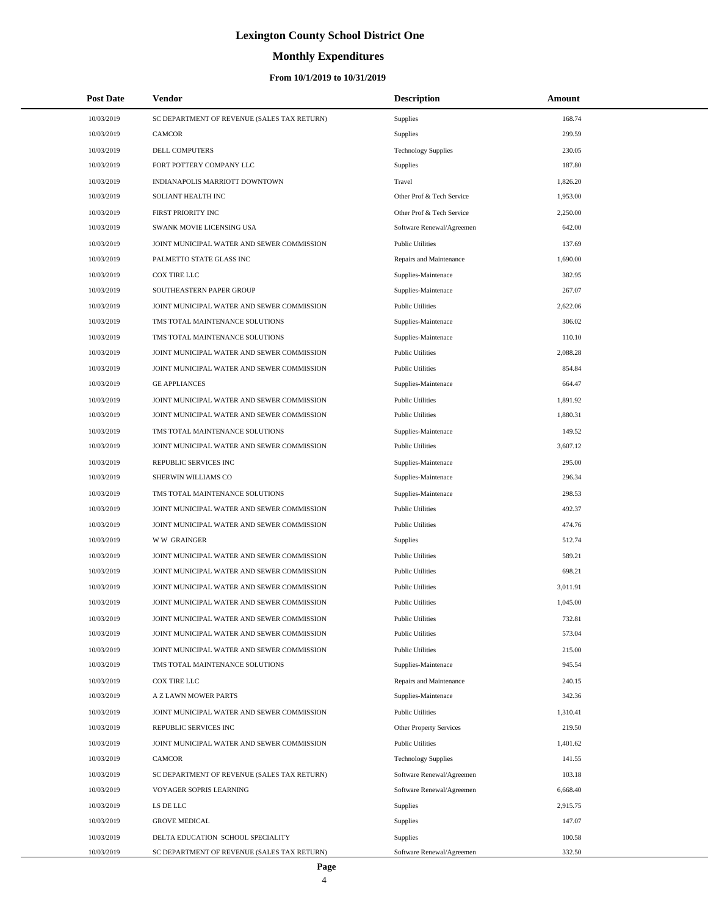# Lexington County School District One

## Monthly Expenditures

### From 10/1/2019 to 10/31/2019

| Post Date | Vendor | Description | Amount |
|---|---|---|---|
| 10/03/2019 | SC DEPARTMENT OF REVENUE (SALES TAX RETURN) | Supplies | 168.74 |
| 10/03/2019 | CAMCOR | Supplies | 299.59 |
| 10/03/2019 | DELL COMPUTERS | Technology Supplies | 230.05 |
| 10/03/2019 | FORT POTTERY COMPANY LLC | Supplies | 187.80 |
| 10/03/2019 | INDIANAPOLIS MARRIOTT DOWNTOWN | Travel | 1,826.20 |
| 10/03/2019 | SOLIANT HEALTH INC | Other Prof & Tech Service | 1,953.00 |
| 10/03/2019 | FIRST PRIORITY INC | Other Prof & Tech Service | 2,250.00 |
| 10/03/2019 | SWANK MOVIE LICENSING USA | Software Renewal/Agreemen | 642.00 |
| 10/03/2019 | JOINT MUNICIPAL WATER AND SEWER COMMISSION | Public Utilities | 137.69 |
| 10/03/2019 | PALMETTO STATE GLASS INC | Repairs and Maintenance | 1,690.00 |
| 10/03/2019 | COX TIRE LLC | Supplies-Maintenace | 382.95 |
| 10/03/2019 | SOUTHEASTERN PAPER GROUP | Supplies-Maintenace | 267.07 |
| 10/03/2019 | JOINT MUNICIPAL WATER AND SEWER COMMISSION | Public Utilities | 2,622.06 |
| 10/03/2019 | TMS TOTAL MAINTENANCE SOLUTIONS | Supplies-Maintenace | 306.02 |
| 10/03/2019 | TMS TOTAL MAINTENANCE SOLUTIONS | Supplies-Maintenace | 110.10 |
| 10/03/2019 | JOINT MUNICIPAL WATER AND SEWER COMMISSION | Public Utilities | 2,088.28 |
| 10/03/2019 | JOINT MUNICIPAL WATER AND SEWER COMMISSION | Public Utilities | 854.84 |
| 10/03/2019 | GE APPLIANCES | Supplies-Maintenace | 664.47 |
| 10/03/2019 | JOINT MUNICIPAL WATER AND SEWER COMMISSION | Public Utilities | 1,891.92 |
| 10/03/2019 | JOINT MUNICIPAL WATER AND SEWER COMMISSION | Public Utilities | 1,880.31 |
| 10/03/2019 | TMS TOTAL MAINTENANCE SOLUTIONS | Supplies-Maintenace | 149.52 |
| 10/03/2019 | JOINT MUNICIPAL WATER AND SEWER COMMISSION | Public Utilities | 3,607.12 |
| 10/03/2019 | REPUBLIC SERVICES INC | Supplies-Maintenace | 295.00 |
| 10/03/2019 | SHERWIN WILLIAMS CO | Supplies-Maintenace | 296.34 |
| 10/03/2019 | TMS TOTAL MAINTENANCE SOLUTIONS | Supplies-Maintenace | 298.53 |
| 10/03/2019 | JOINT MUNICIPAL WATER AND SEWER COMMISSION | Public Utilities | 492.37 |
| 10/03/2019 | JOINT MUNICIPAL WATER AND SEWER COMMISSION | Public Utilities | 474.76 |
| 10/03/2019 | W W GRAINGER | Supplies | 512.74 |
| 10/03/2019 | JOINT MUNICIPAL WATER AND SEWER COMMISSION | Public Utilities | 589.21 |
| 10/03/2019 | JOINT MUNICIPAL WATER AND SEWER COMMISSION | Public Utilities | 698.21 |
| 10/03/2019 | JOINT MUNICIPAL WATER AND SEWER COMMISSION | Public Utilities | 3,011.91 |
| 10/03/2019 | JOINT MUNICIPAL WATER AND SEWER COMMISSION | Public Utilities | 1,045.00 |
| 10/03/2019 | JOINT MUNICIPAL WATER AND SEWER COMMISSION | Public Utilities | 732.81 |
| 10/03/2019 | JOINT MUNICIPAL WATER AND SEWER COMMISSION | Public Utilities | 573.04 |
| 10/03/2019 | JOINT MUNICIPAL WATER AND SEWER COMMISSION | Public Utilities | 215.00 |
| 10/03/2019 | TMS TOTAL MAINTENANCE SOLUTIONS | Supplies-Maintenace | 945.54 |
| 10/03/2019 | COX TIRE LLC | Repairs and Maintenance | 240.15 |
| 10/03/2019 | A Z LAWN MOWER PARTS | Supplies-Maintenace | 342.36 |
| 10/03/2019 | JOINT MUNICIPAL WATER AND SEWER COMMISSION | Public Utilities | 1,310.41 |
| 10/03/2019 | REPUBLIC SERVICES INC | Other Property Services | 219.50 |
| 10/03/2019 | JOINT MUNICIPAL WATER AND SEWER COMMISSION | Public Utilities | 1,401.62 |
| 10/03/2019 | CAMCOR | Technology Supplies | 141.55 |
| 10/03/2019 | SC DEPARTMENT OF REVENUE (SALES TAX RETURN) | Software Renewal/Agreemen | 103.18 |
| 10/03/2019 | VOYAGER SOPRIS LEARNING | Software Renewal/Agreemen | 6,668.40 |
| 10/03/2019 | LS DE LLC | Supplies | 2,915.75 |
| 10/03/2019 | GROVE MEDICAL | Supplies | 147.07 |
| 10/03/2019 | DELTA EDUCATION SCHOOL SPECIALITY | Supplies | 100.58 |
| 10/03/2019 | SC DEPARTMENT OF REVENUE (SALES TAX RETURN) | Software Renewal/Agreemen | 332.50 |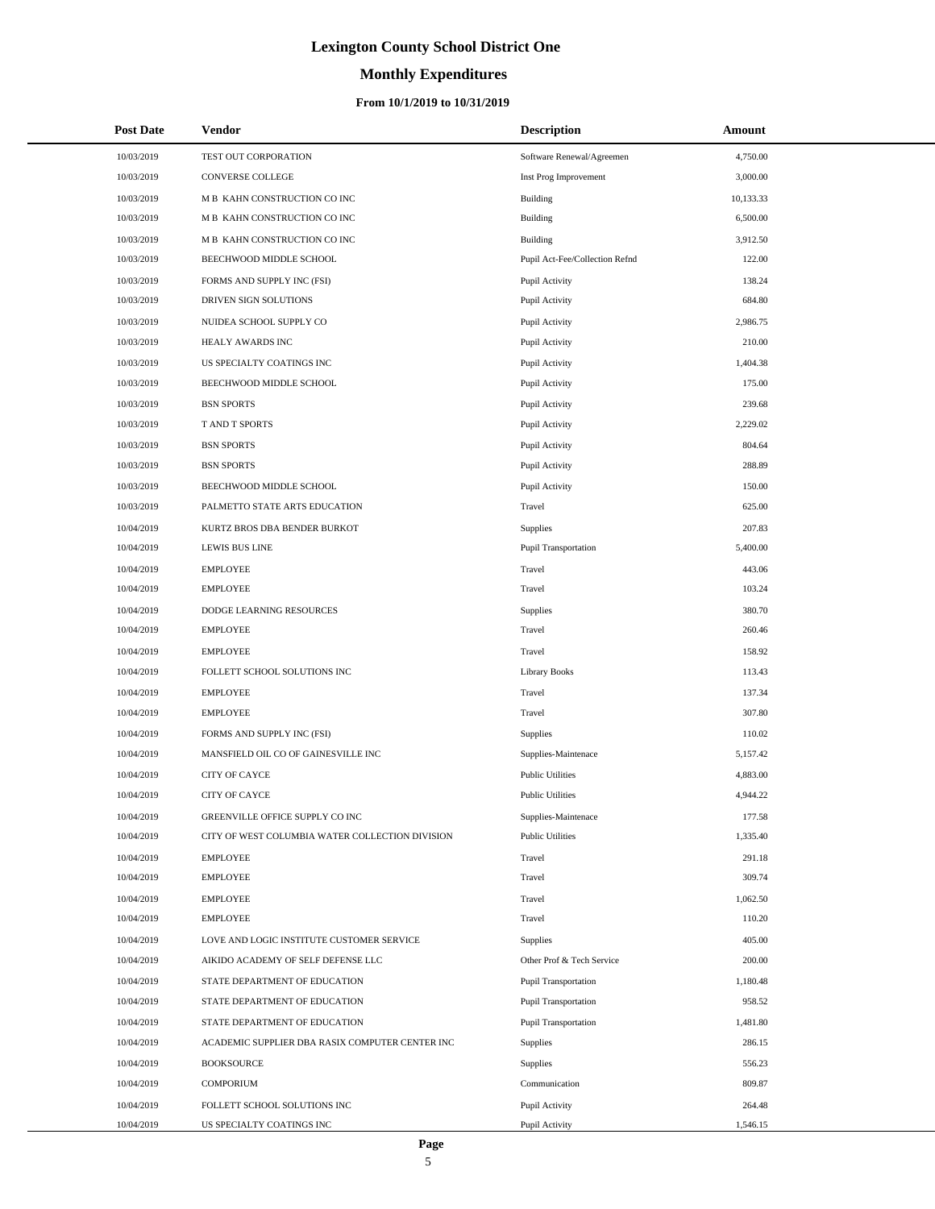# Lexington County School District One

## Monthly Expenditures

### From 10/1/2019 to 10/31/2019

| Post Date | Vendor | Description | Amount |
|---|---|---|---|
| 10/03/2019 | TEST OUT CORPORATION | Software Renewal/Agreemen | 4,750.00 |
| 10/03/2019 | CONVERSE COLLEGE | Inst Prog Improvement | 3,000.00 |
| 10/03/2019 | M B KAHN CONSTRUCTION CO INC | Building | 10,133.33 |
| 10/03/2019 | M B KAHN CONSTRUCTION CO INC | Building | 6,500.00 |
| 10/03/2019 | M B KAHN CONSTRUCTION CO INC | Building | 3,912.50 |
| 10/03/2019 | BEECHWOOD MIDDLE SCHOOL | Pupil Act-Fee/Collection Refnd | 122.00 |
| 10/03/2019 | FORMS AND SUPPLY INC (FSI) | Pupil Activity | 138.24 |
| 10/03/2019 | DRIVEN SIGN SOLUTIONS | Pupil Activity | 684.80 |
| 10/03/2019 | NUIDEA SCHOOL SUPPLY CO | Pupil Activity | 2,986.75 |
| 10/03/2019 | HEALY AWARDS INC | Pupil Activity | 210.00 |
| 10/03/2019 | US SPECIALTY COATINGS INC | Pupil Activity | 1,404.38 |
| 10/03/2019 | BEECHWOOD MIDDLE SCHOOL | Pupil Activity | 175.00 |
| 10/03/2019 | BSN SPORTS | Pupil Activity | 239.68 |
| 10/03/2019 | T AND T SPORTS | Pupil Activity | 2,229.02 |
| 10/03/2019 | BSN SPORTS | Pupil Activity | 804.64 |
| 10/03/2019 | BSN SPORTS | Pupil Activity | 288.89 |
| 10/03/2019 | BEECHWOOD MIDDLE SCHOOL | Pupil Activity | 150.00 |
| 10/03/2019 | PALMETTO STATE ARTS EDUCATION | Travel | 625.00 |
| 10/04/2019 | KURTZ BROS DBA BENDER BURKOT | Supplies | 207.83 |
| 10/04/2019 | LEWIS BUS LINE | Pupil Transportation | 5,400.00 |
| 10/04/2019 | EMPLOYEE | Travel | 443.06 |
| 10/04/2019 | EMPLOYEE | Travel | 103.24 |
| 10/04/2019 | DODGE LEARNING RESOURCES | Supplies | 380.70 |
| 10/04/2019 | EMPLOYEE | Travel | 260.46 |
| 10/04/2019 | EMPLOYEE | Travel | 158.92 |
| 10/04/2019 | FOLLETT SCHOOL SOLUTIONS INC | Library Books | 113.43 |
| 10/04/2019 | EMPLOYEE | Travel | 137.34 |
| 10/04/2019 | EMPLOYEE | Travel | 307.80 |
| 10/04/2019 | FORMS AND SUPPLY INC (FSI) | Supplies | 110.02 |
| 10/04/2019 | MANSFIELD OIL CO OF GAINESVILLE INC | Supplies-Maintenace | 5,157.42 |
| 10/04/2019 | CITY OF CAYCE | Public Utilities | 4,883.00 |
| 10/04/2019 | CITY OF CAYCE | Public Utilities | 4,944.22 |
| 10/04/2019 | GREENVILLE OFFICE SUPPLY CO INC | Supplies-Maintenace | 177.58 |
| 10/04/2019 | CITY OF WEST COLUMBIA WATER COLLECTION DIVISION | Public Utilities | 1,335.40 |
| 10/04/2019 | EMPLOYEE | Travel | 291.18 |
| 10/04/2019 | EMPLOYEE | Travel | 309.74 |
| 10/04/2019 | EMPLOYEE | Travel | 1,062.50 |
| 10/04/2019 | EMPLOYEE | Travel | 110.20 |
| 10/04/2019 | LOVE AND LOGIC INSTITUTE CUSTOMER SERVICE | Supplies | 405.00 |
| 10/04/2019 | AIKIDO ACADEMY OF SELF DEFENSE LLC | Other Prof & Tech Service | 200.00 |
| 10/04/2019 | STATE DEPARTMENT OF EDUCATION | Pupil Transportation | 1,180.48 |
| 10/04/2019 | STATE DEPARTMENT OF EDUCATION | Pupil Transportation | 958.52 |
| 10/04/2019 | STATE DEPARTMENT OF EDUCATION | Pupil Transportation | 1,481.80 |
| 10/04/2019 | ACADEMIC SUPPLIER DBA RASIX COMPUTER CENTER INC | Supplies | 286.15 |
| 10/04/2019 | BOOKSOURCE | Supplies | 556.23 |
| 10/04/2019 | COMPORIUM | Communication | 809.87 |
| 10/04/2019 | FOLLETT SCHOOL SOLUTIONS INC | Pupil Activity | 264.48 |
| 10/04/2019 | US SPECIALTY COATINGS INC | Pupil Activity | 1,546.15 |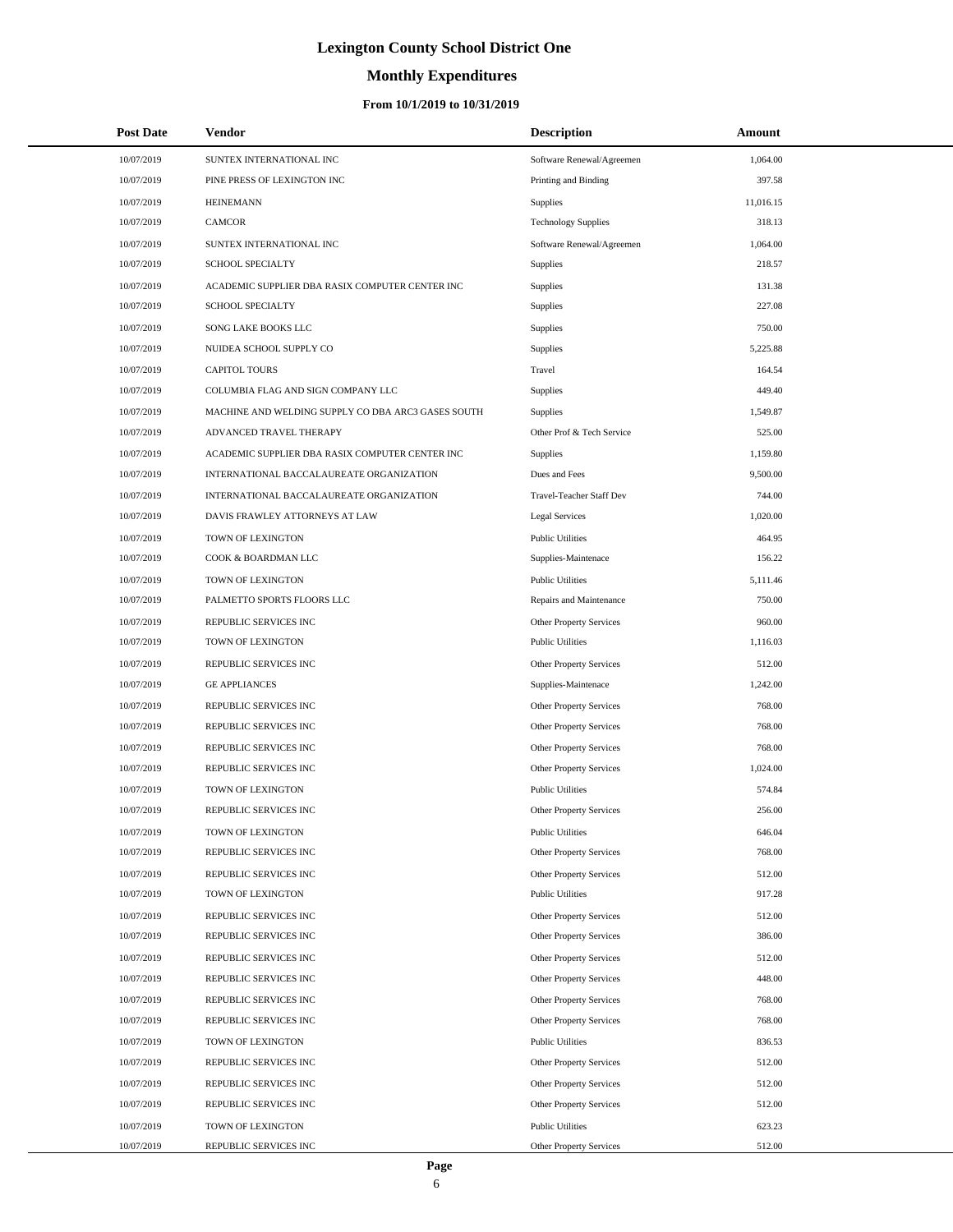# Lexington County School District One

## Monthly Expenditures

### From 10/1/2019 to 10/31/2019

| Post Date | Vendor | Description | Amount |
|---|---|---|---|
| 10/07/2019 | SUNTEX INTERNATIONAL INC | Software Renewal/Agreemen | 1,064.00 |
| 10/07/2019 | PINE PRESS OF LEXINGTON INC | Printing and Binding | 397.58 |
| 10/07/2019 | HEINEMANN | Supplies | 11,016.15 |
| 10/07/2019 | CAMCOR | Technology Supplies | 318.13 |
| 10/07/2019 | SUNTEX INTERNATIONAL INC | Software Renewal/Agreemen | 1,064.00 |
| 10/07/2019 | SCHOOL SPECIALTY | Supplies | 218.57 |
| 10/07/2019 | ACADEMIC SUPPLIER DBA RASIX COMPUTER CENTER INC | Supplies | 131.38 |
| 10/07/2019 | SCHOOL SPECIALTY | Supplies | 227.08 |
| 10/07/2019 | SONG LAKE BOOKS LLC | Supplies | 750.00 |
| 10/07/2019 | NUIDEA SCHOOL SUPPLY CO | Supplies | 5,225.88 |
| 10/07/2019 | CAPITOL TOURS | Travel | 164.54 |
| 10/07/2019 | COLUMBIA FLAG AND SIGN COMPANY LLC | Supplies | 449.40 |
| 10/07/2019 | MACHINE AND WELDING SUPPLY CO DBA ARC3 GASES SOUTH | Supplies | 1,549.87 |
| 10/07/2019 | ADVANCED TRAVEL THERAPY | Other Prof & Tech Service | 525.00 |
| 10/07/2019 | ACADEMIC SUPPLIER DBA RASIX COMPUTER CENTER INC | Supplies | 1,159.80 |
| 10/07/2019 | INTERNATIONAL BACCALAUREATE ORGANIZATION | Dues and Fees | 9,500.00 |
| 10/07/2019 | INTERNATIONAL BACCALAUREATE ORGANIZATION | Travel-Teacher Staff Dev | 744.00 |
| 10/07/2019 | DAVIS FRAWLEY ATTORNEYS AT LAW | Legal Services | 1,020.00 |
| 10/07/2019 | TOWN OF LEXINGTON | Public Utilities | 464.95 |
| 10/07/2019 | COOK & BOARDMAN LLC | Supplies-Maintenace | 156.22 |
| 10/07/2019 | TOWN OF LEXINGTON | Public Utilities | 5,111.46 |
| 10/07/2019 | PALMETTO SPORTS FLOORS LLC | Repairs and Maintenance | 750.00 |
| 10/07/2019 | REPUBLIC SERVICES INC | Other Property Services | 960.00 |
| 10/07/2019 | TOWN OF LEXINGTON | Public Utilities | 1,116.03 |
| 10/07/2019 | REPUBLIC SERVICES INC | Other Property Services | 512.00 |
| 10/07/2019 | GE APPLIANCES | Supplies-Maintenace | 1,242.00 |
| 10/07/2019 | REPUBLIC SERVICES INC | Other Property Services | 768.00 |
| 10/07/2019 | REPUBLIC SERVICES INC | Other Property Services | 768.00 |
| 10/07/2019 | REPUBLIC SERVICES INC | Other Property Services | 768.00 |
| 10/07/2019 | REPUBLIC SERVICES INC | Other Property Services | 1,024.00 |
| 10/07/2019 | TOWN OF LEXINGTON | Public Utilities | 574.84 |
| 10/07/2019 | REPUBLIC SERVICES INC | Other Property Services | 256.00 |
| 10/07/2019 | TOWN OF LEXINGTON | Public Utilities | 646.04 |
| 10/07/2019 | REPUBLIC SERVICES INC | Other Property Services | 768.00 |
| 10/07/2019 | REPUBLIC SERVICES INC | Other Property Services | 512.00 |
| 10/07/2019 | TOWN OF LEXINGTON | Public Utilities | 917.28 |
| 10/07/2019 | REPUBLIC SERVICES INC | Other Property Services | 512.00 |
| 10/07/2019 | REPUBLIC SERVICES INC | Other Property Services | 386.00 |
| 10/07/2019 | REPUBLIC SERVICES INC | Other Property Services | 512.00 |
| 10/07/2019 | REPUBLIC SERVICES INC | Other Property Services | 448.00 |
| 10/07/2019 | REPUBLIC SERVICES INC | Other Property Services | 768.00 |
| 10/07/2019 | REPUBLIC SERVICES INC | Other Property Services | 768.00 |
| 10/07/2019 | TOWN OF LEXINGTON | Public Utilities | 836.53 |
| 10/07/2019 | REPUBLIC SERVICES INC | Other Property Services | 512.00 |
| 10/07/2019 | REPUBLIC SERVICES INC | Other Property Services | 512.00 |
| 10/07/2019 | REPUBLIC SERVICES INC | Other Property Services | 512.00 |
| 10/07/2019 | TOWN OF LEXINGTON | Public Utilities | 623.23 |
| 10/07/2019 | REPUBLIC SERVICES INC | Other Property Services | 512.00 |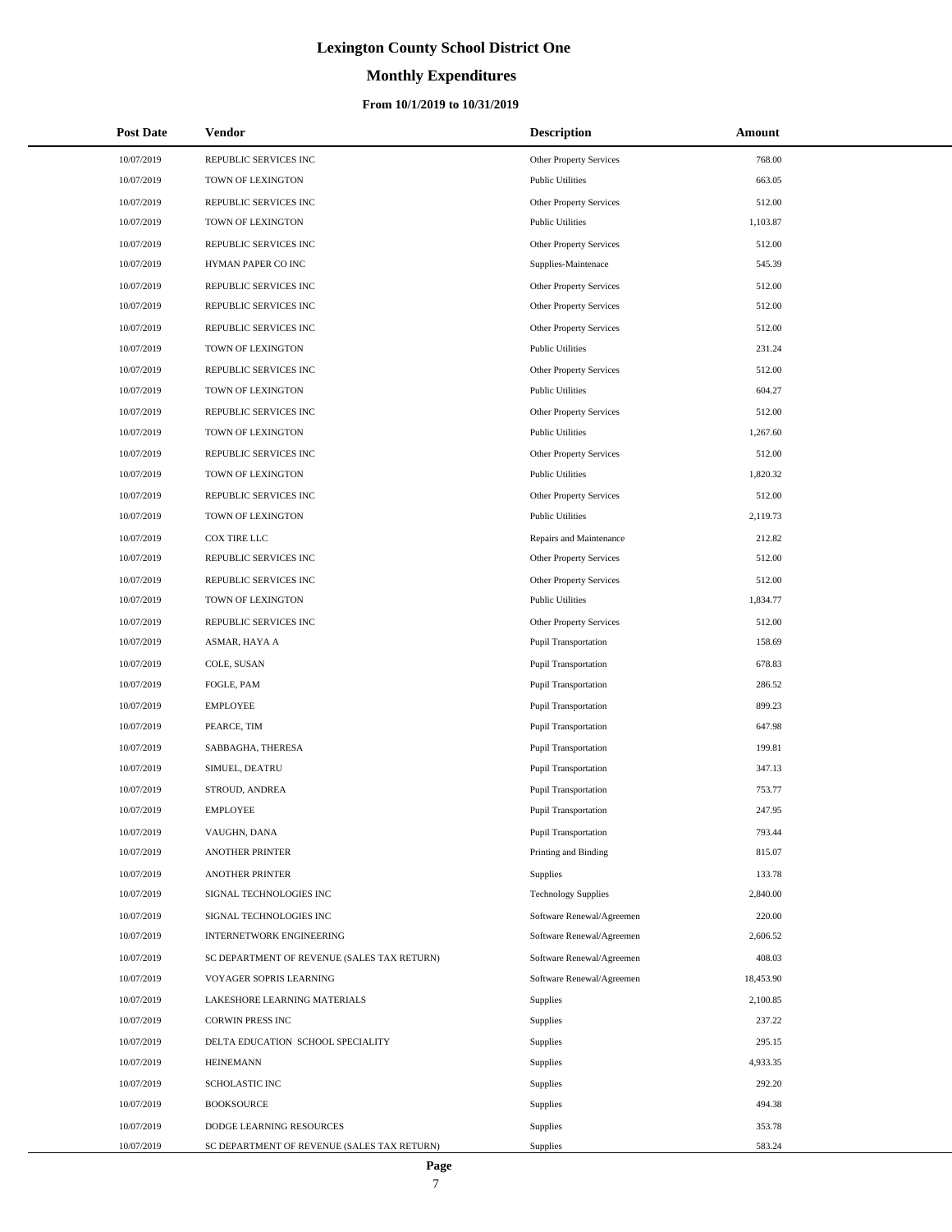# Lexington County School District One

## Monthly Expenditures

### From 10/1/2019 to 10/31/2019

| Post Date | Vendor | Description | Amount |
|---|---|---|---|
| 10/07/2019 | REPUBLIC SERVICES INC | Other Property Services | 768.00 |
| 10/07/2019 | TOWN OF LEXINGTON | Public Utilities | 663.05 |
| 10/07/2019 | REPUBLIC SERVICES INC | Other Property Services | 512.00 |
| 10/07/2019 | TOWN OF LEXINGTON | Public Utilities | 1,103.87 |
| 10/07/2019 | REPUBLIC SERVICES INC | Other Property Services | 512.00 |
| 10/07/2019 | HYMAN PAPER CO INC | Supplies-Maintenace | 545.39 |
| 10/07/2019 | REPUBLIC SERVICES INC | Other Property Services | 512.00 |
| 10/07/2019 | REPUBLIC SERVICES INC | Other Property Services | 512.00 |
| 10/07/2019 | REPUBLIC SERVICES INC | Other Property Services | 512.00 |
| 10/07/2019 | TOWN OF LEXINGTON | Public Utilities | 231.24 |
| 10/07/2019 | REPUBLIC SERVICES INC | Other Property Services | 512.00 |
| 10/07/2019 | TOWN OF LEXINGTON | Public Utilities | 604.27 |
| 10/07/2019 | REPUBLIC SERVICES INC | Other Property Services | 512.00 |
| 10/07/2019 | TOWN OF LEXINGTON | Public Utilities | 1,267.60 |
| 10/07/2019 | REPUBLIC SERVICES INC | Other Property Services | 512.00 |
| 10/07/2019 | TOWN OF LEXINGTON | Public Utilities | 1,820.32 |
| 10/07/2019 | REPUBLIC SERVICES INC | Other Property Services | 512.00 |
| 10/07/2019 | TOWN OF LEXINGTON | Public Utilities | 2,119.73 |
| 10/07/2019 | COX TIRE LLC | Repairs and Maintenance | 212.82 |
| 10/07/2019 | REPUBLIC SERVICES INC | Other Property Services | 512.00 |
| 10/07/2019 | REPUBLIC SERVICES INC | Other Property Services | 512.00 |
| 10/07/2019 | TOWN OF LEXINGTON | Public Utilities | 1,834.77 |
| 10/07/2019 | REPUBLIC SERVICES INC | Other Property Services | 512.00 |
| 10/07/2019 | ASMAR, HAYA A | Pupil Transportation | 158.69 |
| 10/07/2019 | COLE, SUSAN | Pupil Transportation | 678.83 |
| 10/07/2019 | FOGLE, PAM | Pupil Transportation | 286.52 |
| 10/07/2019 | EMPLOYEE | Pupil Transportation | 899.23 |
| 10/07/2019 | PEARCE, TIM | Pupil Transportation | 647.98 |
| 10/07/2019 | SABBAGHA, THERESA | Pupil Transportation | 199.81 |
| 10/07/2019 | SIMUEL, DEATRU | Pupil Transportation | 347.13 |
| 10/07/2019 | STROUD, ANDREA | Pupil Transportation | 753.77 |
| 10/07/2019 | EMPLOYEE | Pupil Transportation | 247.95 |
| 10/07/2019 | VAUGHN, DANA | Pupil Transportation | 793.44 |
| 10/07/2019 | ANOTHER PRINTER | Printing and Binding | 815.07 |
| 10/07/2019 | ANOTHER PRINTER | Supplies | 133.78 |
| 10/07/2019 | SIGNAL TECHNOLOGIES INC | Technology Supplies | 2,840.00 |
| 10/07/2019 | SIGNAL TECHNOLOGIES INC | Software Renewal/Agreemen | 220.00 |
| 10/07/2019 | INTERNETWORK ENGINEERING | Software Renewal/Agreemen | 2,606.52 |
| 10/07/2019 | SC DEPARTMENT OF REVENUE (SALES TAX RETURN) | Software Renewal/Agreemen | 408.03 |
| 10/07/2019 | VOYAGER SOPRIS LEARNING | Software Renewal/Agreemen | 18,453.90 |
| 10/07/2019 | LAKESHORE LEARNING MATERIALS | Supplies | 2,100.85 |
| 10/07/2019 | CORWIN PRESS INC | Supplies | 237.22 |
| 10/07/2019 | DELTA EDUCATION SCHOOL SPECIALITY | Supplies | 295.15 |
| 10/07/2019 | HEINEMANN | Supplies | 4,933.35 |
| 10/07/2019 | SCHOLASTIC INC | Supplies | 292.20 |
| 10/07/2019 | BOOKSOURCE | Supplies | 494.38 |
| 10/07/2019 | DODGE LEARNING RESOURCES | Supplies | 353.78 |
| 10/07/2019 | SC DEPARTMENT OF REVENUE (SALES TAX RETURN) | Supplies | 583.24 |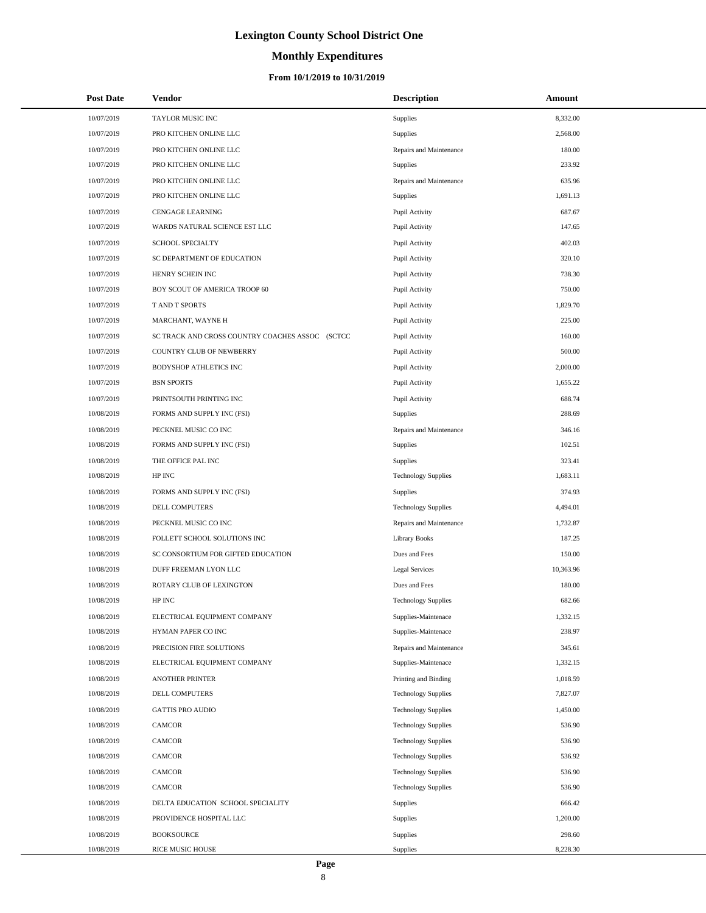# Lexington County School District One

## Monthly Expenditures

### From 10/1/2019 to 10/31/2019

| Post Date | Vendor | Description | Amount |
|---|---|---|---|
| 10/07/2019 | TAYLOR MUSIC INC | Supplies | 8,332.00 |
| 10/07/2019 | PRO KITCHEN ONLINE LLC | Supplies | 2,568.00 |
| 10/07/2019 | PRO KITCHEN ONLINE LLC | Repairs and Maintenance | 180.00 |
| 10/07/2019 | PRO KITCHEN ONLINE LLC | Supplies | 233.92 |
| 10/07/2019 | PRO KITCHEN ONLINE LLC | Repairs and Maintenance | 635.96 |
| 10/07/2019 | PRO KITCHEN ONLINE LLC | Supplies | 1,691.13 |
| 10/07/2019 | CENGAGE LEARNING | Pupil Activity | 687.67 |
| 10/07/2019 | WARDS NATURAL SCIENCE EST LLC | Pupil Activity | 147.65 |
| 10/07/2019 | SCHOOL SPECIALTY | Pupil Activity | 402.03 |
| 10/07/2019 | SC DEPARTMENT OF EDUCATION | Pupil Activity | 320.10 |
| 10/07/2019 | HENRY SCHEIN INC | Pupil Activity | 738.30 |
| 10/07/2019 | BOY SCOUT OF AMERICA TROOP 60 | Pupil Activity | 750.00 |
| 10/07/2019 | T AND T SPORTS | Pupil Activity | 1,829.70 |
| 10/07/2019 | MARCHANT, WAYNE H | Pupil Activity | 225.00 |
| 10/07/2019 | SC TRACK AND CROSS COUNTRY COACHES ASSOC (SCTCC | Pupil Activity | 160.00 |
| 10/07/2019 | COUNTRY CLUB OF NEWBERRY | Pupil Activity | 500.00 |
| 10/07/2019 | BODYSHOP ATHLETICS INC | Pupil Activity | 2,000.00 |
| 10/07/2019 | BSN SPORTS | Pupil Activity | 1,655.22 |
| 10/07/2019 | PRINTSOUTH PRINTING INC | Pupil Activity | 688.74 |
| 10/08/2019 | FORMS AND SUPPLY INC (FSI) | Supplies | 288.69 |
| 10/08/2019 | PECKNEL MUSIC CO INC | Repairs and Maintenance | 346.16 |
| 10/08/2019 | FORMS AND SUPPLY INC (FSI) | Supplies | 102.51 |
| 10/08/2019 | THE OFFICE PAL INC | Supplies | 323.41 |
| 10/08/2019 | HP INC | Technology Supplies | 1,683.11 |
| 10/08/2019 | FORMS AND SUPPLY INC (FSI) | Supplies | 374.93 |
| 10/08/2019 | DELL COMPUTERS | Technology Supplies | 4,494.01 |
| 10/08/2019 | PECKNEL MUSIC CO INC | Repairs and Maintenance | 1,732.87 |
| 10/08/2019 | FOLLETT SCHOOL SOLUTIONS INC | Library Books | 187.25 |
| 10/08/2019 | SC CONSORTIUM FOR GIFTED EDUCATION | Dues and Fees | 150.00 |
| 10/08/2019 | DUFF FREEMAN LYON LLC | Legal Services | 10,363.96 |
| 10/08/2019 | ROTARY CLUB OF LEXINGTON | Dues and Fees | 180.00 |
| 10/08/2019 | HP INC | Technology Supplies | 682.66 |
| 10/08/2019 | ELECTRICAL EQUIPMENT COMPANY | Supplies-Maintenace | 1,332.15 |
| 10/08/2019 | HYMAN PAPER CO INC | Supplies-Maintenace | 238.97 |
| 10/08/2019 | PRECISION FIRE SOLUTIONS | Repairs and Maintenance | 345.61 |
| 10/08/2019 | ELECTRICAL EQUIPMENT COMPANY | Supplies-Maintenace | 1,332.15 |
| 10/08/2019 | ANOTHER PRINTER | Printing and Binding | 1,018.59 |
| 10/08/2019 | DELL COMPUTERS | Technology Supplies | 7,827.07 |
| 10/08/2019 | GATTIS PRO AUDIO | Technology Supplies | 1,450.00 |
| 10/08/2019 | CAMCOR | Technology Supplies | 536.90 |
| 10/08/2019 | CAMCOR | Technology Supplies | 536.90 |
| 10/08/2019 | CAMCOR | Technology Supplies | 536.92 |
| 10/08/2019 | CAMCOR | Technology Supplies | 536.90 |
| 10/08/2019 | CAMCOR | Technology Supplies | 536.90 |
| 10/08/2019 | DELTA EDUCATION SCHOOL SPECIALITY | Supplies | 666.42 |
| 10/08/2019 | PROVIDENCE HOSPITAL LLC | Supplies | 1,200.00 |
| 10/08/2019 | BOOKSOURCE | Supplies | 298.60 |
| 10/08/2019 | RICE MUSIC HOUSE | Supplies | 8,228.30 |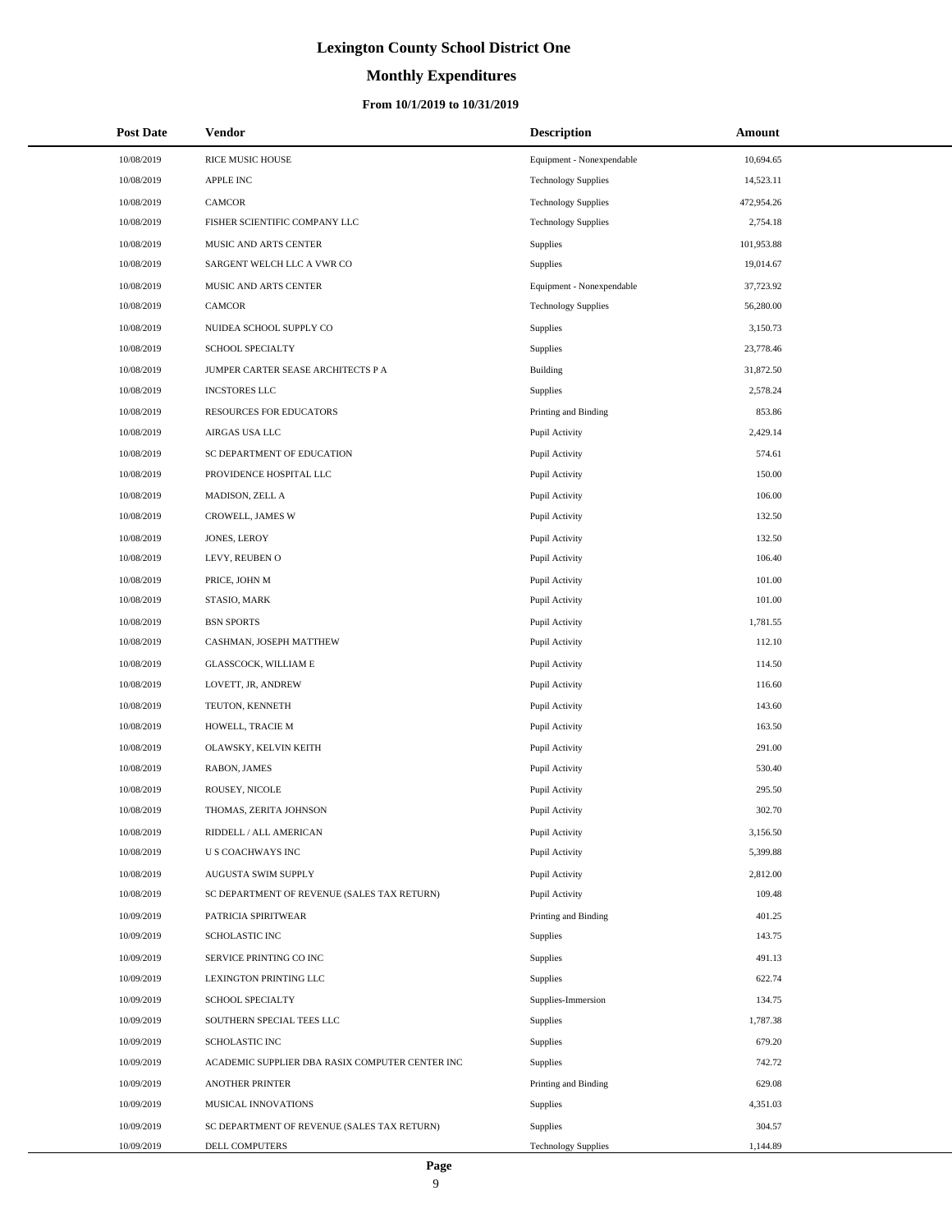# Lexington County School District One

## Monthly Expenditures

### From 10/1/2019 to 10/31/2019

| Post Date | Vendor | Description | Amount |
|---|---|---|---|
| 10/08/2019 | RICE MUSIC HOUSE | Equipment - Nonexpendable | 10,694.65 |
| 10/08/2019 | APPLE INC | Technology Supplies | 14,523.11 |
| 10/08/2019 | CAMCOR | Technology Supplies | 472,954.26 |
| 10/08/2019 | FISHER SCIENTIFIC COMPANY LLC | Technology Supplies | 2,754.18 |
| 10/08/2019 | MUSIC AND ARTS CENTER | Supplies | 101,953.88 |
| 10/08/2019 | SARGENT WELCH LLC A VWR CO | Supplies | 19,014.67 |
| 10/08/2019 | MUSIC AND ARTS CENTER | Equipment - Nonexpendable | 37,723.92 |
| 10/08/2019 | CAMCOR | Technology Supplies | 56,280.00 |
| 10/08/2019 | NUIDEA SCHOOL SUPPLY CO | Supplies | 3,150.73 |
| 10/08/2019 | SCHOOL SPECIALTY | Supplies | 23,778.46 |
| 10/08/2019 | JUMPER CARTER SEASE ARCHITECTS P A | Building | 31,872.50 |
| 10/08/2019 | INCSTORES LLC | Supplies | 2,578.24 |
| 10/08/2019 | RESOURCES FOR EDUCATORS | Printing and Binding | 853.86 |
| 10/08/2019 | AIRGAS USA LLC | Pupil Activity | 2,429.14 |
| 10/08/2019 | SC DEPARTMENT OF EDUCATION | Pupil Activity | 574.61 |
| 10/08/2019 | PROVIDENCE HOSPITAL LLC | Pupil Activity | 150.00 |
| 10/08/2019 | MADISON, ZELL A | Pupil Activity | 106.00 |
| 10/08/2019 | CROWELL, JAMES W | Pupil Activity | 132.50 |
| 10/08/2019 | JONES, LEROY | Pupil Activity | 132.50 |
| 10/08/2019 | LEVY, REUBEN O | Pupil Activity | 106.40 |
| 10/08/2019 | PRICE, JOHN M | Pupil Activity | 101.00 |
| 10/08/2019 | STASIO, MARK | Pupil Activity | 101.00 |
| 10/08/2019 | BSN SPORTS | Pupil Activity | 1,781.55 |
| 10/08/2019 | CASHMAN, JOSEPH MATTHEW | Pupil Activity | 112.10 |
| 10/08/2019 | GLASSCOCK, WILLIAM E | Pupil Activity | 114.50 |
| 10/08/2019 | LOVETT, JR, ANDREW | Pupil Activity | 116.60 |
| 10/08/2019 | TEUTON, KENNETH | Pupil Activity | 143.60 |
| 10/08/2019 | HOWELL, TRACIE M | Pupil Activity | 163.50 |
| 10/08/2019 | OLAWSKY, KELVIN KEITH | Pupil Activity | 291.00 |
| 10/08/2019 | RABON, JAMES | Pupil Activity | 530.40 |
| 10/08/2019 | ROUSEY, NICOLE | Pupil Activity | 295.50 |
| 10/08/2019 | THOMAS, ZERITA JOHNSON | Pupil Activity | 302.70 |
| 10/08/2019 | RIDDELL / ALL AMERICAN | Pupil Activity | 3,156.50 |
| 10/08/2019 | U S COACHWAYS INC | Pupil Activity | 5,399.88 |
| 10/08/2019 | AUGUSTA SWIM SUPPLY | Pupil Activity | 2,812.00 |
| 10/08/2019 | SC DEPARTMENT OF REVENUE (SALES TAX RETURN) | Pupil Activity | 109.48 |
| 10/09/2019 | PATRICIA SPIRITWEAR | Printing and Binding | 401.25 |
| 10/09/2019 | SCHOLASTIC INC | Supplies | 143.75 |
| 10/09/2019 | SERVICE PRINTING CO INC | Supplies | 491.13 |
| 10/09/2019 | LEXINGTON PRINTING LLC | Supplies | 622.74 |
| 10/09/2019 | SCHOOL SPECIALTY | Supplies-Immersion | 134.75 |
| 10/09/2019 | SOUTHERN SPECIAL TEES LLC | Supplies | 1,787.38 |
| 10/09/2019 | SCHOLASTIC INC | Supplies | 679.20 |
| 10/09/2019 | ACADEMIC SUPPLIER DBA RASIX COMPUTER CENTER INC | Supplies | 742.72 |
| 10/09/2019 | ANOTHER PRINTER | Printing and Binding | 629.08 |
| 10/09/2019 | MUSICAL INNOVATIONS | Supplies | 4,351.03 |
| 10/09/2019 | SC DEPARTMENT OF REVENUE (SALES TAX RETURN) | Supplies | 304.57 |
| 10/09/2019 | DELL COMPUTERS | Technology Supplies | 1,144.89 |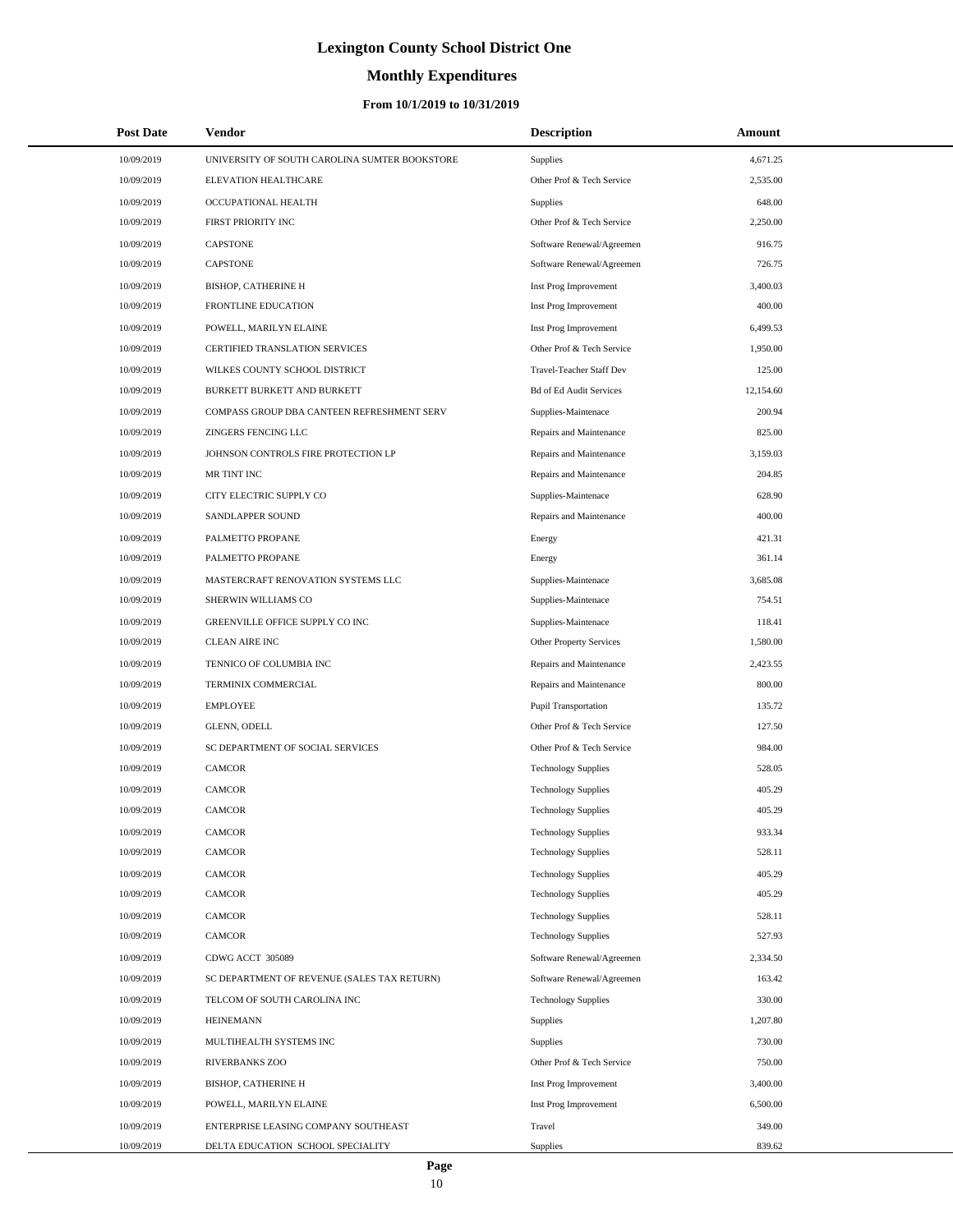# Lexington County School District One

## Monthly Expenditures

### From 10/1/2019 to 10/31/2019

| Post Date | Vendor | Description | Amount |
|---|---|---|---|
| 10/09/2019 | UNIVERSITY OF SOUTH CAROLINA SUMTER BOOKSTORE | Supplies | 4,671.25 |
| 10/09/2019 | ELEVATION HEALTHCARE | Other Prof & Tech Service | 2,535.00 |
| 10/09/2019 | OCCUPATIONAL HEALTH | Supplies | 648.00 |
| 10/09/2019 | FIRST PRIORITY INC | Other Prof & Tech Service | 2,250.00 |
| 10/09/2019 | CAPSTONE | Software Renewal/Agreemen | 916.75 |
| 10/09/2019 | CAPSTONE | Software Renewal/Agreemen | 726.75 |
| 10/09/2019 | BISHOP, CATHERINE H | Inst Prog Improvement | 3,400.03 |
| 10/09/2019 | FRONTLINE EDUCATION | Inst Prog Improvement | 400.00 |
| 10/09/2019 | POWELL, MARILYN ELAINE | Inst Prog Improvement | 6,499.53 |
| 10/09/2019 | CERTIFIED TRANSLATION SERVICES | Other Prof & Tech Service | 1,950.00 |
| 10/09/2019 | WILKES COUNTY SCHOOL DISTRICT | Travel-Teacher Staff Dev | 125.00 |
| 10/09/2019 | BURKETT BURKETT AND BURKETT | Bd of Ed Audit Services | 12,154.60 |
| 10/09/2019 | COMPASS GROUP DBA CANTEEN REFRESHMENT SERV | Supplies-Maintenace | 200.94 |
| 10/09/2019 | ZINGERS FENCING LLC | Repairs and Maintenance | 825.00 |
| 10/09/2019 | JOHNSON CONTROLS FIRE PROTECTION LP | Repairs and Maintenance | 3,159.03 |
| 10/09/2019 | MR TINT INC | Repairs and Maintenance | 204.85 |
| 10/09/2019 | CITY ELECTRIC SUPPLY CO | Supplies-Maintenace | 628.90 |
| 10/09/2019 | SANDLAPPER SOUND | Repairs and Maintenance | 400.00 |
| 10/09/2019 | PALMETTO PROPANE | Energy | 421.31 |
| 10/09/2019 | PALMETTO PROPANE | Energy | 361.14 |
| 10/09/2019 | MASTERCRAFT RENOVATION SYSTEMS LLC | Supplies-Maintenace | 3,685.08 |
| 10/09/2019 | SHERWIN WILLIAMS CO | Supplies-Maintenace | 754.51 |
| 10/09/2019 | GREENVILLE OFFICE SUPPLY CO INC | Supplies-Maintenace | 118.41 |
| 10/09/2019 | CLEAN AIRE INC | Other Property Services | 1,580.00 |
| 10/09/2019 | TENNICO OF COLUMBIA INC | Repairs and Maintenance | 2,423.55 |
| 10/09/2019 | TERMINIX COMMERCIAL | Repairs and Maintenance | 800.00 |
| 10/09/2019 | EMPLOYEE | Pupil Transportation | 135.72 |
| 10/09/2019 | GLENN, ODELL | Other Prof & Tech Service | 127.50 |
| 10/09/2019 | SC DEPARTMENT OF SOCIAL SERVICES | Other Prof & Tech Service | 984.00 |
| 10/09/2019 | CAMCOR | Technology Supplies | 528.05 |
| 10/09/2019 | CAMCOR | Technology Supplies | 405.29 |
| 10/09/2019 | CAMCOR | Technology Supplies | 405.29 |
| 10/09/2019 | CAMCOR | Technology Supplies | 933.34 |
| 10/09/2019 | CAMCOR | Technology Supplies | 528.11 |
| 10/09/2019 | CAMCOR | Technology Supplies | 405.29 |
| 10/09/2019 | CAMCOR | Technology Supplies | 405.29 |
| 10/09/2019 | CAMCOR | Technology Supplies | 528.11 |
| 10/09/2019 | CAMCOR | Technology Supplies | 527.93 |
| 10/09/2019 | CDWG ACCT 305089 | Software Renewal/Agreemen | 2,334.50 |
| 10/09/2019 | SC DEPARTMENT OF REVENUE (SALES TAX RETURN) | Software Renewal/Agreemen | 163.42 |
| 10/09/2019 | TELCOM OF SOUTH CAROLINA INC | Technology Supplies | 330.00 |
| 10/09/2019 | HEINEMANN | Supplies | 1,207.80 |
| 10/09/2019 | MULTIHEALTH SYSTEMS INC | Supplies | 730.00 |
| 10/09/2019 | RIVERBANKS ZOO | Other Prof & Tech Service | 750.00 |
| 10/09/2019 | BISHOP, CATHERINE H | Inst Prog Improvement | 3,400.00 |
| 10/09/2019 | POWELL, MARILYN ELAINE | Inst Prog Improvement | 6,500.00 |
| 10/09/2019 | ENTERPRISE LEASING COMPANY SOUTHEAST | Travel | 349.00 |
| 10/09/2019 | DELTA EDUCATION SCHOOL SPECIALITY | Supplies | 839.62 |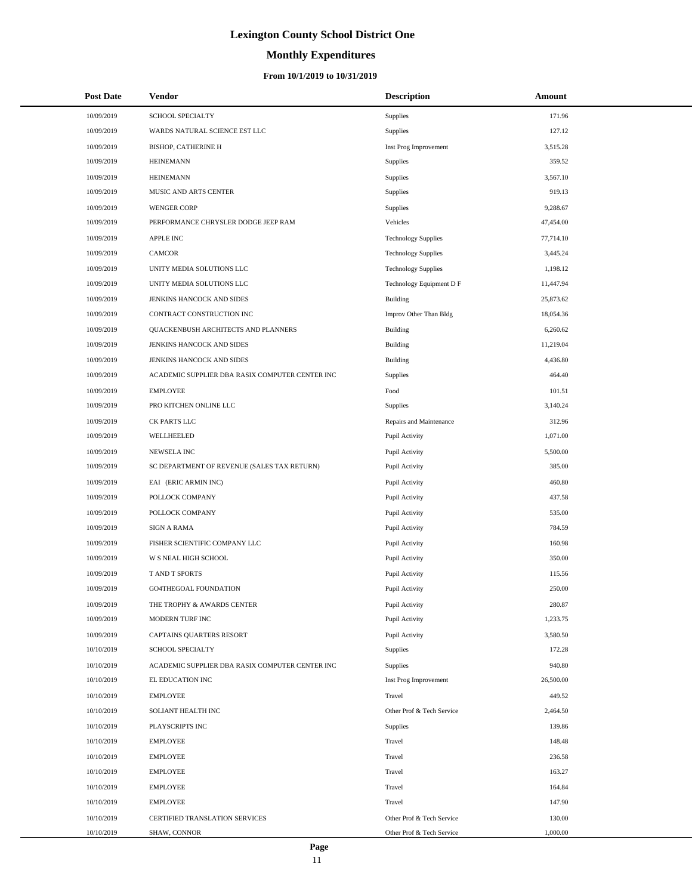# Lexington County School District One

## Monthly Expenditures

### From 10/1/2019 to 10/31/2019

| Post Date | Vendor | Description | Amount |
|---|---|---|---|
| 10/09/2019 | SCHOOL SPECIALTY | Supplies | 171.96 |
| 10/09/2019 | WARDS NATURAL SCIENCE EST LLC | Supplies | 127.12 |
| 10/09/2019 | BISHOP, CATHERINE H | Inst Prog Improvement | 3,515.28 |
| 10/09/2019 | HEINEMANN | Supplies | 359.52 |
| 10/09/2019 | HEINEMANN | Supplies | 3,567.10 |
| 10/09/2019 | MUSIC AND ARTS CENTER | Supplies | 919.13 |
| 10/09/2019 | WENGER CORP | Supplies | 9,288.67 |
| 10/09/2019 | PERFORMANCE CHRYSLER DODGE JEEP RAM | Vehicles | 47,454.00 |
| 10/09/2019 | APPLE INC | Technology Supplies | 77,714.10 |
| 10/09/2019 | CAMCOR | Technology Supplies | 3,445.24 |
| 10/09/2019 | UNITY MEDIA SOLUTIONS LLC | Technology Supplies | 1,198.12 |
| 10/09/2019 | UNITY MEDIA SOLUTIONS LLC | Technology Equipment D F | 11,447.94 |
| 10/09/2019 | JENKINS HANCOCK AND SIDES | Building | 25,873.62 |
| 10/09/2019 | CONTRACT CONSTRUCTION INC | Improv Other Than Bldg | 18,054.36 |
| 10/09/2019 | QUACKENBUSH ARCHITECTS AND PLANNERS | Building | 6,260.62 |
| 10/09/2019 | JENKINS HANCOCK AND SIDES | Building | 11,219.04 |
| 10/09/2019 | JENKINS HANCOCK AND SIDES | Building | 4,436.80 |
| 10/09/2019 | ACADEMIC SUPPLIER DBA RASIX COMPUTER CENTER INC | Supplies | 464.40 |
| 10/09/2019 | EMPLOYEE | Food | 101.51 |
| 10/09/2019 | PRO KITCHEN ONLINE LLC | Supplies | 3,140.24 |
| 10/09/2019 | CK PARTS LLC | Repairs and Maintenance | 312.96 |
| 10/09/2019 | WELLHEELED | Pupil Activity | 1,071.00 |
| 10/09/2019 | NEWSELA INC | Pupil Activity | 5,500.00 |
| 10/09/2019 | SC DEPARTMENT OF REVENUE (SALES TAX RETURN) | Pupil Activity | 385.00 |
| 10/09/2019 | EAI (ERIC ARMIN INC) | Pupil Activity | 460.80 |
| 10/09/2019 | POLLOCK COMPANY | Pupil Activity | 437.58 |
| 10/09/2019 | POLLOCK COMPANY | Pupil Activity | 535.00 |
| 10/09/2019 | SIGN A RAMA | Pupil Activity | 784.59 |
| 10/09/2019 | FISHER SCIENTIFIC COMPANY LLC | Pupil Activity | 160.98 |
| 10/09/2019 | W S NEAL HIGH SCHOOL | Pupil Activity | 350.00 |
| 10/09/2019 | T AND T SPORTS | Pupil Activity | 115.56 |
| 10/09/2019 | GO4THEGOAL FOUNDATION | Pupil Activity | 250.00 |
| 10/09/2019 | THE TROPHY & AWARDS CENTER | Pupil Activity | 280.87 |
| 10/09/2019 | MODERN TURF INC | Pupil Activity | 1,233.75 |
| 10/09/2019 | CAPTAINS QUARTERS RESORT | Pupil Activity | 3,580.50 |
| 10/10/2019 | SCHOOL SPECIALTY | Supplies | 172.28 |
| 10/10/2019 | ACADEMIC SUPPLIER DBA RASIX COMPUTER CENTER INC | Supplies | 940.80 |
| 10/10/2019 | EL EDUCATION INC | Inst Prog Improvement | 26,500.00 |
| 10/10/2019 | EMPLOYEE | Travel | 449.52 |
| 10/10/2019 | SOLIANT HEALTH INC | Other Prof & Tech Service | 2,464.50 |
| 10/10/2019 | PLAYSCRIPTS INC | Supplies | 139.86 |
| 10/10/2019 | EMPLOYEE | Travel | 148.48 |
| 10/10/2019 | EMPLOYEE | Travel | 236.58 |
| 10/10/2019 | EMPLOYEE | Travel | 163.27 |
| 10/10/2019 | EMPLOYEE | Travel | 164.84 |
| 10/10/2019 | EMPLOYEE | Travel | 147.90 |
| 10/10/2019 | CERTIFIED TRANSLATION SERVICES | Other Prof & Tech Service | 130.00 |
| 10/10/2019 | SHAW, CONNOR | Other Prof & Tech Service | 1,000.00 |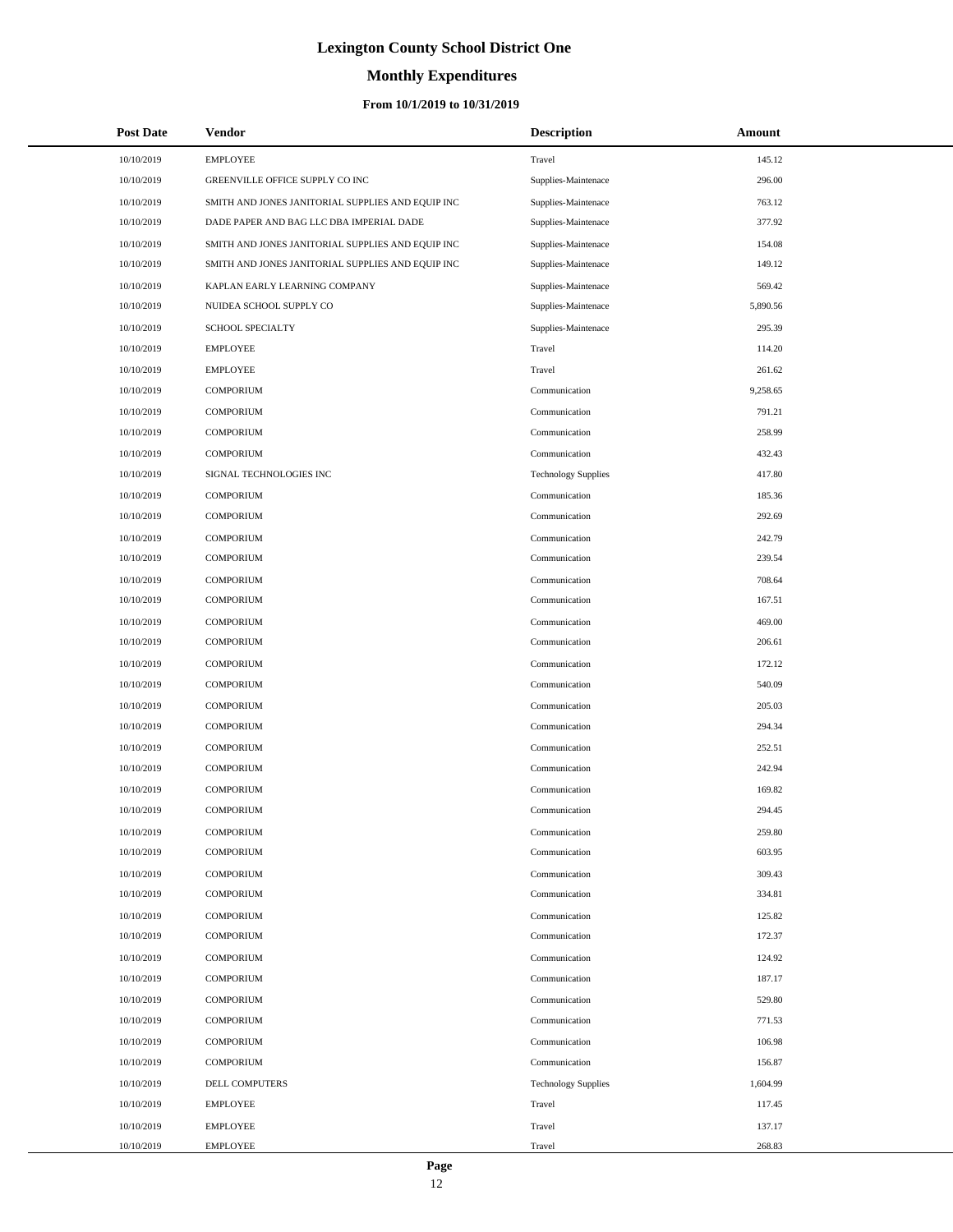# Lexington County School District One

## Monthly Expenditures

### From 10/1/2019 to 10/31/2019

| Post Date | Vendor | Description | Amount |
|---|---|---|---|
| 10/10/2019 | EMPLOYEE | Travel | 145.12 |
| 10/10/2019 | GREENVILLE OFFICE SUPPLY CO INC | Supplies-Maintenace | 296.00 |
| 10/10/2019 | SMITH AND JONES JANITORIAL SUPPLIES AND EQUIP INC | Supplies-Maintenace | 763.12 |
| 10/10/2019 | DADE PAPER AND BAG LLC DBA IMPERIAL DADE | Supplies-Maintenace | 377.92 |
| 10/10/2019 | SMITH AND JONES JANITORIAL SUPPLIES AND EQUIP INC | Supplies-Maintenace | 154.08 |
| 10/10/2019 | SMITH AND JONES JANITORIAL SUPPLIES AND EQUIP INC | Supplies-Maintenace | 149.12 |
| 10/10/2019 | KAPLAN EARLY LEARNING COMPANY | Supplies-Maintenace | 569.42 |
| 10/10/2019 | NUIDEA SCHOOL SUPPLY CO | Supplies-Maintenace | 5,890.56 |
| 10/10/2019 | SCHOOL SPECIALTY | Supplies-Maintenace | 295.39 |
| 10/10/2019 | EMPLOYEE | Travel | 114.20 |
| 10/10/2019 | EMPLOYEE | Travel | 261.62 |
| 10/10/2019 | COMPORIUM | Communication | 9,258.65 |
| 10/10/2019 | COMPORIUM | Communication | 791.21 |
| 10/10/2019 | COMPORIUM | Communication | 258.99 |
| 10/10/2019 | COMPORIUM | Communication | 432.43 |
| 10/10/2019 | SIGNAL TECHNOLOGIES INC | Technology Supplies | 417.80 |
| 10/10/2019 | COMPORIUM | Communication | 185.36 |
| 10/10/2019 | COMPORIUM | Communication | 292.69 |
| 10/10/2019 | COMPORIUM | Communication | 242.79 |
| 10/10/2019 | COMPORIUM | Communication | 239.54 |
| 10/10/2019 | COMPORIUM | Communication | 708.64 |
| 10/10/2019 | COMPORIUM | Communication | 167.51 |
| 10/10/2019 | COMPORIUM | Communication | 469.00 |
| 10/10/2019 | COMPORIUM | Communication | 206.61 |
| 10/10/2019 | COMPORIUM | Communication | 172.12 |
| 10/10/2019 | COMPORIUM | Communication | 540.09 |
| 10/10/2019 | COMPORIUM | Communication | 205.03 |
| 10/10/2019 | COMPORIUM | Communication | 294.34 |
| 10/10/2019 | COMPORIUM | Communication | 252.51 |
| 10/10/2019 | COMPORIUM | Communication | 242.94 |
| 10/10/2019 | COMPORIUM | Communication | 169.82 |
| 10/10/2019 | COMPORIUM | Communication | 294.45 |
| 10/10/2019 | COMPORIUM | Communication | 259.80 |
| 10/10/2019 | COMPORIUM | Communication | 603.95 |
| 10/10/2019 | COMPORIUM | Communication | 309.43 |
| 10/10/2019 | COMPORIUM | Communication | 334.81 |
| 10/10/2019 | COMPORIUM | Communication | 125.82 |
| 10/10/2019 | COMPORIUM | Communication | 172.37 |
| 10/10/2019 | COMPORIUM | Communication | 124.92 |
| 10/10/2019 | COMPORIUM | Communication | 187.17 |
| 10/10/2019 | COMPORIUM | Communication | 529.80 |
| 10/10/2019 | COMPORIUM | Communication | 771.53 |
| 10/10/2019 | COMPORIUM | Communication | 106.98 |
| 10/10/2019 | COMPORIUM | Communication | 156.87 |
| 10/10/2019 | DELL COMPUTERS | Technology Supplies | 1,604.99 |
| 10/10/2019 | EMPLOYEE | Travel | 117.45 |
| 10/10/2019 | EMPLOYEE | Travel | 137.17 |
| 10/10/2019 | EMPLOYEE | Travel | 268.83 |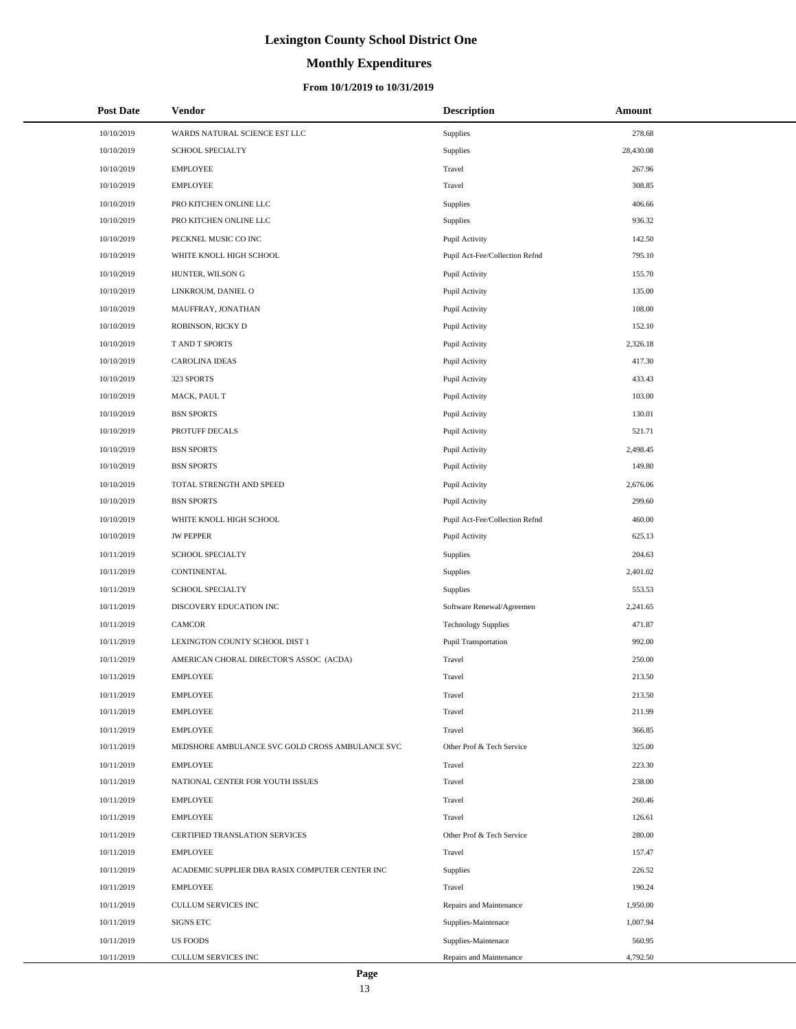# Lexington County School District One

## Monthly Expenditures

### From 10/1/2019 to 10/31/2019

| Post Date | Vendor | Description | Amount |
|---|---|---|---|
| 10/10/2019 | WARDS NATURAL SCIENCE EST LLC | Supplies | 278.68 |
| 10/10/2019 | SCHOOL SPECIALTY | Supplies | 28,430.08 |
| 10/10/2019 | EMPLOYEE | Travel | 267.96 |
| 10/10/2019 | EMPLOYEE | Travel | 308.85 |
| 10/10/2019 | PRO KITCHEN ONLINE LLC | Supplies | 406.66 |
| 10/10/2019 | PRO KITCHEN ONLINE LLC | Supplies | 936.32 |
| 10/10/2019 | PECKNEL MUSIC CO INC | Pupil Activity | 142.50 |
| 10/10/2019 | WHITE KNOLL HIGH SCHOOL | Pupil Act-Fee/Collection Refnd | 795.10 |
| 10/10/2019 | HUNTER, WILSON G | Pupil Activity | 155.70 |
| 10/10/2019 | LINKROUM, DANIEL O | Pupil Activity | 135.00 |
| 10/10/2019 | MAUFFRAY, JONATHAN | Pupil Activity | 108.00 |
| 10/10/2019 | ROBINSON, RICKY D | Pupil Activity | 152.10 |
| 10/10/2019 | T AND T SPORTS | Pupil Activity | 2,326.18 |
| 10/10/2019 | CAROLINA IDEAS | Pupil Activity | 417.30 |
| 10/10/2019 | 323 SPORTS | Pupil Activity | 433.43 |
| 10/10/2019 | MACK, PAUL T | Pupil Activity | 103.00 |
| 10/10/2019 | BSN SPORTS | Pupil Activity | 130.01 |
| 10/10/2019 | PROTUFF DECALS | Pupil Activity | 521.71 |
| 10/10/2019 | BSN SPORTS | Pupil Activity | 2,498.45 |
| 10/10/2019 | BSN SPORTS | Pupil Activity | 149.80 |
| 10/10/2019 | TOTAL STRENGTH AND SPEED | Pupil Activity | 2,676.06 |
| 10/10/2019 | BSN SPORTS | Pupil Activity | 299.60 |
| 10/10/2019 | WHITE KNOLL HIGH SCHOOL | Pupil Act-Fee/Collection Refnd | 460.00 |
| 10/10/2019 | JW PEPPER | Pupil Activity | 625.13 |
| 10/11/2019 | SCHOOL SPECIALTY | Supplies | 204.63 |
| 10/11/2019 | CONTINENTAL | Supplies | 2,401.02 |
| 10/11/2019 | SCHOOL SPECIALTY | Supplies | 553.53 |
| 10/11/2019 | DISCOVERY EDUCATION INC | Software Renewal/Agreemen | 2,241.65 |
| 10/11/2019 | CAMCOR | Technology Supplies | 471.87 |
| 10/11/2019 | LEXINGTON COUNTY SCHOOL DIST 1 | Pupil Transportation | 992.00 |
| 10/11/2019 | AMERICAN CHORAL DIRECTOR'S ASSOC (ACDA) | Travel | 250.00 |
| 10/11/2019 | EMPLOYEE | Travel | 213.50 |
| 10/11/2019 | EMPLOYEE | Travel | 213.50 |
| 10/11/2019 | EMPLOYEE | Travel | 211.99 |
| 10/11/2019 | EMPLOYEE | Travel | 366.85 |
| 10/11/2019 | MEDSHORE AMBULANCE SVC GOLD CROSS AMBULANCE SVC | Other Prof & Tech Service | 325.00 |
| 10/11/2019 | EMPLOYEE | Travel | 223.30 |
| 10/11/2019 | NATIONAL CENTER FOR YOUTH ISSUES | Travel | 238.00 |
| 10/11/2019 | EMPLOYEE | Travel | 260.46 |
| 10/11/2019 | EMPLOYEE | Travel | 126.61 |
| 10/11/2019 | CERTIFIED TRANSLATION SERVICES | Other Prof & Tech Service | 280.00 |
| 10/11/2019 | EMPLOYEE | Travel | 157.47 |
| 10/11/2019 | ACADEMIC SUPPLIER DBA RASIX COMPUTER CENTER INC | Supplies | 226.52 |
| 10/11/2019 | EMPLOYEE | Travel | 190.24 |
| 10/11/2019 | CULLUM SERVICES INC | Repairs and Maintenance | 1,950.00 |
| 10/11/2019 | SIGNS ETC | Supplies-Maintenace | 1,007.94 |
| 10/11/2019 | US FOODS | Supplies-Maintenace | 560.95 |
| 10/11/2019 | CULLUM SERVICES INC | Repairs and Maintenance | 4,792.50 |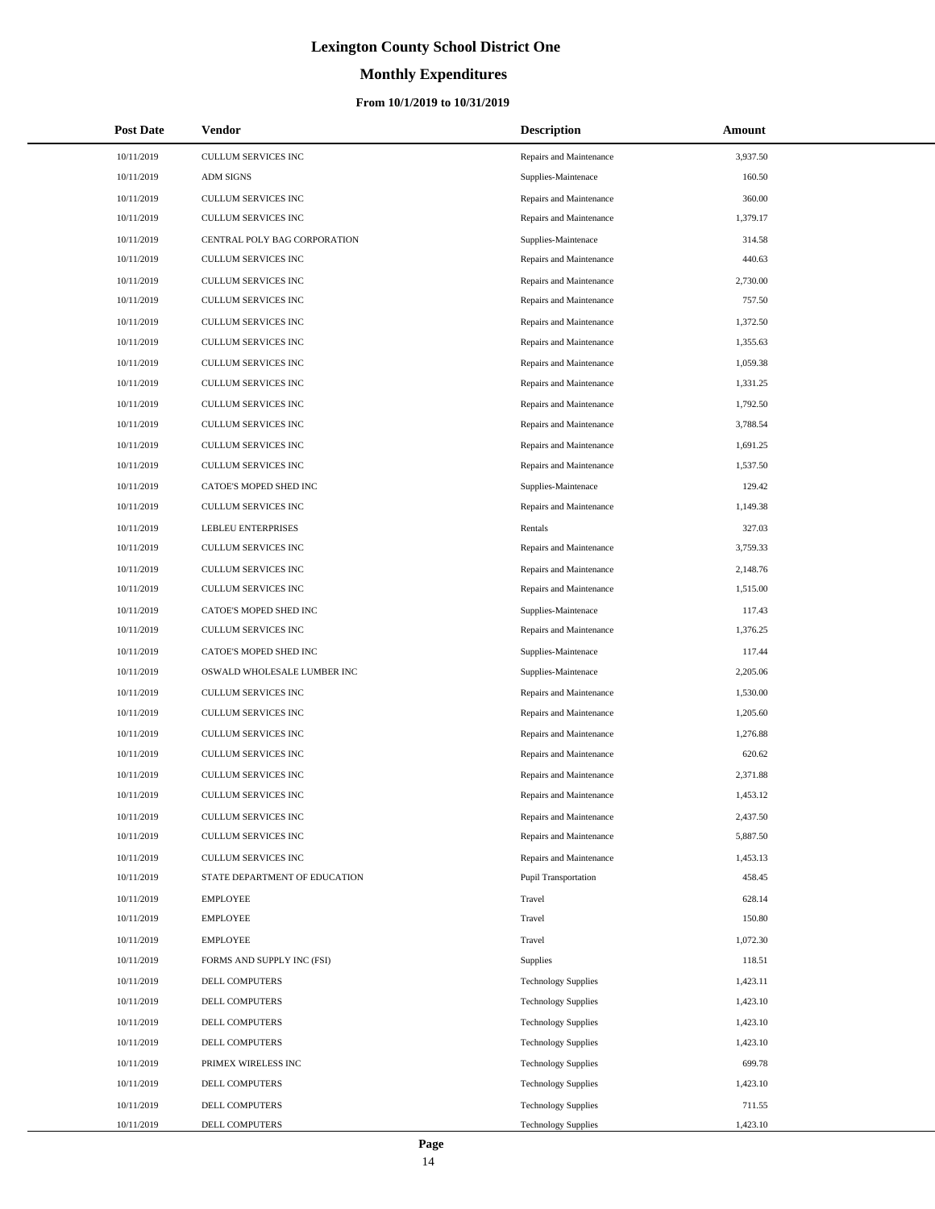# Lexington County School District One

## Monthly Expenditures

### From 10/1/2019 to 10/31/2019

| Post Date | Vendor | Description | Amount |
|---|---|---|---|
| 10/11/2019 | CULLUM SERVICES INC | Repairs and Maintenance | 3,937.50 |
| 10/11/2019 | ADM SIGNS | Supplies-Maintenace | 160.50 |
| 10/11/2019 | CULLUM SERVICES INC | Repairs and Maintenance | 360.00 |
| 10/11/2019 | CULLUM SERVICES INC | Repairs and Maintenance | 1,379.17 |
| 10/11/2019 | CENTRAL POLY BAG CORPORATION | Supplies-Maintenace | 314.58 |
| 10/11/2019 | CULLUM SERVICES INC | Repairs and Maintenance | 440.63 |
| 10/11/2019 | CULLUM SERVICES INC | Repairs and Maintenance | 2,730.00 |
| 10/11/2019 | CULLUM SERVICES INC | Repairs and Maintenance | 757.50 |
| 10/11/2019 | CULLUM SERVICES INC | Repairs and Maintenance | 1,372.50 |
| 10/11/2019 | CULLUM SERVICES INC | Repairs and Maintenance | 1,355.63 |
| 10/11/2019 | CULLUM SERVICES INC | Repairs and Maintenance | 1,059.38 |
| 10/11/2019 | CULLUM SERVICES INC | Repairs and Maintenance | 1,331.25 |
| 10/11/2019 | CULLUM SERVICES INC | Repairs and Maintenance | 1,792.50 |
| 10/11/2019 | CULLUM SERVICES INC | Repairs and Maintenance | 3,788.54 |
| 10/11/2019 | CULLUM SERVICES INC | Repairs and Maintenance | 1,691.25 |
| 10/11/2019 | CULLUM SERVICES INC | Repairs and Maintenance | 1,537.50 |
| 10/11/2019 | CATOE'S MOPED SHED INC | Supplies-Maintenace | 129.42 |
| 10/11/2019 | CULLUM SERVICES INC | Repairs and Maintenance | 1,149.38 |
| 10/11/2019 | LEBLEU ENTERPRISES | Rentals | 327.03 |
| 10/11/2019 | CULLUM SERVICES INC | Repairs and Maintenance | 3,759.33 |
| 10/11/2019 | CULLUM SERVICES INC | Repairs and Maintenance | 2,148.76 |
| 10/11/2019 | CULLUM SERVICES INC | Repairs and Maintenance | 1,515.00 |
| 10/11/2019 | CATOE'S MOPED SHED INC | Supplies-Maintenace | 117.43 |
| 10/11/2019 | CULLUM SERVICES INC | Repairs and Maintenance | 1,376.25 |
| 10/11/2019 | CATOE'S MOPED SHED INC | Supplies-Maintenace | 117.44 |
| 10/11/2019 | OSWALD WHOLESALE LUMBER INC | Supplies-Maintenace | 2,205.06 |
| 10/11/2019 | CULLUM SERVICES INC | Repairs and Maintenance | 1,530.00 |
| 10/11/2019 | CULLUM SERVICES INC | Repairs and Maintenance | 1,205.60 |
| 10/11/2019 | CULLUM SERVICES INC | Repairs and Maintenance | 1,276.88 |
| 10/11/2019 | CULLUM SERVICES INC | Repairs and Maintenance | 620.62 |
| 10/11/2019 | CULLUM SERVICES INC | Repairs and Maintenance | 2,371.88 |
| 10/11/2019 | CULLUM SERVICES INC | Repairs and Maintenance | 1,453.12 |
| 10/11/2019 | CULLUM SERVICES INC | Repairs and Maintenance | 2,437.50 |
| 10/11/2019 | CULLUM SERVICES INC | Repairs and Maintenance | 5,887.50 |
| 10/11/2019 | CULLUM SERVICES INC | Repairs and Maintenance | 1,453.13 |
| 10/11/2019 | STATE DEPARTMENT OF EDUCATION | Pupil Transportation | 458.45 |
| 10/11/2019 | EMPLOYEE | Travel | 628.14 |
| 10/11/2019 | EMPLOYEE | Travel | 150.80 |
| 10/11/2019 | EMPLOYEE | Travel | 1,072.30 |
| 10/11/2019 | FORMS AND SUPPLY INC (FSI) | Supplies | 118.51 |
| 10/11/2019 | DELL COMPUTERS | Technology Supplies | 1,423.11 |
| 10/11/2019 | DELL COMPUTERS | Technology Supplies | 1,423.10 |
| 10/11/2019 | DELL COMPUTERS | Technology Supplies | 1,423.10 |
| 10/11/2019 | DELL COMPUTERS | Technology Supplies | 1,423.10 |
| 10/11/2019 | PRIMEX WIRELESS INC | Technology Supplies | 699.78 |
| 10/11/2019 | DELL COMPUTERS | Technology Supplies | 1,423.10 |
| 10/11/2019 | DELL COMPUTERS | Technology Supplies | 711.55 |
| 10/11/2019 | DELL COMPUTERS | Technology Supplies | 1,423.10 |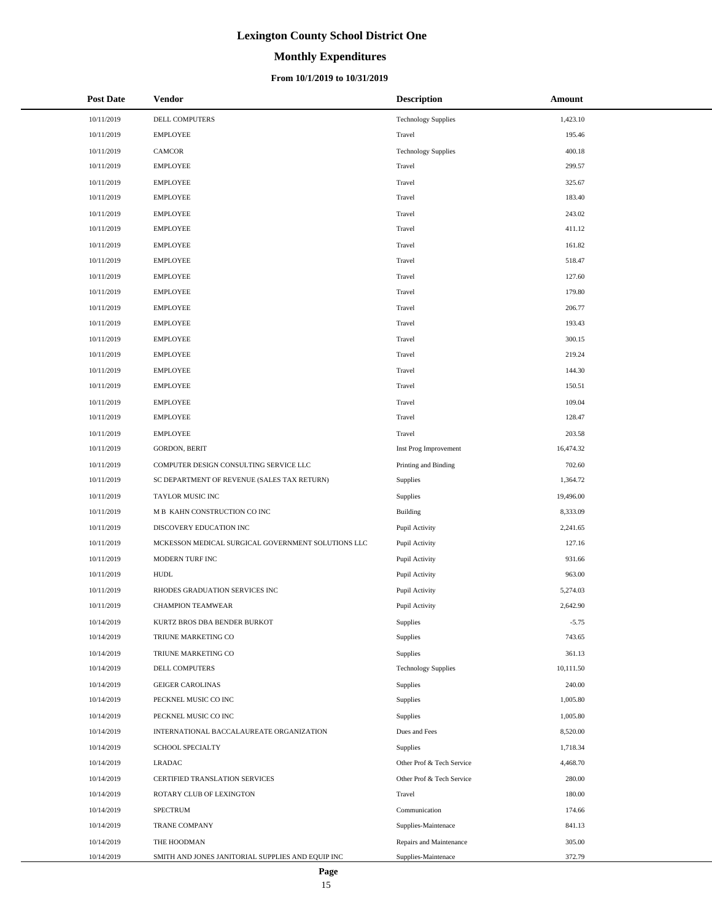# Lexington County School District One

## Monthly Expenditures

### From 10/1/2019 to 10/31/2019

| Post Date | Vendor | Description | Amount |
|---|---|---|---|
| 10/11/2019 | DELL COMPUTERS | Technology Supplies | 1,423.10 |
| 10/11/2019 | EMPLOYEE | Travel | 195.46 |
| 10/11/2019 | CAMCOR | Technology Supplies | 400.18 |
| 10/11/2019 | EMPLOYEE | Travel | 299.57 |
| 10/11/2019 | EMPLOYEE | Travel | 325.67 |
| 10/11/2019 | EMPLOYEE | Travel | 183.40 |
| 10/11/2019 | EMPLOYEE | Travel | 243.02 |
| 10/11/2019 | EMPLOYEE | Travel | 411.12 |
| 10/11/2019 | EMPLOYEE | Travel | 161.82 |
| 10/11/2019 | EMPLOYEE | Travel | 518.47 |
| 10/11/2019 | EMPLOYEE | Travel | 127.60 |
| 10/11/2019 | EMPLOYEE | Travel | 179.80 |
| 10/11/2019 | EMPLOYEE | Travel | 206.77 |
| 10/11/2019 | EMPLOYEE | Travel | 193.43 |
| 10/11/2019 | EMPLOYEE | Travel | 300.15 |
| 10/11/2019 | EMPLOYEE | Travel | 219.24 |
| 10/11/2019 | EMPLOYEE | Travel | 144.30 |
| 10/11/2019 | EMPLOYEE | Travel | 150.51 |
| 10/11/2019 | EMPLOYEE | Travel | 109.04 |
| 10/11/2019 | EMPLOYEE | Travel | 128.47 |
| 10/11/2019 | EMPLOYEE | Travel | 203.58 |
| 10/11/2019 | GORDON, BERIT | Inst Prog Improvement | 16,474.32 |
| 10/11/2019 | COMPUTER DESIGN CONSULTING SERVICE LLC | Printing and Binding | 702.60 |
| 10/11/2019 | SC DEPARTMENT OF REVENUE (SALES TAX RETURN) | Supplies | 1,364.72 |
| 10/11/2019 | TAYLOR MUSIC INC | Supplies | 19,496.00 |
| 10/11/2019 | M B KAHN CONSTRUCTION CO INC | Building | 8,333.09 |
| 10/11/2019 | DISCOVERY EDUCATION INC | Pupil Activity | 2,241.65 |
| 10/11/2019 | MCKESSON MEDICAL SURGICAL GOVERNMENT SOLUTIONS LLC | Pupil Activity | 127.16 |
| 10/11/2019 | MODERN TURF INC | Pupil Activity | 931.66 |
| 10/11/2019 | HUDL | Pupil Activity | 963.00 |
| 10/11/2019 | RHODES GRADUATION SERVICES INC | Pupil Activity | 5,274.03 |
| 10/11/2019 | CHAMPION TEAMWEAR | Pupil Activity | 2,642.90 |
| 10/14/2019 | KURTZ BROS DBA BENDER BURKOT | Supplies | -5.75 |
| 10/14/2019 | TRIUNE MARKETING CO | Supplies | 743.65 |
| 10/14/2019 | TRIUNE MARKETING CO | Supplies | 361.13 |
| 10/14/2019 | DELL COMPUTERS | Technology Supplies | 10,111.50 |
| 10/14/2019 | GEIGER CAROLINAS | Supplies | 240.00 |
| 10/14/2019 | PECKNEL MUSIC CO INC | Supplies | 1,005.80 |
| 10/14/2019 | PECKNEL MUSIC CO INC | Supplies | 1,005.80 |
| 10/14/2019 | INTERNATIONAL BACCALAUREATE ORGANIZATION | Dues and Fees | 8,520.00 |
| 10/14/2019 | SCHOOL SPECIALTY | Supplies | 1,718.34 |
| 10/14/2019 | LRADAC | Other Prof & Tech Service | 4,468.70 |
| 10/14/2019 | CERTIFIED TRANSLATION SERVICES | Other Prof & Tech Service | 280.00 |
| 10/14/2019 | ROTARY CLUB OF LEXINGTON | Travel | 180.00 |
| 10/14/2019 | SPECTRUM | Communication | 174.66 |
| 10/14/2019 | TRANE COMPANY | Supplies-Maintenace | 841.13 |
| 10/14/2019 | THE HOODMAN | Repairs and Maintenance | 305.00 |
| 10/14/2019 | SMITH AND JONES JANITORIAL SUPPLIES AND EQUIP INC | Supplies-Maintenace | 372.79 |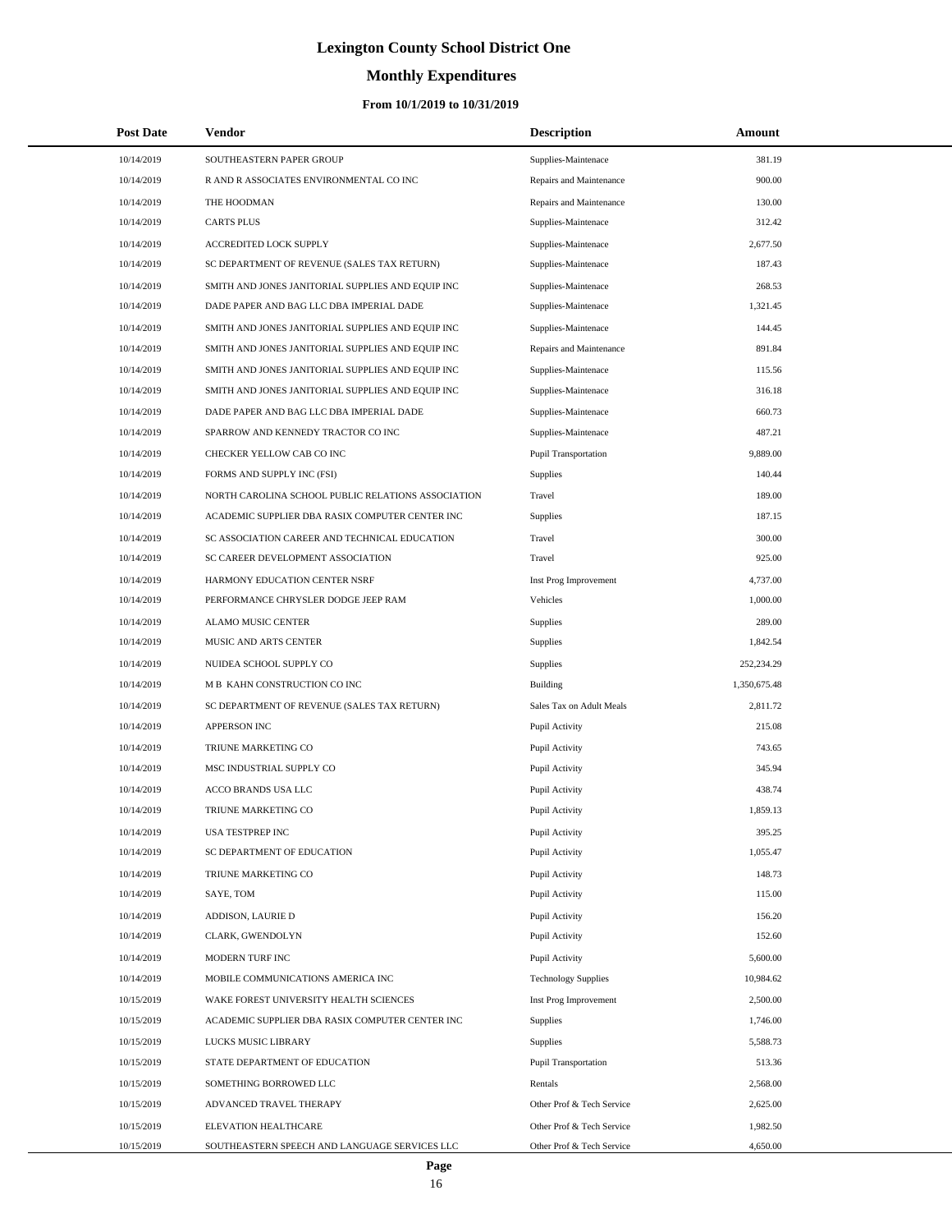# Lexington County School District One

## Monthly Expenditures

### From 10/1/2019 to 10/31/2019

| Post Date | Vendor | Description | Amount |
|---|---|---|---|
| 10/14/2019 | SOUTHEASTERN PAPER GROUP | Supplies-Maintenace | 381.19 |
| 10/14/2019 | R AND R ASSOCIATES ENVIRONMENTAL CO INC | Repairs and Maintenance | 900.00 |
| 10/14/2019 | THE HOODMAN | Repairs and Maintenance | 130.00 |
| 10/14/2019 | CARTS PLUS | Supplies-Maintenace | 312.42 |
| 10/14/2019 | ACCREDITED LOCK SUPPLY | Supplies-Maintenace | 2,677.50 |
| 10/14/2019 | SC DEPARTMENT OF REVENUE (SALES TAX RETURN) | Supplies-Maintenace | 187.43 |
| 10/14/2019 | SMITH AND JONES JANITORIAL SUPPLIES AND EQUIP INC | Supplies-Maintenace | 268.53 |
| 10/14/2019 | DADE PAPER AND BAG LLC DBA IMPERIAL DADE | Supplies-Maintenace | 1,321.45 |
| 10/14/2019 | SMITH AND JONES JANITORIAL SUPPLIES AND EQUIP INC | Supplies-Maintenace | 144.45 |
| 10/14/2019 | SMITH AND JONES JANITORIAL SUPPLIES AND EQUIP INC | Repairs and Maintenance | 891.84 |
| 10/14/2019 | SMITH AND JONES JANITORIAL SUPPLIES AND EQUIP INC | Supplies-Maintenace | 115.56 |
| 10/14/2019 | SMITH AND JONES JANITORIAL SUPPLIES AND EQUIP INC | Supplies-Maintenace | 316.18 |
| 10/14/2019 | DADE PAPER AND BAG LLC DBA IMPERIAL DADE | Supplies-Maintenace | 660.73 |
| 10/14/2019 | SPARROW AND KENNEDY TRACTOR CO INC | Supplies-Maintenace | 487.21 |
| 10/14/2019 | CHECKER YELLOW CAB CO INC | Pupil Transportation | 9,889.00 |
| 10/14/2019 | FORMS AND SUPPLY INC (FSI) | Supplies | 140.44 |
| 10/14/2019 | NORTH CAROLINA SCHOOL PUBLIC RELATIONS ASSOCIATION | Travel | 189.00 |
| 10/14/2019 | ACADEMIC SUPPLIER DBA RASIX COMPUTER CENTER INC | Supplies | 187.15 |
| 10/14/2019 | SC ASSOCIATION CAREER AND TECHNICAL EDUCATION | Travel | 300.00 |
| 10/14/2019 | SC CAREER DEVELOPMENT ASSOCIATION | Travel | 925.00 |
| 10/14/2019 | HARMONY EDUCATION CENTER NSRF | Inst Prog Improvement | 4,737.00 |
| 10/14/2019 | PERFORMANCE CHRYSLER DODGE JEEP RAM | Vehicles | 1,000.00 |
| 10/14/2019 | ALAMO MUSIC CENTER | Supplies | 289.00 |
| 10/14/2019 | MUSIC AND ARTS CENTER | Supplies | 1,842.54 |
| 10/14/2019 | NUIDEA SCHOOL SUPPLY CO | Supplies | 252,234.29 |
| 10/14/2019 | M B KAHN CONSTRUCTION CO INC | Building | 1,350,675.48 |
| 10/14/2019 | SC DEPARTMENT OF REVENUE (SALES TAX RETURN) | Sales Tax on Adult Meals | 2,811.72 |
| 10/14/2019 | APPERSON INC | Pupil Activity | 215.08 |
| 10/14/2019 | TRIUNE MARKETING CO | Pupil Activity | 743.65 |
| 10/14/2019 | MSC INDUSTRIAL SUPPLY CO | Pupil Activity | 345.94 |
| 10/14/2019 | ACCO BRANDS USA LLC | Pupil Activity | 438.74 |
| 10/14/2019 | TRIUNE MARKETING CO | Pupil Activity | 1,859.13 |
| 10/14/2019 | USA TESTPREP INC | Pupil Activity | 395.25 |
| 10/14/2019 | SC DEPARTMENT OF EDUCATION | Pupil Activity | 1,055.47 |
| 10/14/2019 | TRIUNE MARKETING CO | Pupil Activity | 148.73 |
| 10/14/2019 | SAYE, TOM | Pupil Activity | 115.00 |
| 10/14/2019 | ADDISON, LAURIE D | Pupil Activity | 156.20 |
| 10/14/2019 | CLARK, GWENDOLYN | Pupil Activity | 152.60 |
| 10/14/2019 | MODERN TURF INC | Pupil Activity | 5,600.00 |
| 10/14/2019 | MOBILE COMMUNICATIONS AMERICA INC | Technology Supplies | 10,984.62 |
| 10/15/2019 | WAKE FOREST UNIVERSITY HEALTH SCIENCES | Inst Prog Improvement | 2,500.00 |
| 10/15/2019 | ACADEMIC SUPPLIER DBA RASIX COMPUTER CENTER INC | Supplies | 1,746.00 |
| 10/15/2019 | LUCKS MUSIC LIBRARY | Supplies | 5,588.73 |
| 10/15/2019 | STATE DEPARTMENT OF EDUCATION | Pupil Transportation | 513.36 |
| 10/15/2019 | SOMETHING BORROWED LLC | Rentals | 2,568.00 |
| 10/15/2019 | ADVANCED TRAVEL THERAPY | Other Prof & Tech Service | 2,625.00 |
| 10/15/2019 | ELEVATION HEALTHCARE | Other Prof & Tech Service | 1,982.50 |
| 10/15/2019 | SOUTHEASTERN SPEECH AND LANGUAGE SERVICES LLC | Other Prof & Tech Service | 4,650.00 |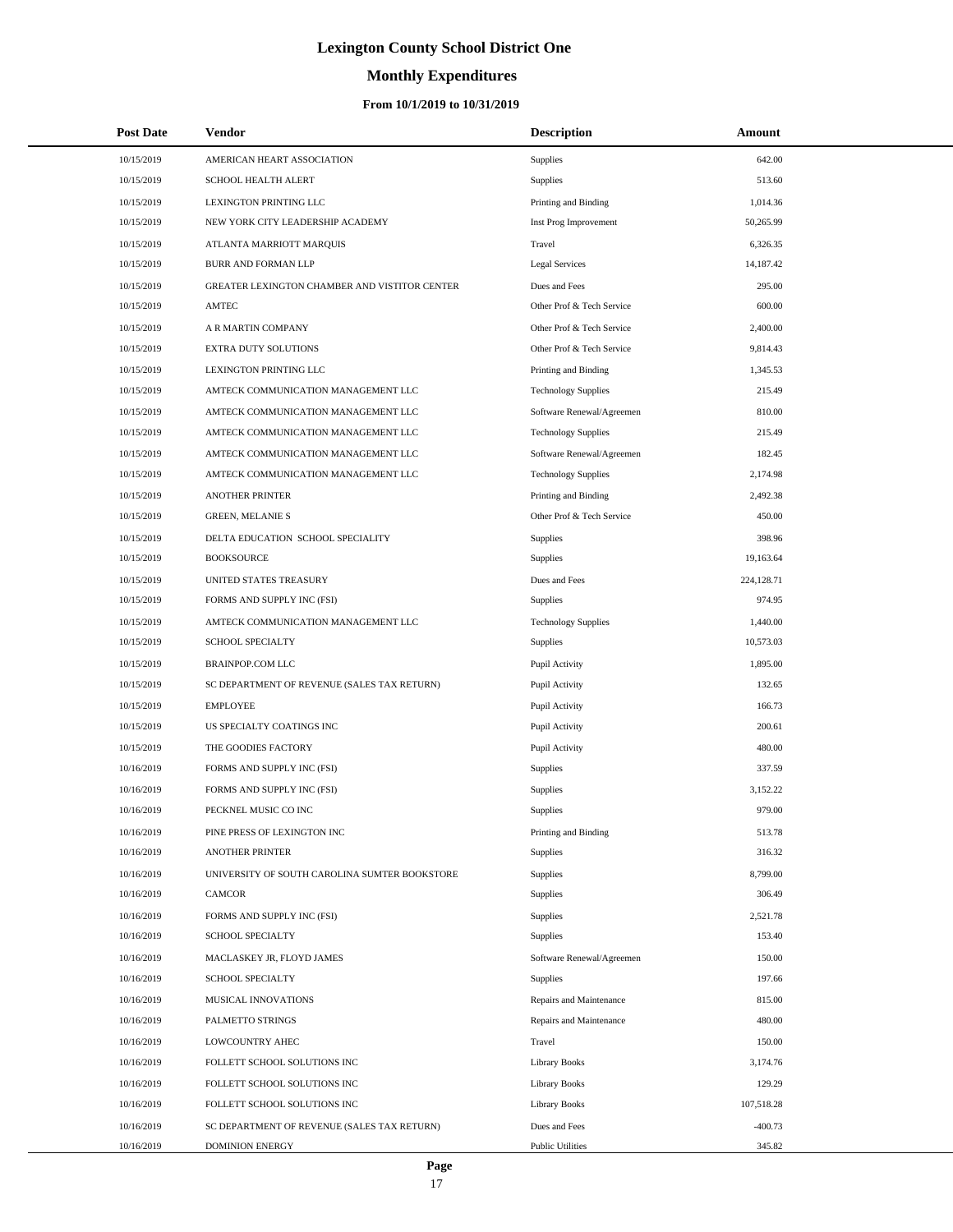# Lexington County School District One

## Monthly Expenditures

### From 10/1/2019 to 10/31/2019

| Post Date | Vendor | Description | Amount |
|---|---|---|---|
| 10/15/2019 | AMERICAN HEART ASSOCIATION | Supplies | 642.00 |
| 10/15/2019 | SCHOOL HEALTH ALERT | Supplies | 513.60 |
| 10/15/2019 | LEXINGTON PRINTING LLC | Printing and Binding | 1,014.36 |
| 10/15/2019 | NEW YORK CITY LEADERSHIP ACADEMY | Inst Prog Improvement | 50,265.99 |
| 10/15/2019 | ATLANTA MARRIOTT MARQUIS | Travel | 6,326.35 |
| 10/15/2019 | BURR AND FORMAN LLP | Legal Services | 14,187.42 |
| 10/15/2019 | GREATER LEXINGTON CHAMBER AND VISTITOR CENTER | Dues and Fees | 295.00 |
| 10/15/2019 | AMTEC | Other Prof & Tech Service | 600.00 |
| 10/15/2019 | A R MARTIN COMPANY | Other Prof & Tech Service | 2,400.00 |
| 10/15/2019 | EXTRA DUTY SOLUTIONS | Other Prof & Tech Service | 9,814.43 |
| 10/15/2019 | LEXINGTON PRINTING LLC | Printing and Binding | 1,345.53 |
| 10/15/2019 | AMTECK COMMUNICATION MANAGEMENT LLC | Technology Supplies | 215.49 |
| 10/15/2019 | AMTECK COMMUNICATION MANAGEMENT LLC | Software Renewal/Agreemen | 810.00 |
| 10/15/2019 | AMTECK COMMUNICATION MANAGEMENT LLC | Technology Supplies | 215.49 |
| 10/15/2019 | AMTECK COMMUNICATION MANAGEMENT LLC | Software Renewal/Agreemen | 182.45 |
| 10/15/2019 | AMTECK COMMUNICATION MANAGEMENT LLC | Technology Supplies | 2,174.98 |
| 10/15/2019 | ANOTHER PRINTER | Printing and Binding | 2,492.38 |
| 10/15/2019 | GREEN, MELANIE S | Other Prof & Tech Service | 450.00 |
| 10/15/2019 | DELTA EDUCATION SCHOOL SPECIALITY | Supplies | 398.96 |
| 10/15/2019 | BOOKSOURCE | Supplies | 19,163.64 |
| 10/15/2019 | UNITED STATES TREASURY | Dues and Fees | 224,128.71 |
| 10/15/2019 | FORMS AND SUPPLY INC (FSI) | Supplies | 974.95 |
| 10/15/2019 | AMTECK COMMUNICATION MANAGEMENT LLC | Technology Supplies | 1,440.00 |
| 10/15/2019 | SCHOOL SPECIALTY | Supplies | 10,573.03 |
| 10/15/2019 | BRAINPOP.COM LLC | Pupil Activity | 1,895.00 |
| 10/15/2019 | SC DEPARTMENT OF REVENUE (SALES TAX RETURN) | Pupil Activity | 132.65 |
| 10/15/2019 | EMPLOYEE | Pupil Activity | 166.73 |
| 10/15/2019 | US SPECIALTY COATINGS INC | Pupil Activity | 200.61 |
| 10/15/2019 | THE GOODIES FACTORY | Pupil Activity | 480.00 |
| 10/16/2019 | FORMS AND SUPPLY INC (FSI) | Supplies | 337.59 |
| 10/16/2019 | FORMS AND SUPPLY INC (FSI) | Supplies | 3,152.22 |
| 10/16/2019 | PECKNEL MUSIC CO INC | Supplies | 979.00 |
| 10/16/2019 | PINE PRESS OF LEXINGTON INC | Printing and Binding | 513.78 |
| 10/16/2019 | ANOTHER PRINTER | Supplies | 316.32 |
| 10/16/2019 | UNIVERSITY OF SOUTH CAROLINA SUMTER BOOKSTORE | Supplies | 8,799.00 |
| 10/16/2019 | CAMCOR | Supplies | 306.49 |
| 10/16/2019 | FORMS AND SUPPLY INC (FSI) | Supplies | 2,521.78 |
| 10/16/2019 | SCHOOL SPECIALTY | Supplies | 153.40 |
| 10/16/2019 | MACLASKEY JR, FLOYD JAMES | Software Renewal/Agreemen | 150.00 |
| 10/16/2019 | SCHOOL SPECIALTY | Supplies | 197.66 |
| 10/16/2019 | MUSICAL INNOVATIONS | Repairs and Maintenance | 815.00 |
| 10/16/2019 | PALMETTO STRINGS | Repairs and Maintenance | 480.00 |
| 10/16/2019 | LOWCOUNTRY AHEC | Travel | 150.00 |
| 10/16/2019 | FOLLETT SCHOOL SOLUTIONS INC | Library Books | 3,174.76 |
| 10/16/2019 | FOLLETT SCHOOL SOLUTIONS INC | Library Books | 129.29 |
| 10/16/2019 | FOLLETT SCHOOL SOLUTIONS INC | Library Books | 107,518.28 |
| 10/16/2019 | SC DEPARTMENT OF REVENUE (SALES TAX RETURN) | Dues and Fees | -400.73 |
| 10/16/2019 | DOMINION ENERGY | Public Utilities | 345.82 |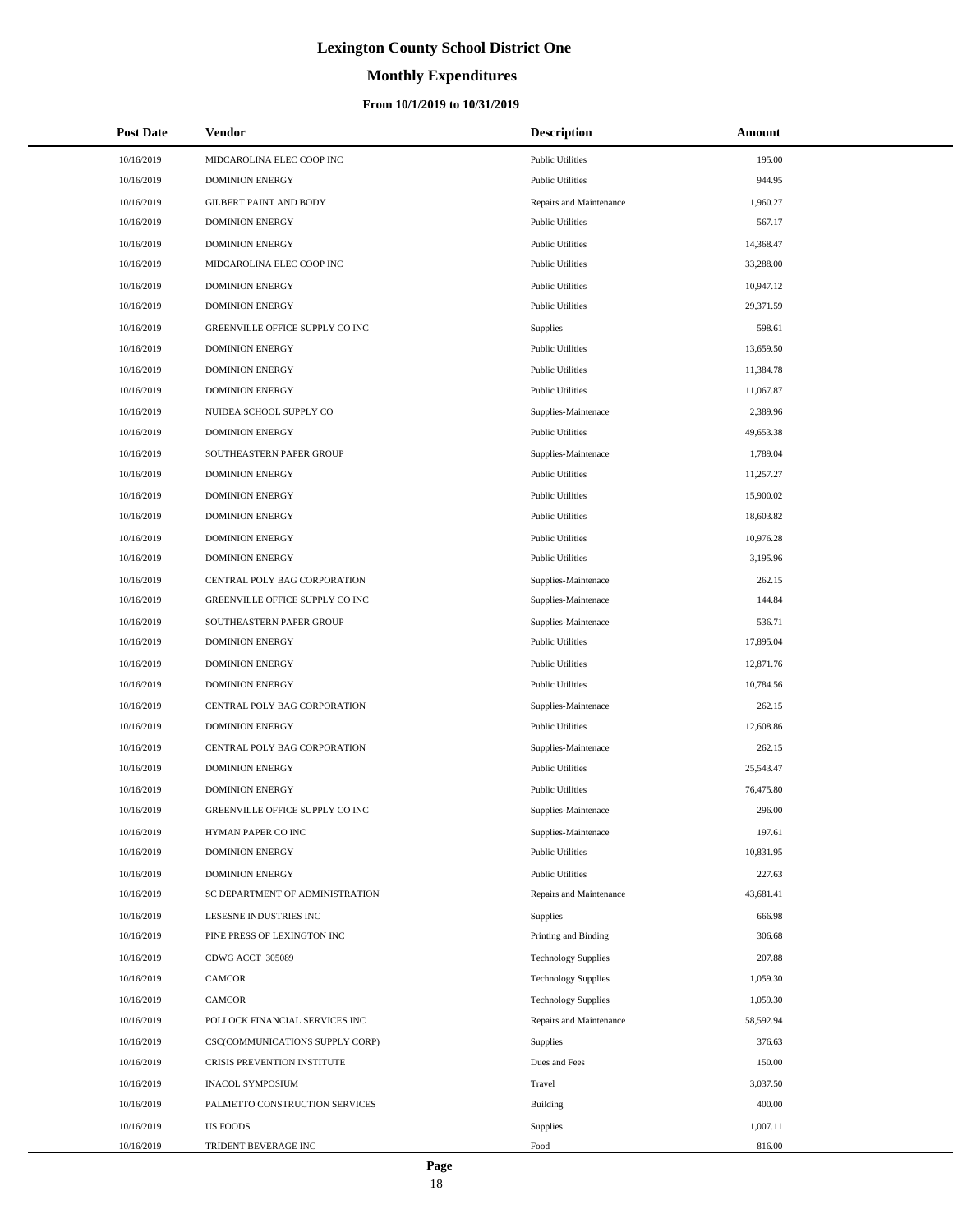# Lexington County School District One

## Monthly Expenditures

### From 10/1/2019 to 10/31/2019

| Post Date | Vendor | Description | Amount |
|---|---|---|---|
| 10/16/2019 | MIDCAROLINA ELEC COOP INC | Public Utilities | 195.00 |
| 10/16/2019 | DOMINION ENERGY | Public Utilities | 944.95 |
| 10/16/2019 | GILBERT PAINT AND BODY | Repairs and Maintenance | 1,960.27 |
| 10/16/2019 | DOMINION ENERGY | Public Utilities | 567.17 |
| 10/16/2019 | DOMINION ENERGY | Public Utilities | 14,368.47 |
| 10/16/2019 | MIDCAROLINA ELEC COOP INC | Public Utilities | 33,288.00 |
| 10/16/2019 | DOMINION ENERGY | Public Utilities | 10,947.12 |
| 10/16/2019 | DOMINION ENERGY | Public Utilities | 29,371.59 |
| 10/16/2019 | GREENVILLE OFFICE SUPPLY CO INC | Supplies | 598.61 |
| 10/16/2019 | DOMINION ENERGY | Public Utilities | 13,659.50 |
| 10/16/2019 | DOMINION ENERGY | Public Utilities | 11,384.78 |
| 10/16/2019 | DOMINION ENERGY | Public Utilities | 11,067.87 |
| 10/16/2019 | NUIDEA SCHOOL SUPPLY CO | Supplies-Maintenace | 2,389.96 |
| 10/16/2019 | DOMINION ENERGY | Public Utilities | 49,653.38 |
| 10/16/2019 | SOUTHEASTERN PAPER GROUP | Supplies-Maintenace | 1,789.04 |
| 10/16/2019 | DOMINION ENERGY | Public Utilities | 11,257.27 |
| 10/16/2019 | DOMINION ENERGY | Public Utilities | 15,900.02 |
| 10/16/2019 | DOMINION ENERGY | Public Utilities | 18,603.82 |
| 10/16/2019 | DOMINION ENERGY | Public Utilities | 10,976.28 |
| 10/16/2019 | DOMINION ENERGY | Public Utilities | 3,195.96 |
| 10/16/2019 | CENTRAL POLY BAG CORPORATION | Supplies-Maintenace | 262.15 |
| 10/16/2019 | GREENVILLE OFFICE SUPPLY CO INC | Supplies-Maintenace | 144.84 |
| 10/16/2019 | SOUTHEASTERN PAPER GROUP | Supplies-Maintenace | 536.71 |
| 10/16/2019 | DOMINION ENERGY | Public Utilities | 17,895.04 |
| 10/16/2019 | DOMINION ENERGY | Public Utilities | 12,871.76 |
| 10/16/2019 | DOMINION ENERGY | Public Utilities | 10,784.56 |
| 10/16/2019 | CENTRAL POLY BAG CORPORATION | Supplies-Maintenace | 262.15 |
| 10/16/2019 | DOMINION ENERGY | Public Utilities | 12,608.86 |
| 10/16/2019 | CENTRAL POLY BAG CORPORATION | Supplies-Maintenace | 262.15 |
| 10/16/2019 | DOMINION ENERGY | Public Utilities | 25,543.47 |
| 10/16/2019 | DOMINION ENERGY | Public Utilities | 76,475.80 |
| 10/16/2019 | GREENVILLE OFFICE SUPPLY CO INC | Supplies-Maintenace | 296.00 |
| 10/16/2019 | HYMAN PAPER CO INC | Supplies-Maintenace | 197.61 |
| 10/16/2019 | DOMINION ENERGY | Public Utilities | 10,831.95 |
| 10/16/2019 | DOMINION ENERGY | Public Utilities | 227.63 |
| 10/16/2019 | SC DEPARTMENT OF ADMINISTRATION | Repairs and Maintenance | 43,681.41 |
| 10/16/2019 | LESESNE INDUSTRIES INC | Supplies | 666.98 |
| 10/16/2019 | PINE PRESS OF LEXINGTON INC | Printing and Binding | 306.68 |
| 10/16/2019 | CDWG ACCT 305089 | Technology Supplies | 207.88 |
| 10/16/2019 | CAMCOR | Technology Supplies | 1,059.30 |
| 10/16/2019 | CAMCOR | Technology Supplies | 1,059.30 |
| 10/16/2019 | POLLOCK FINANCIAL SERVICES INC | Repairs and Maintenance | 58,592.94 |
| 10/16/2019 | CSC(COMMUNICATIONS SUPPLY CORP) | Supplies | 376.63 |
| 10/16/2019 | CRISIS PREVENTION INSTITUTE | Dues and Fees | 150.00 |
| 10/16/2019 | INACOL SYMPOSIUM | Travel | 3,037.50 |
| 10/16/2019 | PALMETTO CONSTRUCTION SERVICES | Building | 400.00 |
| 10/16/2019 | US FOODS | Supplies | 1,007.11 |
| 10/16/2019 | TRIDENT BEVERAGE INC | Food | 816.00 |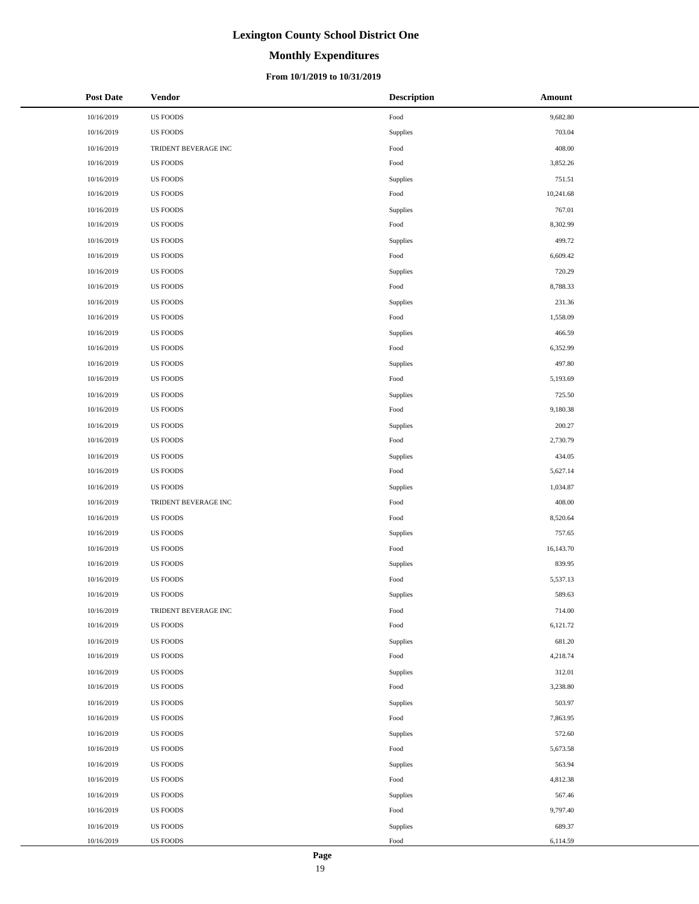# Lexington County School District One

## Monthly Expenditures

### From 10/1/2019 to 10/31/2019

| Post Date | Vendor | Description | Amount |
|---|---|---|---|
| 10/16/2019 | US FOODS | Food | 9,682.80 |
| 10/16/2019 | US FOODS | Supplies | 703.04 |
| 10/16/2019 | TRIDENT BEVERAGE INC | Food | 408.00 |
| 10/16/2019 | US FOODS | Food | 3,852.26 |
| 10/16/2019 | US FOODS | Supplies | 751.51 |
| 10/16/2019 | US FOODS | Food | 10,241.68 |
| 10/16/2019 | US FOODS | Supplies | 767.01 |
| 10/16/2019 | US FOODS | Food | 8,302.99 |
| 10/16/2019 | US FOODS | Supplies | 499.72 |
| 10/16/2019 | US FOODS | Food | 6,609.42 |
| 10/16/2019 | US FOODS | Supplies | 720.29 |
| 10/16/2019 | US FOODS | Food | 8,788.33 |
| 10/16/2019 | US FOODS | Supplies | 231.36 |
| 10/16/2019 | US FOODS | Food | 1,558.09 |
| 10/16/2019 | US FOODS | Supplies | 466.59 |
| 10/16/2019 | US FOODS | Food | 6,352.99 |
| 10/16/2019 | US FOODS | Supplies | 497.80 |
| 10/16/2019 | US FOODS | Food | 5,193.69 |
| 10/16/2019 | US FOODS | Supplies | 725.50 |
| 10/16/2019 | US FOODS | Food | 9,180.38 |
| 10/16/2019 | US FOODS | Supplies | 200.27 |
| 10/16/2019 | US FOODS | Food | 2,730.79 |
| 10/16/2019 | US FOODS | Supplies | 434.05 |
| 10/16/2019 | US FOODS | Food | 5,627.14 |
| 10/16/2019 | US FOODS | Supplies | 1,034.87 |
| 10/16/2019 | TRIDENT BEVERAGE INC | Food | 408.00 |
| 10/16/2019 | US FOODS | Food | 8,520.64 |
| 10/16/2019 | US FOODS | Supplies | 757.65 |
| 10/16/2019 | US FOODS | Food | 16,143.70 |
| 10/16/2019 | US FOODS | Supplies | 839.95 |
| 10/16/2019 | US FOODS | Food | 5,537.13 |
| 10/16/2019 | US FOODS | Supplies | 589.63 |
| 10/16/2019 | TRIDENT BEVERAGE INC | Food | 714.00 |
| 10/16/2019 | US FOODS | Food | 6,121.72 |
| 10/16/2019 | US FOODS | Supplies | 681.20 |
| 10/16/2019 | US FOODS | Food | 4,218.74 |
| 10/16/2019 | US FOODS | Supplies | 312.01 |
| 10/16/2019 | US FOODS | Food | 3,238.80 |
| 10/16/2019 | US FOODS | Supplies | 503.97 |
| 10/16/2019 | US FOODS | Food | 7,863.95 |
| 10/16/2019 | US FOODS | Supplies | 572.60 |
| 10/16/2019 | US FOODS | Food | 5,673.58 |
| 10/16/2019 | US FOODS | Supplies | 563.94 |
| 10/16/2019 | US FOODS | Food | 4,812.38 |
| 10/16/2019 | US FOODS | Supplies | 567.46 |
| 10/16/2019 | US FOODS | Food | 9,797.40 |
| 10/16/2019 | US FOODS | Supplies | 689.37 |
| 10/16/2019 | US FOODS | Food | 6,114.59 |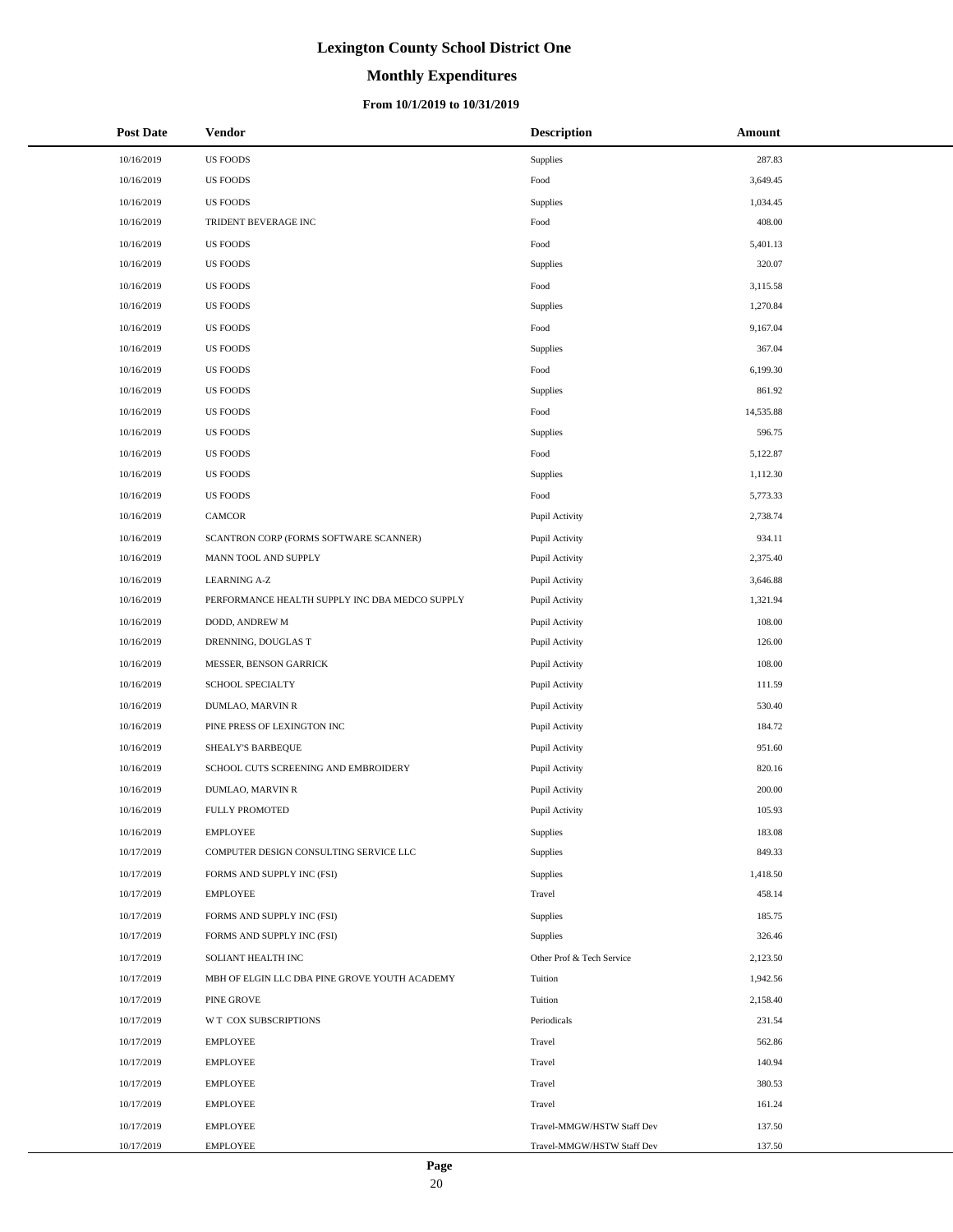# Lexington County School District One

## Monthly Expenditures

### From 10/1/2019 to 10/31/2019

| Post Date | Vendor | Description | Amount |
|---|---|---|---|
| 10/16/2019 | US FOODS | Supplies | 287.83 |
| 10/16/2019 | US FOODS | Food | 3,649.45 |
| 10/16/2019 | US FOODS | Supplies | 1,034.45 |
| 10/16/2019 | TRIDENT BEVERAGE INC | Food | 408.00 |
| 10/16/2019 | US FOODS | Food | 5,401.13 |
| 10/16/2019 | US FOODS | Supplies | 320.07 |
| 10/16/2019 | US FOODS | Food | 3,115.58 |
| 10/16/2019 | US FOODS | Supplies | 1,270.84 |
| 10/16/2019 | US FOODS | Food | 9,167.04 |
| 10/16/2019 | US FOODS | Supplies | 367.04 |
| 10/16/2019 | US FOODS | Food | 6,199.30 |
| 10/16/2019 | US FOODS | Supplies | 861.92 |
| 10/16/2019 | US FOODS | Food | 14,535.88 |
| 10/16/2019 | US FOODS | Supplies | 596.75 |
| 10/16/2019 | US FOODS | Food | 5,122.87 |
| 10/16/2019 | US FOODS | Supplies | 1,112.30 |
| 10/16/2019 | US FOODS | Food | 5,773.33 |
| 10/16/2019 | CAMCOR | Pupil Activity | 2,738.74 |
| 10/16/2019 | SCANTRON CORP (FORMS SOFTWARE SCANNER) | Pupil Activity | 934.11 |
| 10/16/2019 | MANN TOOL AND SUPPLY | Pupil Activity | 2,375.40 |
| 10/16/2019 | LEARNING A-Z | Pupil Activity | 3,646.88 |
| 10/16/2019 | PERFORMANCE HEALTH SUPPLY INC DBA MEDCO SUPPLY | Pupil Activity | 1,321.94 |
| 10/16/2019 | DODD, ANDREW M | Pupil Activity | 108.00 |
| 10/16/2019 | DRENNING, DOUGLAS T | Pupil Activity | 126.00 |
| 10/16/2019 | MESSER, BENSON GARRICK | Pupil Activity | 108.00 |
| 10/16/2019 | SCHOOL SPECIALTY | Pupil Activity | 111.59 |
| 10/16/2019 | DUMLAO, MARVIN R | Pupil Activity | 530.40 |
| 10/16/2019 | PINE PRESS OF LEXINGTON INC | Pupil Activity | 184.72 |
| 10/16/2019 | SHEALY'S BARBEQUE | Pupil Activity | 951.60 |
| 10/16/2019 | SCHOOL CUTS SCREENING AND EMBROIDERY | Pupil Activity | 820.16 |
| 10/16/2019 | DUMLAO, MARVIN R | Pupil Activity | 200.00 |
| 10/16/2019 | FULLY PROMOTED | Pupil Activity | 105.93 |
| 10/16/2019 | EMPLOYEE | Supplies | 183.08 |
| 10/17/2019 | COMPUTER DESIGN CONSULTING SERVICE LLC | Supplies | 849.33 |
| 10/17/2019 | FORMS AND SUPPLY INC (FSI) | Supplies | 1,418.50 |
| 10/17/2019 | EMPLOYEE | Travel | 458.14 |
| 10/17/2019 | FORMS AND SUPPLY INC (FSI) | Supplies | 185.75 |
| 10/17/2019 | FORMS AND SUPPLY INC (FSI) | Supplies | 326.46 |
| 10/17/2019 | SOLIANT HEALTH INC | Other Prof & Tech Service | 2,123.50 |
| 10/17/2019 | MBH OF ELGIN LLC DBA PINE GROVE YOUTH ACADEMY | Tuition | 1,942.56 |
| 10/17/2019 | PINE GROVE | Tuition | 2,158.40 |
| 10/17/2019 | W T COX SUBSCRIPTIONS | Periodicals | 231.54 |
| 10/17/2019 | EMPLOYEE | Travel | 562.86 |
| 10/17/2019 | EMPLOYEE | Travel | 140.94 |
| 10/17/2019 | EMPLOYEE | Travel | 380.53 |
| 10/17/2019 | EMPLOYEE | Travel | 161.24 |
| 10/17/2019 | EMPLOYEE | Travel-MMGW/HSTW Staff Dev | 137.50 |
| 10/17/2019 | EMPLOYEE | Travel-MMGW/HSTW Staff Dev | 137.50 |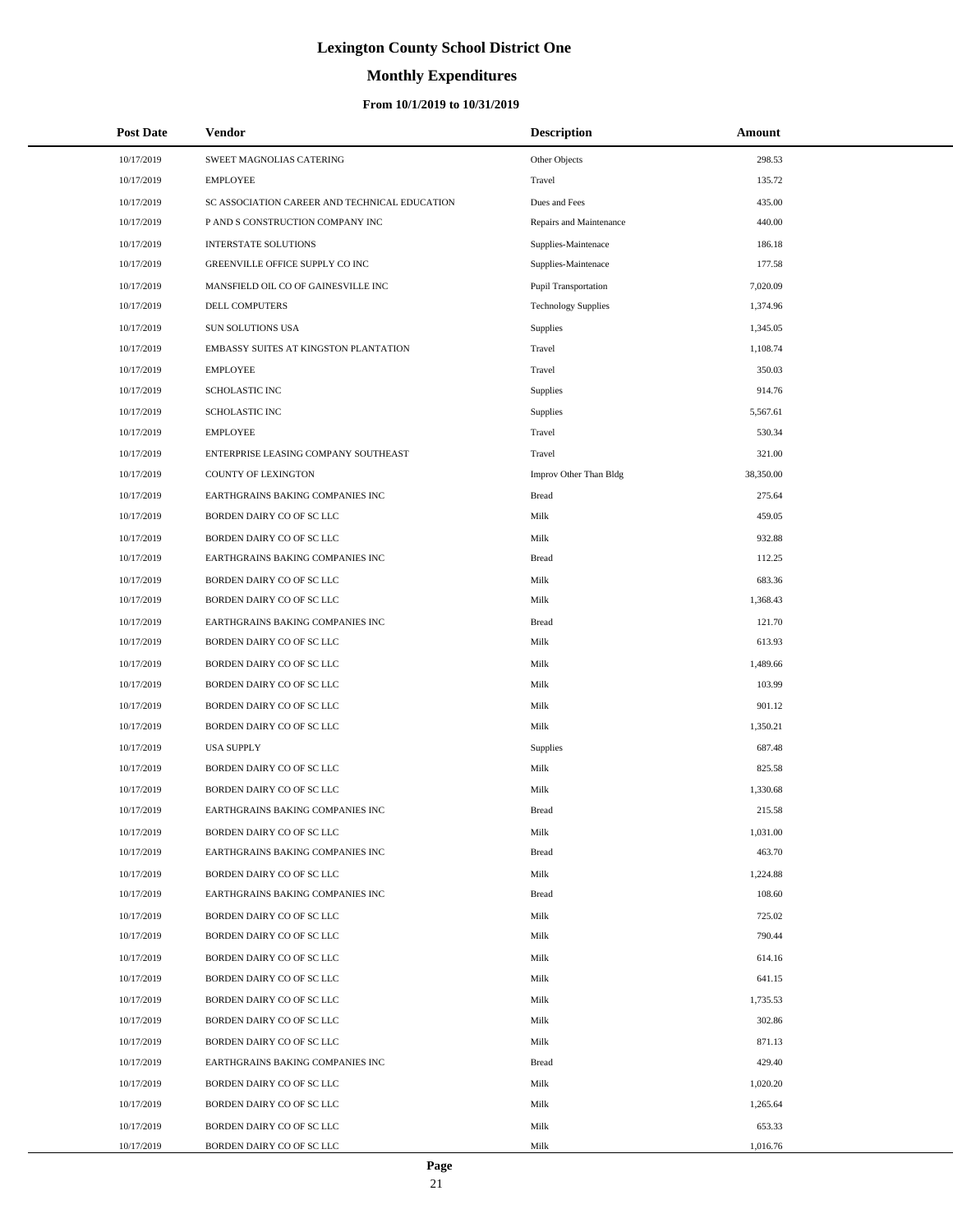# Lexington County School District One

## Monthly Expenditures

### From 10/1/2019 to 10/31/2019

| Post Date | Vendor | Description | Amount |
|---|---|---|---|
| 10/17/2019 | SWEET MAGNOLIAS CATERING | Other Objects | 298.53 |
| 10/17/2019 | EMPLOYEE | Travel | 135.72 |
| 10/17/2019 | SC ASSOCIATION CAREER AND TECHNICAL EDUCATION | Dues and Fees | 435.00 |
| 10/17/2019 | P AND S CONSTRUCTION COMPANY INC | Repairs and Maintenance | 440.00 |
| 10/17/2019 | INTERSTATE SOLUTIONS | Supplies-Maintenace | 186.18 |
| 10/17/2019 | GREENVILLE OFFICE SUPPLY CO INC | Supplies-Maintenace | 177.58 |
| 10/17/2019 | MANSFIELD OIL CO OF GAINESVILLE INC | Pupil Transportation | 7,020.09 |
| 10/17/2019 | DELL COMPUTERS | Technology Supplies | 1,374.96 |
| 10/17/2019 | SUN SOLUTIONS USA | Supplies | 1,345.05 |
| 10/17/2019 | EMBASSY SUITES AT KINGSTON PLANTATION | Travel | 1,108.74 |
| 10/17/2019 | EMPLOYEE | Travel | 350.03 |
| 10/17/2019 | SCHOLASTIC INC | Supplies | 914.76 |
| 10/17/2019 | SCHOLASTIC INC | Supplies | 5,567.61 |
| 10/17/2019 | EMPLOYEE | Travel | 530.34 |
| 10/17/2019 | ENTERPRISE LEASING COMPANY SOUTHEAST | Travel | 321.00 |
| 10/17/2019 | COUNTY OF LEXINGTON | Improv Other Than Bldg | 38,350.00 |
| 10/17/2019 | EARTHGRAINS BAKING COMPANIES INC | Bread | 275.64 |
| 10/17/2019 | BORDEN DAIRY CO OF SC LLC | Milk | 459.05 |
| 10/17/2019 | BORDEN DAIRY CO OF SC LLC | Milk | 932.88 |
| 10/17/2019 | EARTHGRAINS BAKING COMPANIES INC | Bread | 112.25 |
| 10/17/2019 | BORDEN DAIRY CO OF SC LLC | Milk | 683.36 |
| 10/17/2019 | BORDEN DAIRY CO OF SC LLC | Milk | 1,368.43 |
| 10/17/2019 | EARTHGRAINS BAKING COMPANIES INC | Bread | 121.70 |
| 10/17/2019 | BORDEN DAIRY CO OF SC LLC | Milk | 613.93 |
| 10/17/2019 | BORDEN DAIRY CO OF SC LLC | Milk | 1,489.66 |
| 10/17/2019 | BORDEN DAIRY CO OF SC LLC | Milk | 103.99 |
| 10/17/2019 | BORDEN DAIRY CO OF SC LLC | Milk | 901.12 |
| 10/17/2019 | BORDEN DAIRY CO OF SC LLC | Milk | 1,350.21 |
| 10/17/2019 | USA SUPPLY | Supplies | 687.48 |
| 10/17/2019 | BORDEN DAIRY CO OF SC LLC | Milk | 825.58 |
| 10/17/2019 | BORDEN DAIRY CO OF SC LLC | Milk | 1,330.68 |
| 10/17/2019 | EARTHGRAINS BAKING COMPANIES INC | Bread | 215.58 |
| 10/17/2019 | BORDEN DAIRY CO OF SC LLC | Milk | 1,031.00 |
| 10/17/2019 | EARTHGRAINS BAKING COMPANIES INC | Bread | 463.70 |
| 10/17/2019 | BORDEN DAIRY CO OF SC LLC | Milk | 1,224.88 |
| 10/17/2019 | EARTHGRAINS BAKING COMPANIES INC | Bread | 108.60 |
| 10/17/2019 | BORDEN DAIRY CO OF SC LLC | Milk | 725.02 |
| 10/17/2019 | BORDEN DAIRY CO OF SC LLC | Milk | 790.44 |
| 10/17/2019 | BORDEN DAIRY CO OF SC LLC | Milk | 614.16 |
| 10/17/2019 | BORDEN DAIRY CO OF SC LLC | Milk | 641.15 |
| 10/17/2019 | BORDEN DAIRY CO OF SC LLC | Milk | 1,735.53 |
| 10/17/2019 | BORDEN DAIRY CO OF SC LLC | Milk | 302.86 |
| 10/17/2019 | BORDEN DAIRY CO OF SC LLC | Milk | 871.13 |
| 10/17/2019 | EARTHGRAINS BAKING COMPANIES INC | Bread | 429.40 |
| 10/17/2019 | BORDEN DAIRY CO OF SC LLC | Milk | 1,020.20 |
| 10/17/2019 | BORDEN DAIRY CO OF SC LLC | Milk | 1,265.64 |
| 10/17/2019 | BORDEN DAIRY CO OF SC LLC | Milk | 653.33 |
| 10/17/2019 | BORDEN DAIRY CO OF SC LLC | Milk | 1,016.76 |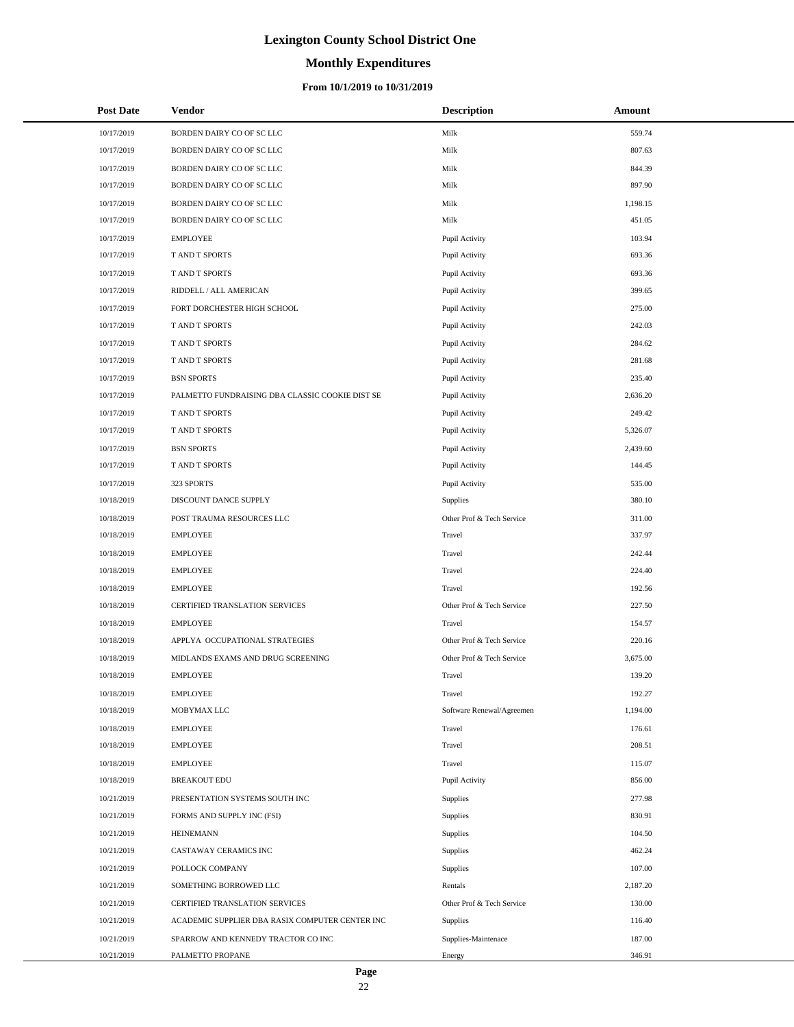# Lexington County School District One

## Monthly Expenditures

### From 10/1/2019 to 10/31/2019

| Post Date | Vendor | Description | Amount |
|---|---|---|---|
| 10/17/2019 | BORDEN DAIRY CO OF SC LLC | Milk | 559.74 |
| 10/17/2019 | BORDEN DAIRY CO OF SC LLC | Milk | 807.63 |
| 10/17/2019 | BORDEN DAIRY CO OF SC LLC | Milk | 844.39 |
| 10/17/2019 | BORDEN DAIRY CO OF SC LLC | Milk | 897.90 |
| 10/17/2019 | BORDEN DAIRY CO OF SC LLC | Milk | 1,198.15 |
| 10/17/2019 | BORDEN DAIRY CO OF SC LLC | Milk | 451.05 |
| 10/17/2019 | EMPLOYEE | Pupil Activity | 103.94 |
| 10/17/2019 | T AND T SPORTS | Pupil Activity | 693.36 |
| 10/17/2019 | T AND T SPORTS | Pupil Activity | 693.36 |
| 10/17/2019 | RIDDELL / ALL AMERICAN | Pupil Activity | 399.65 |
| 10/17/2019 | FORT DORCHESTER HIGH SCHOOL | Pupil Activity | 275.00 |
| 10/17/2019 | T AND T SPORTS | Pupil Activity | 242.03 |
| 10/17/2019 | T AND T SPORTS | Pupil Activity | 284.62 |
| 10/17/2019 | T AND T SPORTS | Pupil Activity | 281.68 |
| 10/17/2019 | BSN SPORTS | Pupil Activity | 235.40 |
| 10/17/2019 | PALMETTO FUNDRAISING DBA CLASSIC COOKIE DIST SE | Pupil Activity | 2,636.20 |
| 10/17/2019 | T AND T SPORTS | Pupil Activity | 249.42 |
| 10/17/2019 | T AND T SPORTS | Pupil Activity | 5,326.07 |
| 10/17/2019 | BSN SPORTS | Pupil Activity | 2,439.60 |
| 10/17/2019 | T AND T SPORTS | Pupil Activity | 144.45 |
| 10/17/2019 | 323 SPORTS | Pupil Activity | 535.00 |
| 10/18/2019 | DISCOUNT DANCE SUPPLY | Supplies | 380.10 |
| 10/18/2019 | POST TRAUMA RESOURCES LLC | Other Prof & Tech Service | 311.00 |
| 10/18/2019 | EMPLOYEE | Travel | 337.97 |
| 10/18/2019 | EMPLOYEE | Travel | 242.44 |
| 10/18/2019 | EMPLOYEE | Travel | 224.40 |
| 10/18/2019 | EMPLOYEE | Travel | 192.56 |
| 10/18/2019 | CERTIFIED TRANSLATION SERVICES | Other Prof & Tech Service | 227.50 |
| 10/18/2019 | EMPLOYEE | Travel | 154.57 |
| 10/18/2019 | APPLYA OCCUPATIONAL STRATEGIES | Other Prof & Tech Service | 220.16 |
| 10/18/2019 | MIDLANDS EXAMS AND DRUG SCREENING | Other Prof & Tech Service | 3,675.00 |
| 10/18/2019 | EMPLOYEE | Travel | 139.20 |
| 10/18/2019 | EMPLOYEE | Travel | 192.27 |
| 10/18/2019 | MOBYMAX LLC | Software Renewal/Agreemen | 1,194.00 |
| 10/18/2019 | EMPLOYEE | Travel | 176.61 |
| 10/18/2019 | EMPLOYEE | Travel | 208.51 |
| 10/18/2019 | EMPLOYEE | Travel | 115.07 |
| 10/18/2019 | BREAKOUT EDU | Pupil Activity | 856.00 |
| 10/21/2019 | PRESENTATION SYSTEMS SOUTH INC | Supplies | 277.98 |
| 10/21/2019 | FORMS AND SUPPLY INC (FSI) | Supplies | 830.91 |
| 10/21/2019 | HEINEMANN | Supplies | 104.50 |
| 10/21/2019 | CASTAWAY CERAMICS INC | Supplies | 462.24 |
| 10/21/2019 | POLLOCK COMPANY | Supplies | 107.00 |
| 10/21/2019 | SOMETHING BORROWED LLC | Rentals | 2,187.20 |
| 10/21/2019 | CERTIFIED TRANSLATION SERVICES | Other Prof & Tech Service | 130.00 |
| 10/21/2019 | ACADEMIC SUPPLIER DBA RASIX COMPUTER CENTER INC | Supplies | 116.40 |
| 10/21/2019 | SPARROW AND KENNEDY TRACTOR CO INC | Supplies-Maintenace | 187.00 |
| 10/21/2019 | PALMETTO PROPANE | Energy | 346.91 |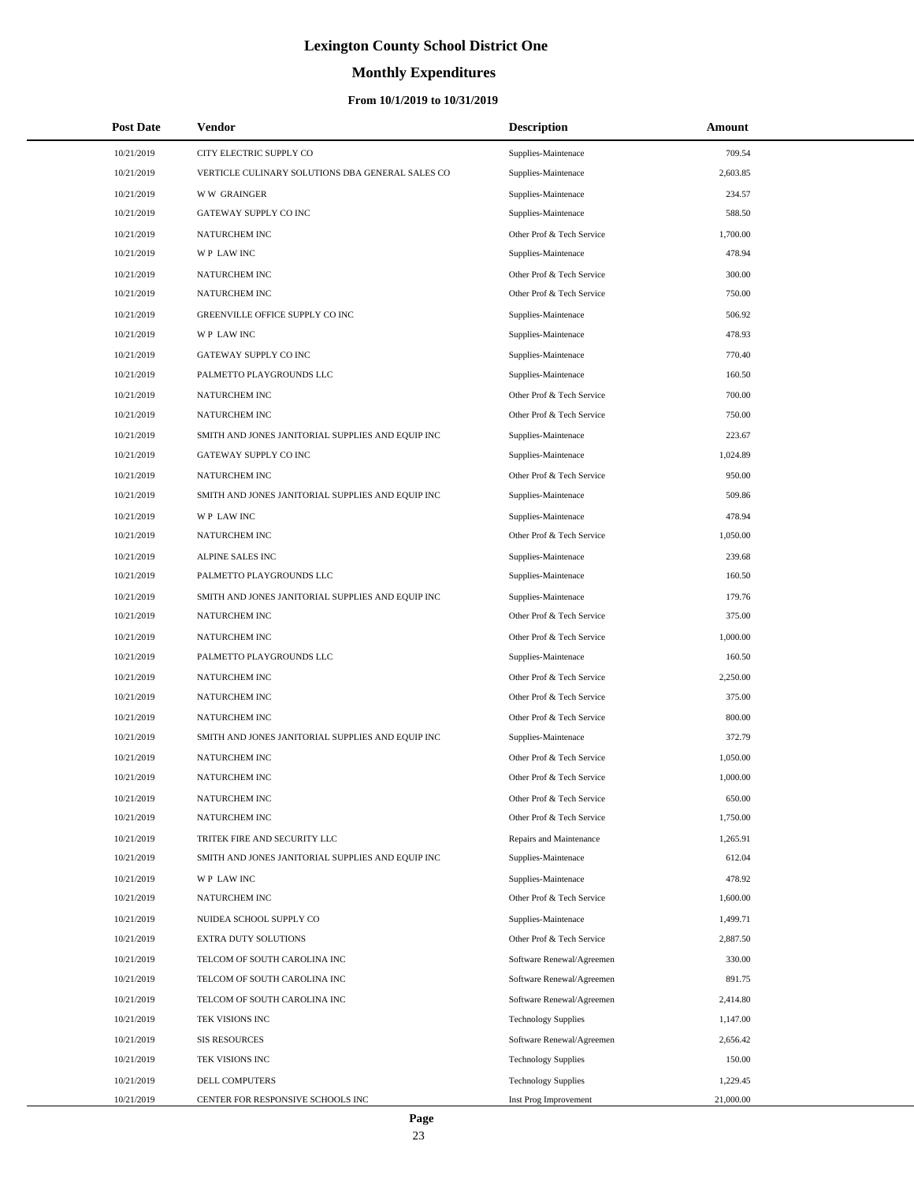# Lexington County School District One

## Monthly Expenditures

### From 10/1/2019 to 10/31/2019

| Post Date | Vendor | Description | Amount |
|---|---|---|---|
| 10/21/2019 | CITY ELECTRIC SUPPLY CO | Supplies-Maintenace | 709.54 |
| 10/21/2019 | VERTICLE CULINARY SOLUTIONS DBA GENERAL SALES CO | Supplies-Maintenace | 2,603.85 |
| 10/21/2019 | W W GRAINGER | Supplies-Maintenace | 234.57 |
| 10/21/2019 | GATEWAY SUPPLY CO INC | Supplies-Maintenace | 588.50 |
| 10/21/2019 | NATURCHEM INC | Other Prof & Tech Service | 1,700.00 |
| 10/21/2019 | W P LAW INC | Supplies-Maintenace | 478.94 |
| 10/21/2019 | NATURCHEM INC | Other Prof & Tech Service | 300.00 |
| 10/21/2019 | NATURCHEM INC | Other Prof & Tech Service | 750.00 |
| 10/21/2019 | GREENVILLE OFFICE SUPPLY CO INC | Supplies-Maintenace | 506.92 |
| 10/21/2019 | W P LAW INC | Supplies-Maintenace | 478.93 |
| 10/21/2019 | GATEWAY SUPPLY CO INC | Supplies-Maintenace | 770.40 |
| 10/21/2019 | PALMETTO PLAYGROUNDS LLC | Supplies-Maintenace | 160.50 |
| 10/21/2019 | NATURCHEM INC | Other Prof & Tech Service | 700.00 |
| 10/21/2019 | NATURCHEM INC | Other Prof & Tech Service | 750.00 |
| 10/21/2019 | SMITH AND JONES JANITORIAL SUPPLIES AND EQUIP INC | Supplies-Maintenace | 223.67 |
| 10/21/2019 | GATEWAY SUPPLY CO INC | Supplies-Maintenace | 1,024.89 |
| 10/21/2019 | NATURCHEM INC | Other Prof & Tech Service | 950.00 |
| 10/21/2019 | SMITH AND JONES JANITORIAL SUPPLIES AND EQUIP INC | Supplies-Maintenace | 509.86 |
| 10/21/2019 | W P LAW INC | Supplies-Maintenace | 478.94 |
| 10/21/2019 | NATURCHEM INC | Other Prof & Tech Service | 1,050.00 |
| 10/21/2019 | ALPINE SALES INC | Supplies-Maintenace | 239.68 |
| 10/21/2019 | PALMETTO PLAYGROUNDS LLC | Supplies-Maintenace | 160.50 |
| 10/21/2019 | SMITH AND JONES JANITORIAL SUPPLIES AND EQUIP INC | Supplies-Maintenace | 179.76 |
| 10/21/2019 | NATURCHEM INC | Other Prof & Tech Service | 375.00 |
| 10/21/2019 | NATURCHEM INC | Other Prof & Tech Service | 1,000.00 |
| 10/21/2019 | PALMETTO PLAYGROUNDS LLC | Supplies-Maintenace | 160.50 |
| 10/21/2019 | NATURCHEM INC | Other Prof & Tech Service | 2,250.00 |
| 10/21/2019 | NATURCHEM INC | Other Prof & Tech Service | 375.00 |
| 10/21/2019 | NATURCHEM INC | Other Prof & Tech Service | 800.00 |
| 10/21/2019 | SMITH AND JONES JANITORIAL SUPPLIES AND EQUIP INC | Supplies-Maintenace | 372.79 |
| 10/21/2019 | NATURCHEM INC | Other Prof & Tech Service | 1,050.00 |
| 10/21/2019 | NATURCHEM INC | Other Prof & Tech Service | 1,000.00 |
| 10/21/2019 | NATURCHEM INC | Other Prof & Tech Service | 650.00 |
| 10/21/2019 | NATURCHEM INC | Other Prof & Tech Service | 1,750.00 |
| 10/21/2019 | TRITEK FIRE AND SECURITY LLC | Repairs and Maintenance | 1,265.91 |
| 10/21/2019 | SMITH AND JONES JANITORIAL SUPPLIES AND EQUIP INC | Supplies-Maintenace | 612.04 |
| 10/21/2019 | W P LAW INC | Supplies-Maintenace | 478.92 |
| 10/21/2019 | NATURCHEM INC | Other Prof & Tech Service | 1,600.00 |
| 10/21/2019 | NUIDEA SCHOOL SUPPLY CO | Supplies-Maintenace | 1,499.71 |
| 10/21/2019 | EXTRA DUTY SOLUTIONS | Other Prof & Tech Service | 2,887.50 |
| 10/21/2019 | TELCOM OF SOUTH CAROLINA INC | Software Renewal/Agreemen | 330.00 |
| 10/21/2019 | TELCOM OF SOUTH CAROLINA INC | Software Renewal/Agreemen | 891.75 |
| 10/21/2019 | TELCOM OF SOUTH CAROLINA INC | Software Renewal/Agreemen | 2,414.80 |
| 10/21/2019 | TEK VISIONS INC | Technology Supplies | 1,147.00 |
| 10/21/2019 | SIS RESOURCES | Software Renewal/Agreemen | 2,656.42 |
| 10/21/2019 | TEK VISIONS INC | Technology Supplies | 150.00 |
| 10/21/2019 | DELL COMPUTERS | Technology Supplies | 1,229.45 |
| 10/21/2019 | CENTER FOR RESPONSIVE SCHOOLS INC | Inst Prog Improvement | 21,000.00 |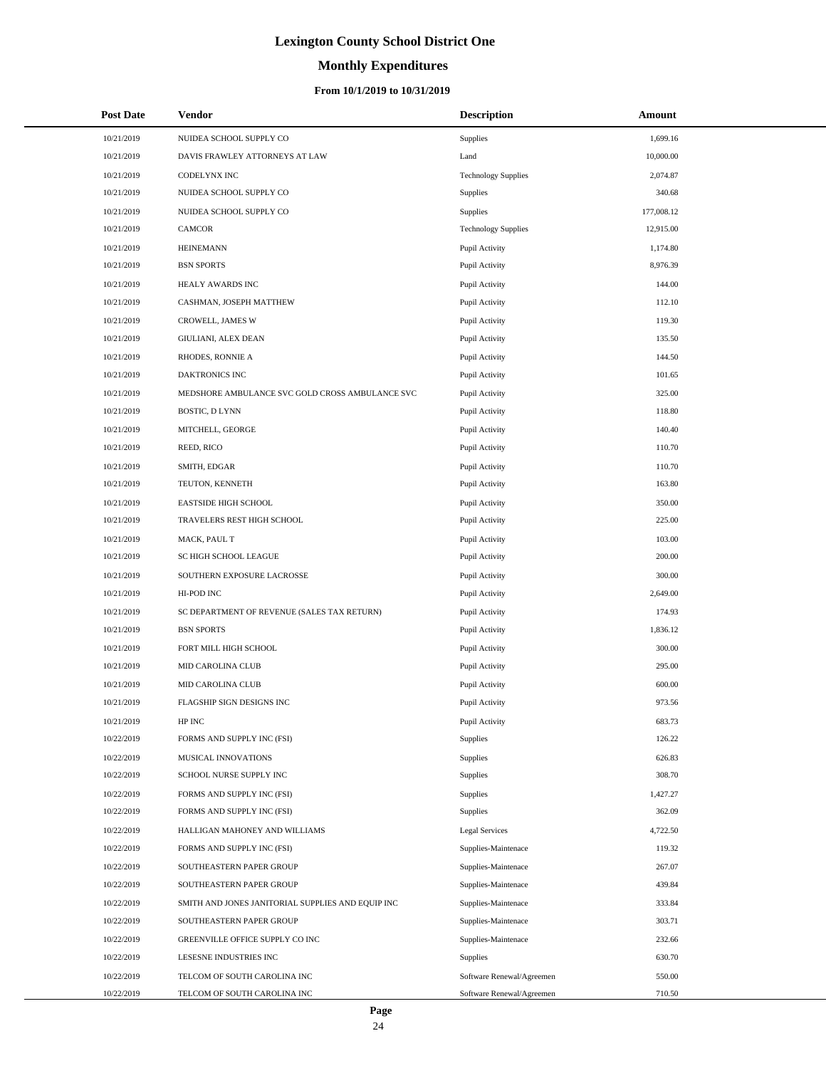# Lexington County School District One

## Monthly Expenditures

### From 10/1/2019 to 10/31/2019

| Post Date | Vendor | Description | Amount |
|---|---|---|---|
| 10/21/2019 | NUIDEA SCHOOL SUPPLY CO | Supplies | 1,699.16 |
| 10/21/2019 | DAVIS FRAWLEY ATTORNEYS AT LAW | Land | 10,000.00 |
| 10/21/2019 | CODELYNX INC | Technology Supplies | 2,074.87 |
| 10/21/2019 | NUIDEA SCHOOL SUPPLY CO | Supplies | 340.68 |
| 10/21/2019 | NUIDEA SCHOOL SUPPLY CO | Supplies | 177,008.12 |
| 10/21/2019 | CAMCOR | Technology Supplies | 12,915.00 |
| 10/21/2019 | HEINEMANN | Pupil Activity | 1,174.80 |
| 10/21/2019 | BSN SPORTS | Pupil Activity | 8,976.39 |
| 10/21/2019 | HEALY AWARDS INC | Pupil Activity | 144.00 |
| 10/21/2019 | CASHMAN, JOSEPH MATTHEW | Pupil Activity | 112.10 |
| 10/21/2019 | CROWELL, JAMES W | Pupil Activity | 119.30 |
| 10/21/2019 | GIULIANI, ALEX DEAN | Pupil Activity | 135.50 |
| 10/21/2019 | RHODES, RONNIE A | Pupil Activity | 144.50 |
| 10/21/2019 | DAKTRONICS INC | Pupil Activity | 101.65 |
| 10/21/2019 | MEDSHORE AMBULANCE SVC GOLD CROSS AMBULANCE SVC | Pupil Activity | 325.00 |
| 10/21/2019 | BOSTIC, D LYNN | Pupil Activity | 118.80 |
| 10/21/2019 | MITCHELL, GEORGE | Pupil Activity | 140.40 |
| 10/21/2019 | REED, RICO | Pupil Activity | 110.70 |
| 10/21/2019 | SMITH, EDGAR | Pupil Activity | 110.70 |
| 10/21/2019 | TEUTON, KENNETH | Pupil Activity | 163.80 |
| 10/21/2019 | EASTSIDE HIGH SCHOOL | Pupil Activity | 350.00 |
| 10/21/2019 | TRAVELERS REST HIGH SCHOOL | Pupil Activity | 225.00 |
| 10/21/2019 | MACK, PAUL T | Pupil Activity | 103.00 |
| 10/21/2019 | SC HIGH SCHOOL LEAGUE | Pupil Activity | 200.00 |
| 10/21/2019 | SOUTHERN EXPOSURE LACROSSE | Pupil Activity | 300.00 |
| 10/21/2019 | HI-POD INC | Pupil Activity | 2,649.00 |
| 10/21/2019 | SC DEPARTMENT OF REVENUE (SALES TAX RETURN) | Pupil Activity | 174.93 |
| 10/21/2019 | BSN SPORTS | Pupil Activity | 1,836.12 |
| 10/21/2019 | FORT MILL HIGH SCHOOL | Pupil Activity | 300.00 |
| 10/21/2019 | MID CAROLINA CLUB | Pupil Activity | 295.00 |
| 10/21/2019 | MID CAROLINA CLUB | Pupil Activity | 600.00 |
| 10/21/2019 | FLAGSHIP SIGN DESIGNS INC | Pupil Activity | 973.56 |
| 10/21/2019 | HP INC | Pupil Activity | 683.73 |
| 10/22/2019 | FORMS AND SUPPLY INC (FSI) | Supplies | 126.22 |
| 10/22/2019 | MUSICAL INNOVATIONS | Supplies | 626.83 |
| 10/22/2019 | SCHOOL NURSE SUPPLY INC | Supplies | 308.70 |
| 10/22/2019 | FORMS AND SUPPLY INC (FSI) | Supplies | 1,427.27 |
| 10/22/2019 | FORMS AND SUPPLY INC (FSI) | Supplies | 362.09 |
| 10/22/2019 | HALLIGAN MAHONEY AND WILLIAMS | Legal Services | 4,722.50 |
| 10/22/2019 | FORMS AND SUPPLY INC (FSI) | Supplies-Maintenace | 119.32 |
| 10/22/2019 | SOUTHEASTERN PAPER GROUP | Supplies-Maintenace | 267.07 |
| 10/22/2019 | SOUTHEASTERN PAPER GROUP | Supplies-Maintenace | 439.84 |
| 10/22/2019 | SMITH AND JONES JANITORIAL SUPPLIES AND EQUIP INC | Supplies-Maintenace | 333.84 |
| 10/22/2019 | SOUTHEASTERN PAPER GROUP | Supplies-Maintenace | 303.71 |
| 10/22/2019 | GREENVILLE OFFICE SUPPLY CO INC | Supplies-Maintenace | 232.66 |
| 10/22/2019 | LESESNE INDUSTRIES INC | Supplies | 630.70 |
| 10/22/2019 | TELCOM OF SOUTH CAROLINA INC | Software Renewal/Agreemen | 550.00 |
| 10/22/2019 | TELCOM OF SOUTH CAROLINA INC | Software Renewal/Agreemen | 710.50 |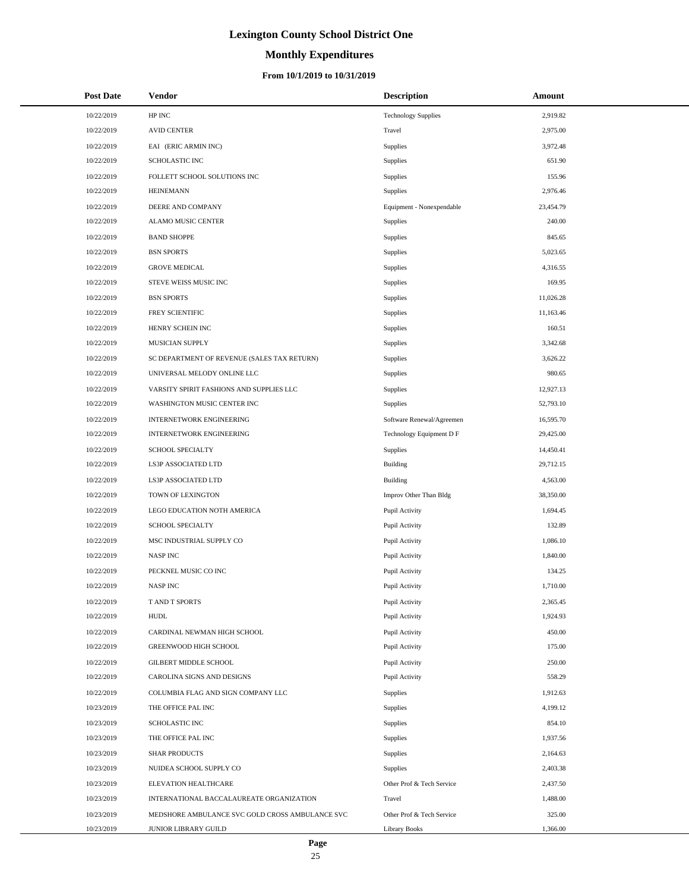# Lexington County School District One

## Monthly Expenditures

### From 10/1/2019 to 10/31/2019

| Post Date | Vendor | Description | Amount |
|---|---|---|---|
| 10/22/2019 | HP INC | Technology Supplies | 2,919.82 |
| 10/22/2019 | AVID CENTER | Travel | 2,975.00 |
| 10/22/2019 | EAI (ERIC ARMIN INC) | Supplies | 3,972.48 |
| 10/22/2019 | SCHOLASTIC INC | Supplies | 651.90 |
| 10/22/2019 | FOLLETT SCHOOL SOLUTIONS INC | Supplies | 155.96 |
| 10/22/2019 | HEINEMANN | Supplies | 2,976.46 |
| 10/22/2019 | DEERE AND COMPANY | Equipment - Nonexpendable | 23,454.79 |
| 10/22/2019 | ALAMO MUSIC CENTER | Supplies | 240.00 |
| 10/22/2019 | BAND SHOPPE | Supplies | 845.65 |
| 10/22/2019 | BSN SPORTS | Supplies | 5,023.65 |
| 10/22/2019 | GROVE MEDICAL | Supplies | 4,316.55 |
| 10/22/2019 | STEVE WEISS MUSIC INC | Supplies | 169.95 |
| 10/22/2019 | BSN SPORTS | Supplies | 11,026.28 |
| 10/22/2019 | FREY SCIENTIFIC | Supplies | 11,163.46 |
| 10/22/2019 | HENRY SCHEIN INC | Supplies | 160.51 |
| 10/22/2019 | MUSICIAN SUPPLY | Supplies | 3,342.68 |
| 10/22/2019 | SC DEPARTMENT OF REVENUE (SALES TAX RETURN) | Supplies | 3,626.22 |
| 10/22/2019 | UNIVERSAL MELODY ONLINE LLC | Supplies | 980.65 |
| 10/22/2019 | VARSITY SPIRIT FASHIONS AND SUPPLIES LLC | Supplies | 12,927.13 |
| 10/22/2019 | WASHINGTON MUSIC CENTER INC | Supplies | 52,793.10 |
| 10/22/2019 | INTERNETWORK ENGINEERING | Software Renewal/Agreemen | 16,595.70 |
| 10/22/2019 | INTERNETWORK ENGINEERING | Technology Equipment D F | 29,425.00 |
| 10/22/2019 | SCHOOL SPECIALTY | Supplies | 14,450.41 |
| 10/22/2019 | LS3P ASSOCIATED LTD | Building | 29,712.15 |
| 10/22/2019 | LS3P ASSOCIATED LTD | Building | 4,563.00 |
| 10/22/2019 | TOWN OF LEXINGTON | Improv Other Than Bldg | 38,350.00 |
| 10/22/2019 | LEGO EDUCATION NOTH AMERICA | Pupil Activity | 1,694.45 |
| 10/22/2019 | SCHOOL SPECIALTY | Pupil Activity | 132.89 |
| 10/22/2019 | MSC INDUSTRIAL SUPPLY CO | Pupil Activity | 1,086.10 |
| 10/22/2019 | NASP INC | Pupil Activity | 1,840.00 |
| 10/22/2019 | PECKNEL MUSIC CO INC | Pupil Activity | 134.25 |
| 10/22/2019 | NASP INC | Pupil Activity | 1,710.00 |
| 10/22/2019 | T AND T SPORTS | Pupil Activity | 2,365.45 |
| 10/22/2019 | HUDL | Pupil Activity | 1,924.93 |
| 10/22/2019 | CARDINAL NEWMAN HIGH SCHOOL | Pupil Activity | 450.00 |
| 10/22/2019 | GREENWOOD HIGH SCHOOL | Pupil Activity | 175.00 |
| 10/22/2019 | GILBERT MIDDLE SCHOOL | Pupil Activity | 250.00 |
| 10/22/2019 | CAROLINA SIGNS AND DESIGNS | Pupil Activity | 558.29 |
| 10/22/2019 | COLUMBIA FLAG AND SIGN COMPANY LLC | Supplies | 1,912.63 |
| 10/23/2019 | THE OFFICE PAL INC | Supplies | 4,199.12 |
| 10/23/2019 | SCHOLASTIC INC | Supplies | 854.10 |
| 10/23/2019 | THE OFFICE PAL INC | Supplies | 1,937.56 |
| 10/23/2019 | SHAR PRODUCTS | Supplies | 2,164.63 |
| 10/23/2019 | NUIDEA SCHOOL SUPPLY CO | Supplies | 2,403.38 |
| 10/23/2019 | ELEVATION HEALTHCARE | Other Prof & Tech Service | 2,437.50 |
| 10/23/2019 | INTERNATIONAL BACCALAUREATE ORGANIZATION | Travel | 1,488.00 |
| 10/23/2019 | MEDSHORE AMBULANCE SVC GOLD CROSS AMBULANCE SVC | Other Prof & Tech Service | 325.00 |
| 10/23/2019 | JUNIOR LIBRARY GUILD | Library Books | 1,366.00 |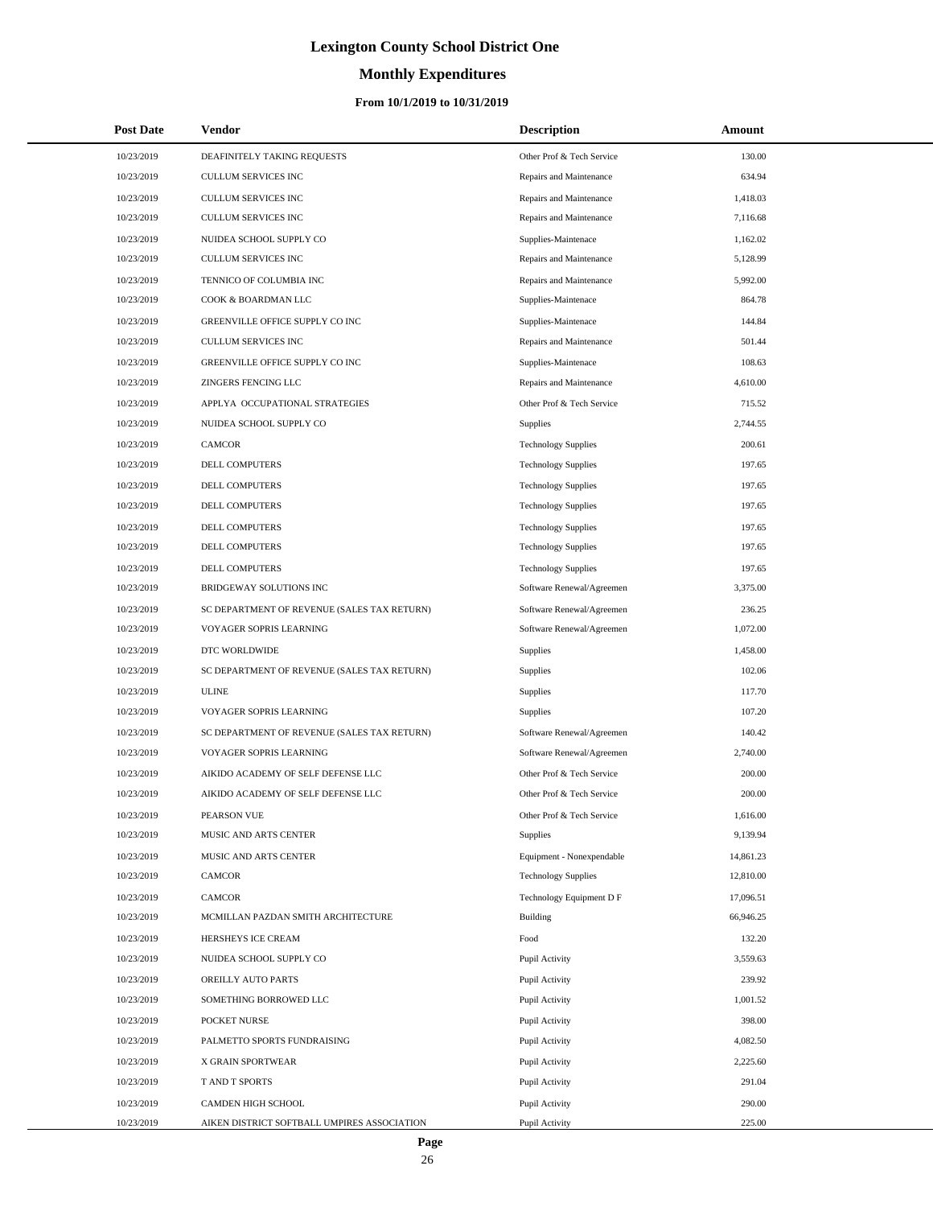# Lexington County School District One

## Monthly Expenditures

### From 10/1/2019 to 10/31/2019

| Post Date | Vendor | Description | Amount |
|---|---|---|---|
| 10/23/2019 | DEAFINITELY TAKING REQUESTS | Other Prof & Tech Service | 130.00 |
| 10/23/2019 | CULLUM SERVICES INC | Repairs and Maintenance | 634.94 |
| 10/23/2019 | CULLUM SERVICES INC | Repairs and Maintenance | 1,418.03 |
| 10/23/2019 | CULLUM SERVICES INC | Repairs and Maintenance | 7,116.68 |
| 10/23/2019 | NUIDEA SCHOOL SUPPLY CO | Supplies-Maintenace | 1,162.02 |
| 10/23/2019 | CULLUM SERVICES INC | Repairs and Maintenance | 5,128.99 |
| 10/23/2019 | TENNICO OF COLUMBIA INC | Repairs and Maintenance | 5,992.00 |
| 10/23/2019 | COOK & BOARDMAN LLC | Supplies-Maintenace | 864.78 |
| 10/23/2019 | GREENVILLE OFFICE SUPPLY CO INC | Supplies-Maintenace | 144.84 |
| 10/23/2019 | CULLUM SERVICES INC | Repairs and Maintenance | 501.44 |
| 10/23/2019 | GREENVILLE OFFICE SUPPLY CO INC | Supplies-Maintenace | 108.63 |
| 10/23/2019 | ZINGERS FENCING LLC | Repairs and Maintenance | 4,610.00 |
| 10/23/2019 | APPLYA OCCUPATIONAL STRATEGIES | Other Prof & Tech Service | 715.52 |
| 10/23/2019 | NUIDEA SCHOOL SUPPLY CO | Supplies | 2,744.55 |
| 10/23/2019 | CAMCOR | Technology Supplies | 200.61 |
| 10/23/2019 | DELL COMPUTERS | Technology Supplies | 197.65 |
| 10/23/2019 | DELL COMPUTERS | Technology Supplies | 197.65 |
| 10/23/2019 | DELL COMPUTERS | Technology Supplies | 197.65 |
| 10/23/2019 | DELL COMPUTERS | Technology Supplies | 197.65 |
| 10/23/2019 | DELL COMPUTERS | Technology Supplies | 197.65 |
| 10/23/2019 | DELL COMPUTERS | Technology Supplies | 197.65 |
| 10/23/2019 | BRIDGEWAY SOLUTIONS INC | Software Renewal/Agreemen | 3,375.00 |
| 10/23/2019 | SC DEPARTMENT OF REVENUE (SALES TAX RETURN) | Software Renewal/Agreemen | 236.25 |
| 10/23/2019 | VOYAGER SOPRIS LEARNING | Software Renewal/Agreemen | 1,072.00 |
| 10/23/2019 | DTC WORLDWIDE | Supplies | 1,458.00 |
| 10/23/2019 | SC DEPARTMENT OF REVENUE (SALES TAX RETURN) | Supplies | 102.06 |
| 10/23/2019 | ULINE | Supplies | 117.70 |
| 10/23/2019 | VOYAGER SOPRIS LEARNING | Supplies | 107.20 |
| 10/23/2019 | SC DEPARTMENT OF REVENUE (SALES TAX RETURN) | Software Renewal/Agreemen | 140.42 |
| 10/23/2019 | VOYAGER SOPRIS LEARNING | Software Renewal/Agreemen | 2,740.00 |
| 10/23/2019 | AIKIDO ACADEMY OF SELF DEFENSE LLC | Other Prof & Tech Service | 200.00 |
| 10/23/2019 | AIKIDO ACADEMY OF SELF DEFENSE LLC | Other Prof & Tech Service | 200.00 |
| 10/23/2019 | PEARSON VUE | Other Prof & Tech Service | 1,616.00 |
| 10/23/2019 | MUSIC AND ARTS CENTER | Supplies | 9,139.94 |
| 10/23/2019 | MUSIC AND ARTS CENTER | Equipment - Nonexpendable | 14,861.23 |
| 10/23/2019 | CAMCOR | Technology Supplies | 12,810.00 |
| 10/23/2019 | CAMCOR | Technology Equipment D F | 17,096.51 |
| 10/23/2019 | MCMILLAN PAZDAN SMITH ARCHITECTURE | Building | 66,946.25 |
| 10/23/2019 | HERSHEYS ICE CREAM | Food | 132.20 |
| 10/23/2019 | NUIDEA SCHOOL SUPPLY CO | Pupil Activity | 3,559.63 |
| 10/23/2019 | OREILLY AUTO PARTS | Pupil Activity | 239.92 |
| 10/23/2019 | SOMETHING BORROWED LLC | Pupil Activity | 1,001.52 |
| 10/23/2019 | POCKET NURSE | Pupil Activity | 398.00 |
| 10/23/2019 | PALMETTO SPORTS FUNDRAISING | Pupil Activity | 4,082.50 |
| 10/23/2019 | X GRAIN SPORTWEAR | Pupil Activity | 2,225.60 |
| 10/23/2019 | T AND T SPORTS | Pupil Activity | 291.04 |
| 10/23/2019 | CAMDEN HIGH SCHOOL | Pupil Activity | 290.00 |
| 10/23/2019 | AIKEN DISTRICT SOFTBALL UMPIRES ASSOCIATION | Pupil Activity | 225.00 |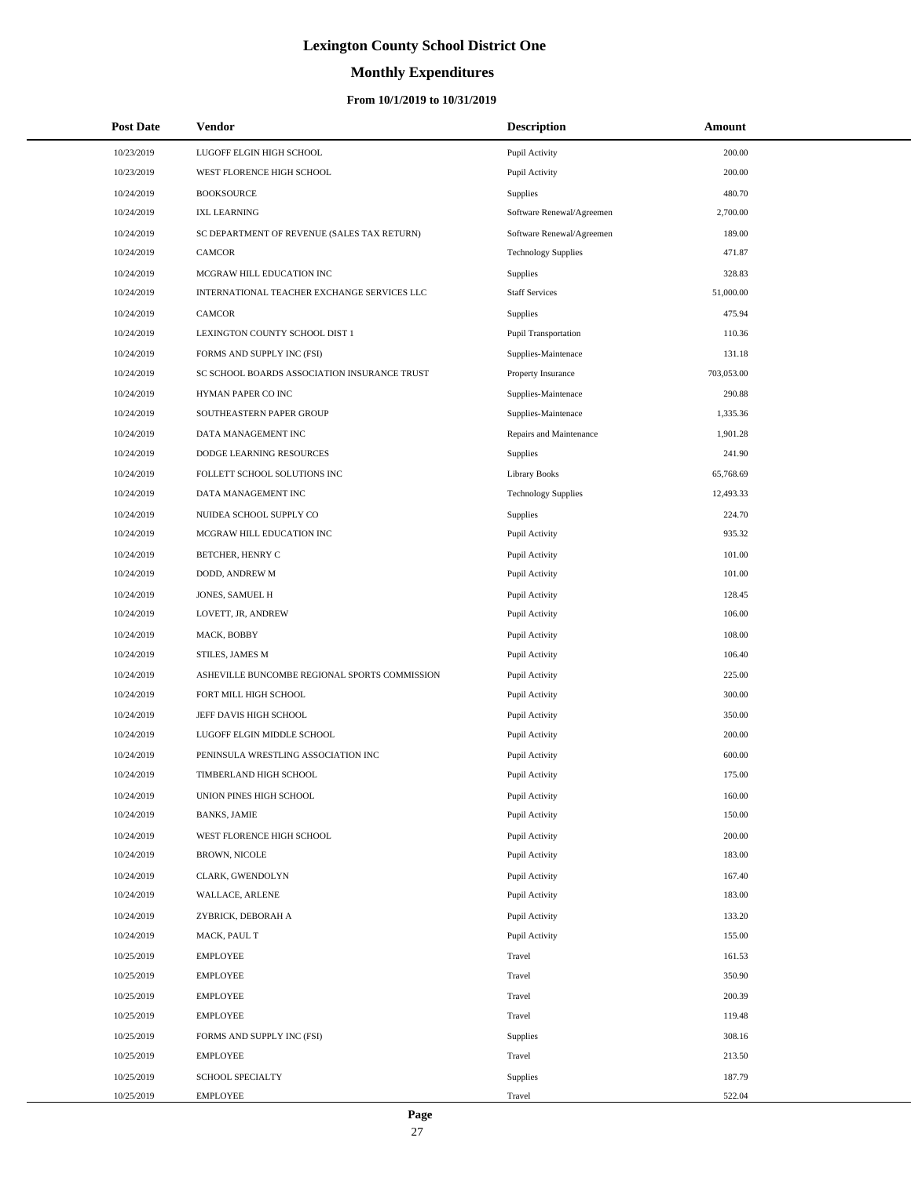# Lexington County School District One

## Monthly Expenditures

### From 10/1/2019 to 10/31/2019

| Post Date | Vendor | Description | Amount |
|---|---|---|---|
| 10/23/2019 | LUGOFF ELGIN HIGH SCHOOL | Pupil Activity | 200.00 |
| 10/23/2019 | WEST FLORENCE HIGH SCHOOL | Pupil Activity | 200.00 |
| 10/24/2019 | BOOKSOURCE | Supplies | 480.70 |
| 10/24/2019 | IXL LEARNING | Software Renewal/Agreemen | 2,700.00 |
| 10/24/2019 | SC DEPARTMENT OF REVENUE (SALES TAX RETURN) | Software Renewal/Agreemen | 189.00 |
| 10/24/2019 | CAMCOR | Technology Supplies | 471.87 |
| 10/24/2019 | MCGRAW HILL EDUCATION INC | Supplies | 328.83 |
| 10/24/2019 | INTERNATIONAL TEACHER EXCHANGE SERVICES LLC | Staff Services | 51,000.00 |
| 10/24/2019 | CAMCOR | Supplies | 475.94 |
| 10/24/2019 | LEXINGTON COUNTY SCHOOL DIST 1 | Pupil Transportation | 110.36 |
| 10/24/2019 | FORMS AND SUPPLY INC (FSI) | Supplies-Maintenace | 131.18 |
| 10/24/2019 | SC SCHOOL BOARDS ASSOCIATION INSURANCE TRUST | Property Insurance | 703,053.00 |
| 10/24/2019 | HYMAN PAPER CO INC | Supplies-Maintenace | 290.88 |
| 10/24/2019 | SOUTHEASTERN PAPER GROUP | Supplies-Maintenace | 1,335.36 |
| 10/24/2019 | DATA MANAGEMENT INC | Repairs and Maintenance | 1,901.28 |
| 10/24/2019 | DODGE LEARNING RESOURCES | Supplies | 241.90 |
| 10/24/2019 | FOLLETT SCHOOL SOLUTIONS INC | Library Books | 65,768.69 |
| 10/24/2019 | DATA MANAGEMENT INC | Technology Supplies | 12,493.33 |
| 10/24/2019 | NUIDEA SCHOOL SUPPLY CO | Supplies | 224.70 |
| 10/24/2019 | MCGRAW HILL EDUCATION INC | Pupil Activity | 935.32 |
| 10/24/2019 | BETCHER, HENRY C | Pupil Activity | 101.00 |
| 10/24/2019 | DODD, ANDREW M | Pupil Activity | 101.00 |
| 10/24/2019 | JONES, SAMUEL H | Pupil Activity | 128.45 |
| 10/24/2019 | LOVETT, JR, ANDREW | Pupil Activity | 106.00 |
| 10/24/2019 | MACK, BOBBY | Pupil Activity | 108.00 |
| 10/24/2019 | STILES, JAMES M | Pupil Activity | 106.40 |
| 10/24/2019 | ASHEVILLE BUNCOMBE REGIONAL SPORTS COMMISSION | Pupil Activity | 225.00 |
| 10/24/2019 | FORT MILL HIGH SCHOOL | Pupil Activity | 300.00 |
| 10/24/2019 | JEFF DAVIS HIGH SCHOOL | Pupil Activity | 350.00 |
| 10/24/2019 | LUGOFF ELGIN MIDDLE SCHOOL | Pupil Activity | 200.00 |
| 10/24/2019 | PENINSULA WRESTLING ASSOCIATION INC | Pupil Activity | 600.00 |
| 10/24/2019 | TIMBERLAND HIGH SCHOOL | Pupil Activity | 175.00 |
| 10/24/2019 | UNION PINES HIGH SCHOOL | Pupil Activity | 160.00 |
| 10/24/2019 | BANKS, JAMIE | Pupil Activity | 150.00 |
| 10/24/2019 | WEST FLORENCE HIGH SCHOOL | Pupil Activity | 200.00 |
| 10/24/2019 | BROWN, NICOLE | Pupil Activity | 183.00 |
| 10/24/2019 | CLARK, GWENDOLYN | Pupil Activity | 167.40 |
| 10/24/2019 | WALLACE, ARLENE | Pupil Activity | 183.00 |
| 10/24/2019 | ZYBRICK, DEBORAH A | Pupil Activity | 133.20 |
| 10/24/2019 | MACK, PAUL T | Pupil Activity | 155.00 |
| 10/25/2019 | EMPLOYEE | Travel | 161.53 |
| 10/25/2019 | EMPLOYEE | Travel | 350.90 |
| 10/25/2019 | EMPLOYEE | Travel | 200.39 |
| 10/25/2019 | EMPLOYEE | Travel | 119.48 |
| 10/25/2019 | FORMS AND SUPPLY INC (FSI) | Supplies | 308.16 |
| 10/25/2019 | EMPLOYEE | Travel | 213.50 |
| 10/25/2019 | SCHOOL SPECIALTY | Supplies | 187.79 |
| 10/25/2019 | EMPLOYEE | Travel | 522.04 |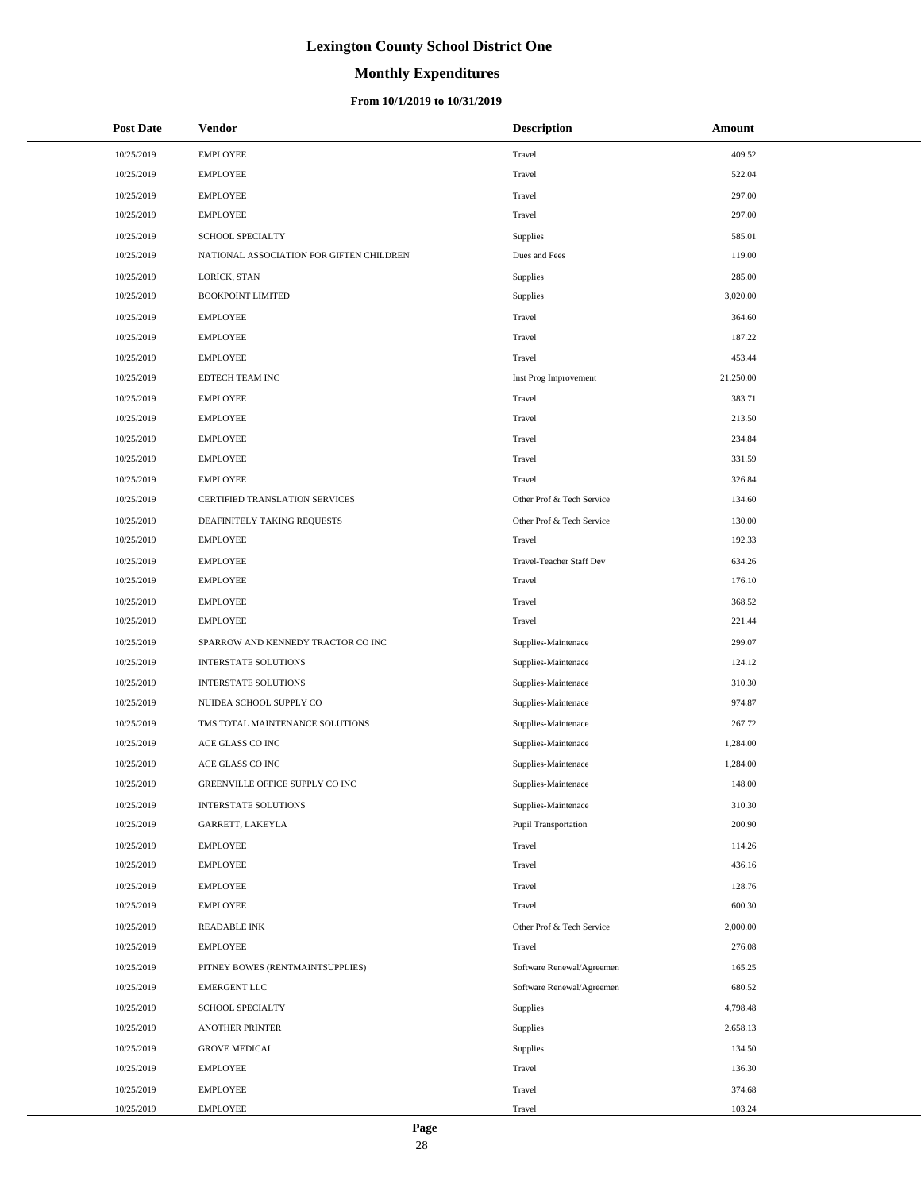# Lexington County School District One

## Monthly Expenditures

### From 10/1/2019 to 10/31/2019

| Post Date | Vendor | Description | Amount |
|---|---|---|---|
| 10/25/2019 | EMPLOYEE | Travel | 409.52 |
| 10/25/2019 | EMPLOYEE | Travel | 522.04 |
| 10/25/2019 | EMPLOYEE | Travel | 297.00 |
| 10/25/2019 | EMPLOYEE | Travel | 297.00 |
| 10/25/2019 | SCHOOL SPECIALTY | Supplies | 585.01 |
| 10/25/2019 | NATIONAL ASSOCIATION FOR GIFTEN CHILDREN | Dues and Fees | 119.00 |
| 10/25/2019 | LORICK, STAN | Supplies | 285.00 |
| 10/25/2019 | BOOKPOINT LIMITED | Supplies | 3,020.00 |
| 10/25/2019 | EMPLOYEE | Travel | 364.60 |
| 10/25/2019 | EMPLOYEE | Travel | 187.22 |
| 10/25/2019 | EMPLOYEE | Travel | 453.44 |
| 10/25/2019 | EDTECH TEAM INC | Inst Prog Improvement | 21,250.00 |
| 10/25/2019 | EMPLOYEE | Travel | 383.71 |
| 10/25/2019 | EMPLOYEE | Travel | 213.50 |
| 10/25/2019 | EMPLOYEE | Travel | 234.84 |
| 10/25/2019 | EMPLOYEE | Travel | 331.59 |
| 10/25/2019 | EMPLOYEE | Travel | 326.84 |
| 10/25/2019 | CERTIFIED TRANSLATION SERVICES | Other Prof & Tech Service | 134.60 |
| 10/25/2019 | DEAFINITELY TAKING REQUESTS | Other Prof & Tech Service | 130.00 |
| 10/25/2019 | EMPLOYEE | Travel | 192.33 |
| 10/25/2019 | EMPLOYEE | Travel-Teacher Staff Dev | 634.26 |
| 10/25/2019 | EMPLOYEE | Travel | 176.10 |
| 10/25/2019 | EMPLOYEE | Travel | 368.52 |
| 10/25/2019 | EMPLOYEE | Travel | 221.44 |
| 10/25/2019 | SPARROW AND KENNEDY TRACTOR CO INC | Supplies-Maintenace | 299.07 |
| 10/25/2019 | INTERSTATE SOLUTIONS | Supplies-Maintenace | 124.12 |
| 10/25/2019 | INTERSTATE SOLUTIONS | Supplies-Maintenace | 310.30 |
| 10/25/2019 | NUIDEA SCHOOL SUPPLY CO | Supplies-Maintenace | 974.87 |
| 10/25/2019 | TMS TOTAL MAINTENANCE SOLUTIONS | Supplies-Maintenace | 267.72 |
| 10/25/2019 | ACE GLASS CO INC | Supplies-Maintenace | 1,284.00 |
| 10/25/2019 | ACE GLASS CO INC | Supplies-Maintenace | 1,284.00 |
| 10/25/2019 | GREENVILLE OFFICE SUPPLY CO INC | Supplies-Maintenace | 148.00 |
| 10/25/2019 | INTERSTATE SOLUTIONS | Supplies-Maintenace | 310.30 |
| 10/25/2019 | GARRETT, LAKEYLA | Pupil Transportation | 200.90 |
| 10/25/2019 | EMPLOYEE | Travel | 114.26 |
| 10/25/2019 | EMPLOYEE | Travel | 436.16 |
| 10/25/2019 | EMPLOYEE | Travel | 128.76 |
| 10/25/2019 | EMPLOYEE | Travel | 600.30 |
| 10/25/2019 | READABLE INK | Other Prof & Tech Service | 2,000.00 |
| 10/25/2019 | EMPLOYEE | Travel | 276.08 |
| 10/25/2019 | PITNEY BOWES (RENTMAINTSUPPLIES) | Software Renewal/Agreemen | 165.25 |
| 10/25/2019 | EMERGENT LLC | Software Renewal/Agreemen | 680.52 |
| 10/25/2019 | SCHOOL SPECIALTY | Supplies | 4,798.48 |
| 10/25/2019 | ANOTHER PRINTER | Supplies | 2,658.13 |
| 10/25/2019 | GROVE MEDICAL | Supplies | 134.50 |
| 10/25/2019 | EMPLOYEE | Travel | 136.30 |
| 10/25/2019 | EMPLOYEE | Travel | 374.68 |
| 10/25/2019 | EMPLOYEE | Travel | 103.24 |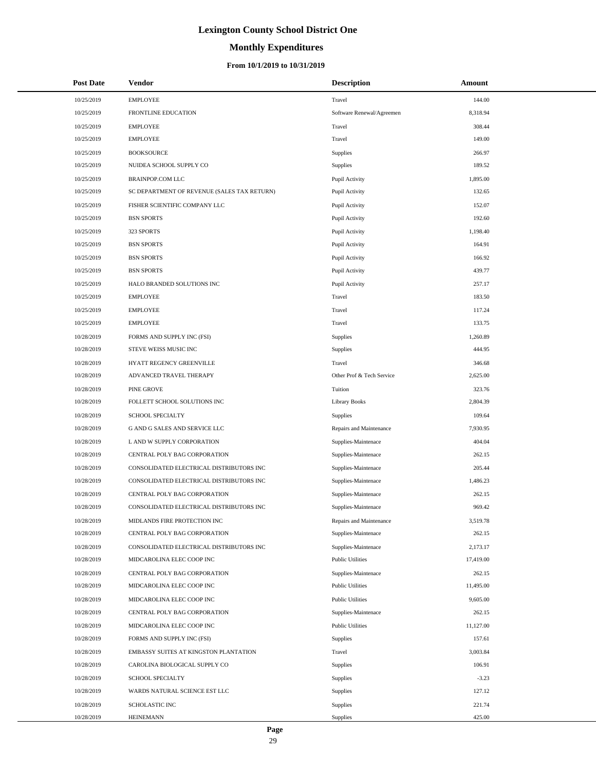# Lexington County School District One

## Monthly Expenditures

### From 10/1/2019 to 10/31/2019

| Post Date | Vendor | Description | Amount |
|---|---|---|---|
| 10/25/2019 | EMPLOYEE | Travel | 144.00 |
| 10/25/2019 | FRONTLINE EDUCATION | Software Renewal/Agreemen | 8,318.94 |
| 10/25/2019 | EMPLOYEE | Travel | 308.44 |
| 10/25/2019 | EMPLOYEE | Travel | 149.00 |
| 10/25/2019 | BOOKSOURCE | Supplies | 266.97 |
| 10/25/2019 | NUIDEA SCHOOL SUPPLY CO | Supplies | 189.52 |
| 10/25/2019 | BRAINPOP.COM LLC | Pupil Activity | 1,895.00 |
| 10/25/2019 | SC DEPARTMENT OF REVENUE (SALES TAX RETURN) | Pupil Activity | 132.65 |
| 10/25/2019 | FISHER SCIENTIFIC COMPANY LLC | Pupil Activity | 152.07 |
| 10/25/2019 | BSN SPORTS | Pupil Activity | 192.60 |
| 10/25/2019 | 323 SPORTS | Pupil Activity | 1,198.40 |
| 10/25/2019 | BSN SPORTS | Pupil Activity | 164.91 |
| 10/25/2019 | BSN SPORTS | Pupil Activity | 166.92 |
| 10/25/2019 | BSN SPORTS | Pupil Activity | 439.77 |
| 10/25/2019 | HALO BRANDED SOLUTIONS INC | Pupil Activity | 257.17 |
| 10/25/2019 | EMPLOYEE | Travel | 183.50 |
| 10/25/2019 | EMPLOYEE | Travel | 117.24 |
| 10/25/2019 | EMPLOYEE | Travel | 133.75 |
| 10/28/2019 | FORMS AND SUPPLY INC (FSI) | Supplies | 1,260.89 |
| 10/28/2019 | STEVE WEISS MUSIC INC | Supplies | 444.95 |
| 10/28/2019 | HYATT REGENCY GREENVILLE | Travel | 346.68 |
| 10/28/2019 | ADVANCED TRAVEL THERAPY | Other Prof & Tech Service | 2,625.00 |
| 10/28/2019 | PINE GROVE | Tuition | 323.76 |
| 10/28/2019 | FOLLETT SCHOOL SOLUTIONS INC | Library Books | 2,804.39 |
| 10/28/2019 | SCHOOL SPECIALTY | Supplies | 109.64 |
| 10/28/2019 | G AND G SALES AND SERVICE LLC | Repairs and Maintenance | 7,930.95 |
| 10/28/2019 | L AND W SUPPLY CORPORATION | Supplies-Maintenace | 404.04 |
| 10/28/2019 | CENTRAL POLY BAG CORPORATION | Supplies-Maintenace | 262.15 |
| 10/28/2019 | CONSOLIDATED ELECTRICAL DISTRIBUTORS INC | Supplies-Maintenace | 205.44 |
| 10/28/2019 | CONSOLIDATED ELECTRICAL DISTRIBUTORS INC | Supplies-Maintenace | 1,486.23 |
| 10/28/2019 | CENTRAL POLY BAG CORPORATION | Supplies-Maintenace | 262.15 |
| 10/28/2019 | CONSOLIDATED ELECTRICAL DISTRIBUTORS INC | Supplies-Maintenace | 969.42 |
| 10/28/2019 | MIDLANDS FIRE PROTECTION INC | Repairs and Maintenance | 3,519.78 |
| 10/28/2019 | CENTRAL POLY BAG CORPORATION | Supplies-Maintenace | 262.15 |
| 10/28/2019 | CONSOLIDATED ELECTRICAL DISTRIBUTORS INC | Supplies-Maintenace | 2,173.17 |
| 10/28/2019 | MIDCAROLINA ELEC COOP INC | Public Utilities | 17,419.00 |
| 10/28/2019 | CENTRAL POLY BAG CORPORATION | Supplies-Maintenace | 262.15 |
| 10/28/2019 | MIDCAROLINA ELEC COOP INC | Public Utilities | 11,495.00 |
| 10/28/2019 | MIDCAROLINA ELEC COOP INC | Public Utilities | 9,605.00 |
| 10/28/2019 | CENTRAL POLY BAG CORPORATION | Supplies-Maintenace | 262.15 |
| 10/28/2019 | MIDCAROLINA ELEC COOP INC | Public Utilities | 11,127.00 |
| 10/28/2019 | FORMS AND SUPPLY INC (FSI) | Supplies | 157.61 |
| 10/28/2019 | EMBASSY SUITES AT KINGSTON PLANTATION | Travel | 3,003.84 |
| 10/28/2019 | CAROLINA BIOLOGICAL SUPPLY CO | Supplies | 106.91 |
| 10/28/2019 | SCHOOL SPECIALTY | Supplies | -3.23 |
| 10/28/2019 | WARDS NATURAL SCIENCE EST LLC | Supplies | 127.12 |
| 10/28/2019 | SCHOLASTIC INC | Supplies | 221.74 |
| 10/28/2019 | HEINEMANN | Supplies | 425.00 |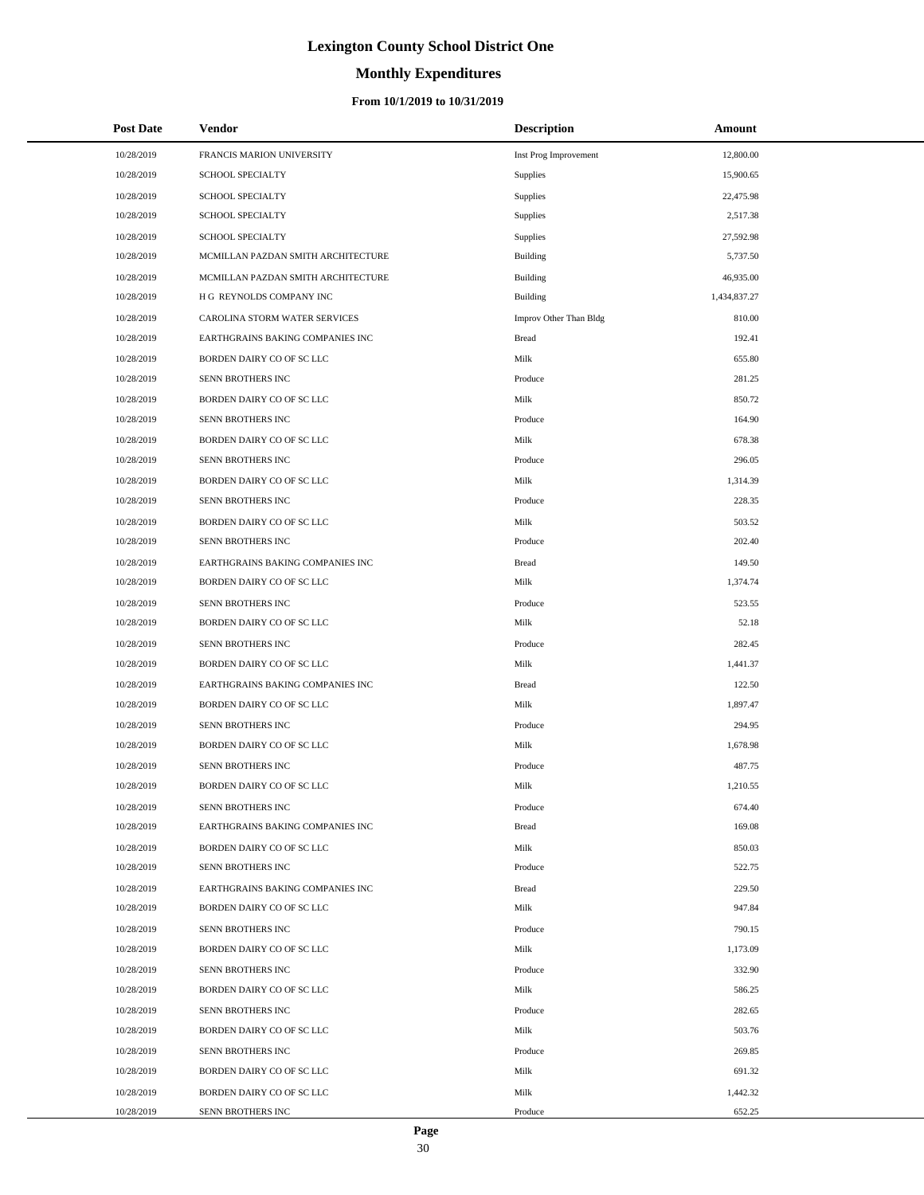# Lexington County School District One

## Monthly Expenditures

### From 10/1/2019 to 10/31/2019

| Post Date | Vendor | Description | Amount |
|---|---|---|---|
| 10/28/2019 | FRANCIS MARION UNIVERSITY | Inst Prog Improvement | 12,800.00 |
| 10/28/2019 | SCHOOL SPECIALTY | Supplies | 15,900.65 |
| 10/28/2019 | SCHOOL SPECIALTY | Supplies | 22,475.98 |
| 10/28/2019 | SCHOOL SPECIALTY | Supplies | 2,517.38 |
| 10/28/2019 | SCHOOL SPECIALTY | Supplies | 27,592.98 |
| 10/28/2019 | MCMILLAN PAZDAN SMITH ARCHITECTURE | Building | 5,737.50 |
| 10/28/2019 | MCMILLAN PAZDAN SMITH ARCHITECTURE | Building | 46,935.00 |
| 10/28/2019 | H G REYNOLDS COMPANY INC | Building | 1,434,837.27 |
| 10/28/2019 | CAROLINA STORM WATER SERVICES | Improv Other Than Bldg | 810.00 |
| 10/28/2019 | EARTHGRAINS BAKING COMPANIES INC | Bread | 192.41 |
| 10/28/2019 | BORDEN DAIRY CO OF SC LLC | Milk | 655.80 |
| 10/28/2019 | SENN BROTHERS INC | Produce | 281.25 |
| 10/28/2019 | BORDEN DAIRY CO OF SC LLC | Milk | 850.72 |
| 10/28/2019 | SENN BROTHERS INC | Produce | 164.90 |
| 10/28/2019 | BORDEN DAIRY CO OF SC LLC | Milk | 678.38 |
| 10/28/2019 | SENN BROTHERS INC | Produce | 296.05 |
| 10/28/2019 | BORDEN DAIRY CO OF SC LLC | Milk | 1,314.39 |
| 10/28/2019 | SENN BROTHERS INC | Produce | 228.35 |
| 10/28/2019 | BORDEN DAIRY CO OF SC LLC | Milk | 503.52 |
| 10/28/2019 | SENN BROTHERS INC | Produce | 202.40 |
| 10/28/2019 | EARTHGRAINS BAKING COMPANIES INC | Bread | 149.50 |
| 10/28/2019 | BORDEN DAIRY CO OF SC LLC | Milk | 1,374.74 |
| 10/28/2019 | SENN BROTHERS INC | Produce | 523.55 |
| 10/28/2019 | BORDEN DAIRY CO OF SC LLC | Milk | 52.18 |
| 10/28/2019 | SENN BROTHERS INC | Produce | 282.45 |
| 10/28/2019 | BORDEN DAIRY CO OF SC LLC | Milk | 1,441.37 |
| 10/28/2019 | EARTHGRAINS BAKING COMPANIES INC | Bread | 122.50 |
| 10/28/2019 | BORDEN DAIRY CO OF SC LLC | Milk | 1,897.47 |
| 10/28/2019 | SENN BROTHERS INC | Produce | 294.95 |
| 10/28/2019 | BORDEN DAIRY CO OF SC LLC | Milk | 1,678.98 |
| 10/28/2019 | SENN BROTHERS INC | Produce | 487.75 |
| 10/28/2019 | BORDEN DAIRY CO OF SC LLC | Milk | 1,210.55 |
| 10/28/2019 | SENN BROTHERS INC | Produce | 674.40 |
| 10/28/2019 | EARTHGRAINS BAKING COMPANIES INC | Bread | 169.08 |
| 10/28/2019 | BORDEN DAIRY CO OF SC LLC | Milk | 850.03 |
| 10/28/2019 | SENN BROTHERS INC | Produce | 522.75 |
| 10/28/2019 | EARTHGRAINS BAKING COMPANIES INC | Bread | 229.50 |
| 10/28/2019 | BORDEN DAIRY CO OF SC LLC | Milk | 947.84 |
| 10/28/2019 | SENN BROTHERS INC | Produce | 790.15 |
| 10/28/2019 | BORDEN DAIRY CO OF SC LLC | Milk | 1,173.09 |
| 10/28/2019 | SENN BROTHERS INC | Produce | 332.90 |
| 10/28/2019 | BORDEN DAIRY CO OF SC LLC | Milk | 586.25 |
| 10/28/2019 | SENN BROTHERS INC | Produce | 282.65 |
| 10/28/2019 | BORDEN DAIRY CO OF SC LLC | Milk | 503.76 |
| 10/28/2019 | SENN BROTHERS INC | Produce | 269.85 |
| 10/28/2019 | BORDEN DAIRY CO OF SC LLC | Milk | 691.32 |
| 10/28/2019 | BORDEN DAIRY CO OF SC LLC | Milk | 1,442.32 |
| 10/28/2019 | SENN BROTHERS INC | Produce | 652.25 |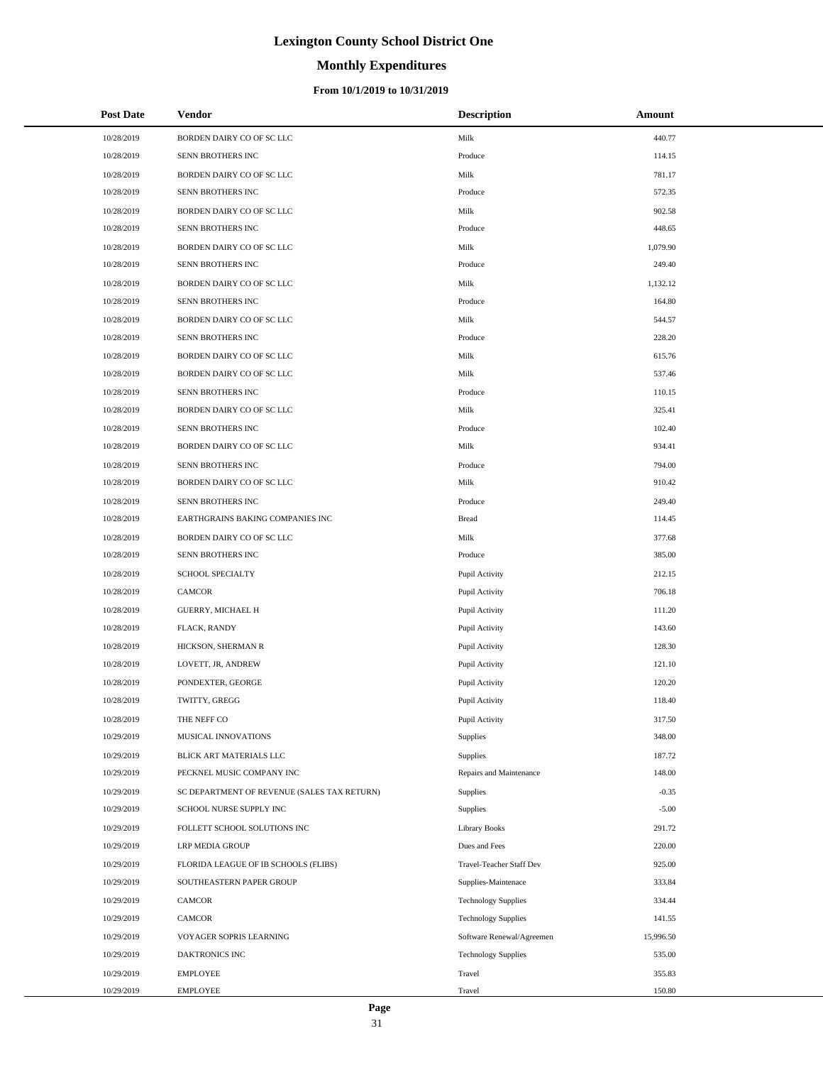# Lexington County School District One

## Monthly Expenditures

### From 10/1/2019 to 10/31/2019

| Post Date | Vendor | Description | Amount |
|---|---|---|---|
| 10/28/2019 | BORDEN DAIRY CO OF SC LLC | Milk | 440.77 |
| 10/28/2019 | SENN BROTHERS INC | Produce | 114.15 |
| 10/28/2019 | BORDEN DAIRY CO OF SC LLC | Milk | 781.17 |
| 10/28/2019 | SENN BROTHERS INC | Produce | 572.35 |
| 10/28/2019 | BORDEN DAIRY CO OF SC LLC | Milk | 902.58 |
| 10/28/2019 | SENN BROTHERS INC | Produce | 448.65 |
| 10/28/2019 | BORDEN DAIRY CO OF SC LLC | Milk | 1,079.90 |
| 10/28/2019 | SENN BROTHERS INC | Produce | 249.40 |
| 10/28/2019 | BORDEN DAIRY CO OF SC LLC | Milk | 1,132.12 |
| 10/28/2019 | SENN BROTHERS INC | Produce | 164.80 |
| 10/28/2019 | BORDEN DAIRY CO OF SC LLC | Milk | 544.57 |
| 10/28/2019 | SENN BROTHERS INC | Produce | 228.20 |
| 10/28/2019 | BORDEN DAIRY CO OF SC LLC | Milk | 615.76 |
| 10/28/2019 | BORDEN DAIRY CO OF SC LLC | Milk | 537.46 |
| 10/28/2019 | SENN BROTHERS INC | Produce | 110.15 |
| 10/28/2019 | BORDEN DAIRY CO OF SC LLC | Milk | 325.41 |
| 10/28/2019 | SENN BROTHERS INC | Produce | 102.40 |
| 10/28/2019 | BORDEN DAIRY CO OF SC LLC | Milk | 934.41 |
| 10/28/2019 | SENN BROTHERS INC | Produce | 794.00 |
| 10/28/2019 | BORDEN DAIRY CO OF SC LLC | Milk | 910.42 |
| 10/28/2019 | SENN BROTHERS INC | Produce | 249.40 |
| 10/28/2019 | EARTHGRAINS BAKING COMPANIES INC | Bread | 114.45 |
| 10/28/2019 | BORDEN DAIRY CO OF SC LLC | Milk | 377.68 |
| 10/28/2019 | SENN BROTHERS INC | Produce | 385.00 |
| 10/28/2019 | SCHOOL SPECIALTY | Pupil Activity | 212.15 |
| 10/28/2019 | CAMCOR | Pupil Activity | 706.18 |
| 10/28/2019 | GUERRY, MICHAEL H | Pupil Activity | 111.20 |
| 10/28/2019 | FLACK, RANDY | Pupil Activity | 143.60 |
| 10/28/2019 | HICKSON, SHERMAN R | Pupil Activity | 128.30 |
| 10/28/2019 | LOVETT, JR, ANDREW | Pupil Activity | 121.10 |
| 10/28/2019 | PONDEXTER, GEORGE | Pupil Activity | 120.20 |
| 10/28/2019 | TWITTY, GREGG | Pupil Activity | 118.40 |
| 10/28/2019 | THE NEFF CO | Pupil Activity | 317.50 |
| 10/29/2019 | MUSICAL INNOVATIONS | Supplies | 348.00 |
| 10/29/2019 | BLICK ART MATERIALS LLC | Supplies | 187.72 |
| 10/29/2019 | PECKNEL MUSIC COMPANY INC | Repairs and Maintenance | 148.00 |
| 10/29/2019 | SC DEPARTMENT OF REVENUE (SALES TAX RETURN) | Supplies | -0.35 |
| 10/29/2019 | SCHOOL NURSE SUPPLY INC | Supplies | -5.00 |
| 10/29/2019 | FOLLETT SCHOOL SOLUTIONS INC | Library Books | 291.72 |
| 10/29/2019 | LRP MEDIA GROUP | Dues and Fees | 220.00 |
| 10/29/2019 | FLORIDA LEAGUE OF IB SCHOOLS (FLIBS) | Travel-Teacher Staff Dev | 925.00 |
| 10/29/2019 | SOUTHEASTERN PAPER GROUP | Supplies-Maintenace | 333.84 |
| 10/29/2019 | CAMCOR | Technology Supplies | 334.44 |
| 10/29/2019 | CAMCOR | Technology Supplies | 141.55 |
| 10/29/2019 | VOYAGER SOPRIS LEARNING | Software Renewal/Agreemen | 15,996.50 |
| 10/29/2019 | DAKTRONICS INC | Technology Supplies | 535.00 |
| 10/29/2019 | EMPLOYEE | Travel | 355.83 |
| 10/29/2019 | EMPLOYEE | Travel | 150.80 |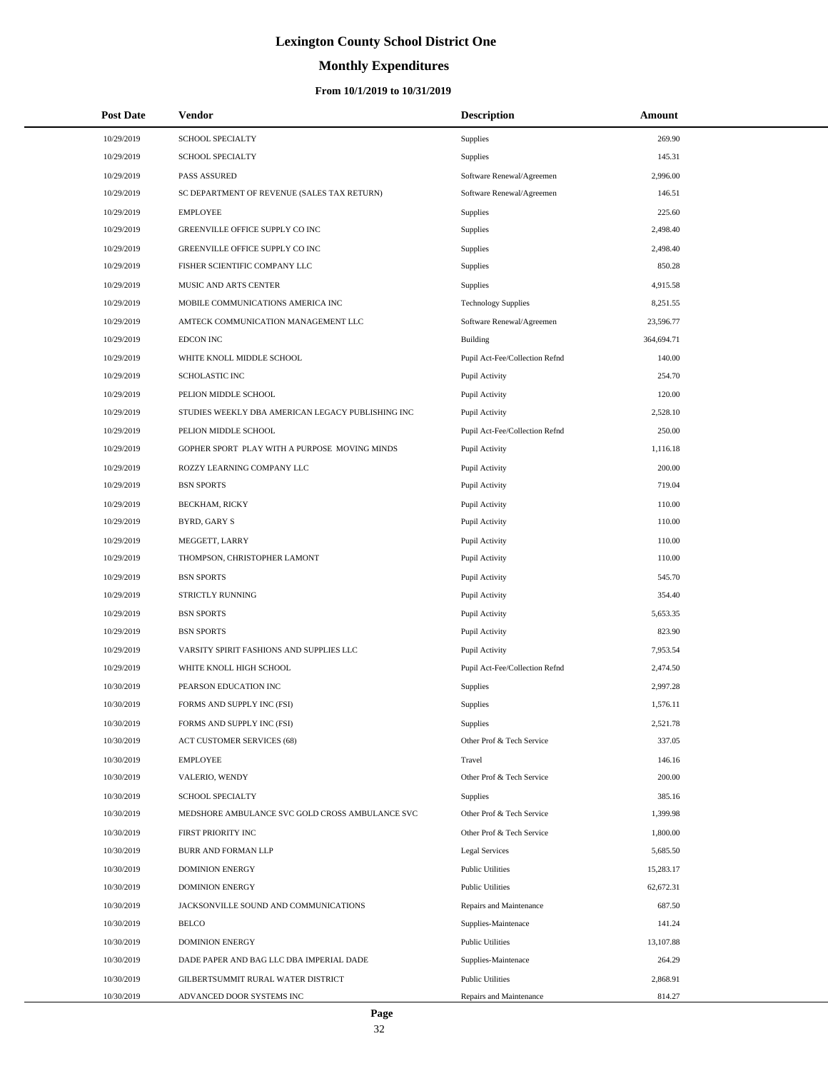# Lexington County School District One

## Monthly Expenditures

### From 10/1/2019 to 10/31/2019

| Post Date | Vendor | Description | Amount |
|---|---|---|---|
| 10/29/2019 | SCHOOL SPECIALTY | Supplies | 269.90 |
| 10/29/2019 | SCHOOL SPECIALTY | Supplies | 145.31 |
| 10/29/2019 | PASS ASSURED | Software Renewal/Agreemen | 2,996.00 |
| 10/29/2019 | SC DEPARTMENT OF REVENUE (SALES TAX RETURN) | Software Renewal/Agreemen | 146.51 |
| 10/29/2019 | EMPLOYEE | Supplies | 225.60 |
| 10/29/2019 | GREENVILLE OFFICE SUPPLY CO INC | Supplies | 2,498.40 |
| 10/29/2019 | GREENVILLE OFFICE SUPPLY CO INC | Supplies | 2,498.40 |
| 10/29/2019 | FISHER SCIENTIFIC COMPANY LLC | Supplies | 850.28 |
| 10/29/2019 | MUSIC AND ARTS CENTER | Supplies | 4,915.58 |
| 10/29/2019 | MOBILE COMMUNICATIONS AMERICA INC | Technology Supplies | 8,251.55 |
| 10/29/2019 | AMTECK COMMUNICATION MANAGEMENT LLC | Software Renewal/Agreemen | 23,596.77 |
| 10/29/2019 | EDCON INC | Building | 364,694.71 |
| 10/29/2019 | WHITE KNOLL MIDDLE SCHOOL | Pupil Act-Fee/Collection Refnd | 140.00 |
| 10/29/2019 | SCHOLASTIC INC | Pupil Activity | 254.70 |
| 10/29/2019 | PELION MIDDLE SCHOOL | Pupil Activity | 120.00 |
| 10/29/2019 | STUDIES WEEKLY DBA AMERICAN LEGACY PUBLISHING INC | Pupil Activity | 2,528.10 |
| 10/29/2019 | PELION MIDDLE SCHOOL | Pupil Act-Fee/Collection Refnd | 250.00 |
| 10/29/2019 | GOPHER SPORT PLAY WITH A PURPOSE MOVING MINDS | Pupil Activity | 1,116.18 |
| 10/29/2019 | ROZZY LEARNING COMPANY LLC | Pupil Activity | 200.00 |
| 10/29/2019 | BSN SPORTS | Pupil Activity | 719.04 |
| 10/29/2019 | BECKHAM, RICKY | Pupil Activity | 110.00 |
| 10/29/2019 | BYRD, GARY S | Pupil Activity | 110.00 |
| 10/29/2019 | MEGGETT, LARRY | Pupil Activity | 110.00 |
| 10/29/2019 | THOMPSON, CHRISTOPHER LAMONT | Pupil Activity | 110.00 |
| 10/29/2019 | BSN SPORTS | Pupil Activity | 545.70 |
| 10/29/2019 | STRICTLY RUNNING | Pupil Activity | 354.40 |
| 10/29/2019 | BSN SPORTS | Pupil Activity | 5,653.35 |
| 10/29/2019 | BSN SPORTS | Pupil Activity | 823.90 |
| 10/29/2019 | VARSITY SPIRIT FASHIONS AND SUPPLIES LLC | Pupil Activity | 7,953.54 |
| 10/29/2019 | WHITE KNOLL HIGH SCHOOL | Pupil Act-Fee/Collection Refnd | 2,474.50 |
| 10/30/2019 | PEARSON EDUCATION INC | Supplies | 2,997.28 |
| 10/30/2019 | FORMS AND SUPPLY INC (FSI) | Supplies | 1,576.11 |
| 10/30/2019 | FORMS AND SUPPLY INC (FSI) | Supplies | 2,521.78 |
| 10/30/2019 | ACT CUSTOMER SERVICES (68) | Other Prof & Tech Service | 337.05 |
| 10/30/2019 | EMPLOYEE | Travel | 146.16 |
| 10/30/2019 | VALERIO, WENDY | Other Prof & Tech Service | 200.00 |
| 10/30/2019 | SCHOOL SPECIALTY | Supplies | 385.16 |
| 10/30/2019 | MEDSHORE AMBULANCE SVC GOLD CROSS AMBULANCE SVC | Other Prof & Tech Service | 1,399.98 |
| 10/30/2019 | FIRST PRIORITY INC | Other Prof & Tech Service | 1,800.00 |
| 10/30/2019 | BURR AND FORMAN LLP | Legal Services | 5,685.50 |
| 10/30/2019 | DOMINION ENERGY | Public Utilities | 15,283.17 |
| 10/30/2019 | DOMINION ENERGY | Public Utilities | 62,672.31 |
| 10/30/2019 | JACKSONVILLE SOUND AND COMMUNICATIONS | Repairs and Maintenance | 687.50 |
| 10/30/2019 | BELCO | Supplies-Maintenace | 141.24 |
| 10/30/2019 | DOMINION ENERGY | Public Utilities | 13,107.88 |
| 10/30/2019 | DADE PAPER AND BAG LLC DBA IMPERIAL DADE | Supplies-Maintenace | 264.29 |
| 10/30/2019 | GILBERTSUMMIT RURAL WATER DISTRICT | Public Utilities | 2,868.91 |
| 10/30/2019 | ADVANCED DOOR SYSTEMS INC | Repairs and Maintenance | 814.27 |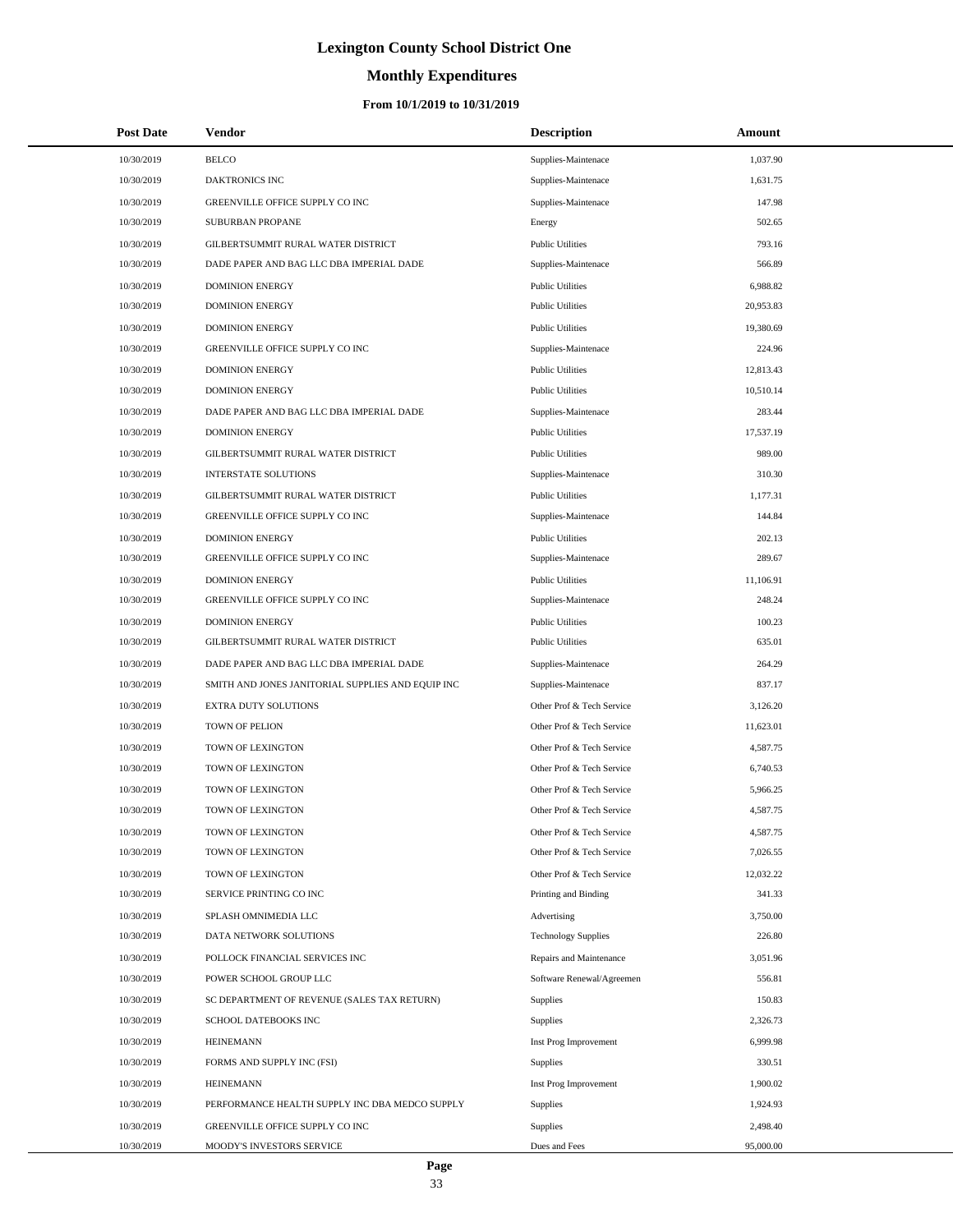# Lexington County School District One

## Monthly Expenditures

### From 10/1/2019 to 10/31/2019

| Post Date | Vendor | Description | Amount |
|---|---|---|---|
| 10/30/2019 | BELCO | Supplies-Maintenace | 1,037.90 |
| 10/30/2019 | DAKTRONICS INC | Supplies-Maintenace | 1,631.75 |
| 10/30/2019 | GREENVILLE OFFICE SUPPLY CO INC | Supplies-Maintenace | 147.98 |
| 10/30/2019 | SUBURBAN PROPANE | Energy | 502.65 |
| 10/30/2019 | GILBERTSUMMIT RURAL WATER DISTRICT | Public Utilities | 793.16 |
| 10/30/2019 | DADE PAPER AND BAG LLC DBA IMPERIAL DADE | Supplies-Maintenace | 566.89 |
| 10/30/2019 | DOMINION ENERGY | Public Utilities | 6,988.82 |
| 10/30/2019 | DOMINION ENERGY | Public Utilities | 20,953.83 |
| 10/30/2019 | DOMINION ENERGY | Public Utilities | 19,380.69 |
| 10/30/2019 | GREENVILLE OFFICE SUPPLY CO INC | Supplies-Maintenace | 224.96 |
| 10/30/2019 | DOMINION ENERGY | Public Utilities | 12,813.43 |
| 10/30/2019 | DOMINION ENERGY | Public Utilities | 10,510.14 |
| 10/30/2019 | DADE PAPER AND BAG LLC DBA IMPERIAL DADE | Supplies-Maintenace | 283.44 |
| 10/30/2019 | DOMINION ENERGY | Public Utilities | 17,537.19 |
| 10/30/2019 | GILBERTSUMMIT RURAL WATER DISTRICT | Public Utilities | 989.00 |
| 10/30/2019 | INTERSTATE SOLUTIONS | Supplies-Maintenace | 310.30 |
| 10/30/2019 | GILBERTSUMMIT RURAL WATER DISTRICT | Public Utilities | 1,177.31 |
| 10/30/2019 | GREENVILLE OFFICE SUPPLY CO INC | Supplies-Maintenace | 144.84 |
| 10/30/2019 | DOMINION ENERGY | Public Utilities | 202.13 |
| 10/30/2019 | GREENVILLE OFFICE SUPPLY CO INC | Supplies-Maintenace | 289.67 |
| 10/30/2019 | DOMINION ENERGY | Public Utilities | 11,106.91 |
| 10/30/2019 | GREENVILLE OFFICE SUPPLY CO INC | Supplies-Maintenace | 248.24 |
| 10/30/2019 | DOMINION ENERGY | Public Utilities | 100.23 |
| 10/30/2019 | GILBERTSUMMIT RURAL WATER DISTRICT | Public Utilities | 635.01 |
| 10/30/2019 | DADE PAPER AND BAG LLC DBA IMPERIAL DADE | Supplies-Maintenace | 264.29 |
| 10/30/2019 | SMITH AND JONES JANITORIAL SUPPLIES AND EQUIP INC | Supplies-Maintenace | 837.17 |
| 10/30/2019 | EXTRA DUTY SOLUTIONS | Other Prof & Tech Service | 3,126.20 |
| 10/30/2019 | TOWN OF PELION | Other Prof & Tech Service | 11,623.01 |
| 10/30/2019 | TOWN OF LEXINGTON | Other Prof & Tech Service | 4,587.75 |
| 10/30/2019 | TOWN OF LEXINGTON | Other Prof & Tech Service | 6,740.53 |
| 10/30/2019 | TOWN OF LEXINGTON | Other Prof & Tech Service | 5,966.25 |
| 10/30/2019 | TOWN OF LEXINGTON | Other Prof & Tech Service | 4,587.75 |
| 10/30/2019 | TOWN OF LEXINGTON | Other Prof & Tech Service | 4,587.75 |
| 10/30/2019 | TOWN OF LEXINGTON | Other Prof & Tech Service | 7,026.55 |
| 10/30/2019 | TOWN OF LEXINGTON | Other Prof & Tech Service | 12,032.22 |
| 10/30/2019 | SERVICE PRINTING CO INC | Printing and Binding | 341.33 |
| 10/30/2019 | SPLASH OMNIMEDIA LLC | Advertising | 3,750.00 |
| 10/30/2019 | DATA NETWORK SOLUTIONS | Technology Supplies | 226.80 |
| 10/30/2019 | POLLOCK FINANCIAL SERVICES INC | Repairs and Maintenance | 3,051.96 |
| 10/30/2019 | POWER SCHOOL GROUP LLC | Software Renewal/Agreemen | 556.81 |
| 10/30/2019 | SC DEPARTMENT OF REVENUE (SALES TAX RETURN) | Supplies | 150.83 |
| 10/30/2019 | SCHOOL DATEBOOKS INC | Supplies | 2,326.73 |
| 10/30/2019 | HEINEMANN | Inst Prog Improvement | 6,999.98 |
| 10/30/2019 | FORMS AND SUPPLY INC (FSI) | Supplies | 330.51 |
| 10/30/2019 | HEINEMANN | Inst Prog Improvement | 1,900.02 |
| 10/30/2019 | PERFORMANCE HEALTH SUPPLY INC DBA MEDCO SUPPLY | Supplies | 1,924.93 |
| 10/30/2019 | GREENVILLE OFFICE SUPPLY CO INC | Supplies | 2,498.40 |
| 10/30/2019 | MOODY'S INVESTORS SERVICE | Dues and Fees | 95,000.00 |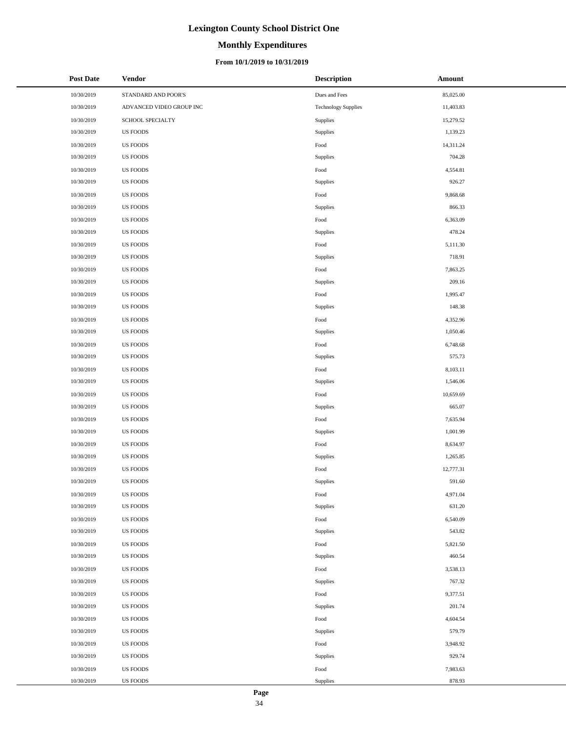# Lexington County School District One

## Monthly Expenditures

### From 10/1/2019 to 10/31/2019

| Post Date | Vendor | Description | Amount |
|---|---|---|---|
| 10/30/2019 | STANDARD AND POOR'S | Dues and Fees | 85,025.00 |
| 10/30/2019 | ADVANCED VIDEO GROUP INC | Technology Supplies | 11,403.83 |
| 10/30/2019 | SCHOOL SPECIALTY | Supplies | 15,279.52 |
| 10/30/2019 | US FOODS | Supplies | 1,139.23 |
| 10/30/2019 | US FOODS | Food | 14,311.24 |
| 10/30/2019 | US FOODS | Supplies | 704.28 |
| 10/30/2019 | US FOODS | Food | 4,554.81 |
| 10/30/2019 | US FOODS | Supplies | 926.27 |
| 10/30/2019 | US FOODS | Food | 9,868.68 |
| 10/30/2019 | US FOODS | Supplies | 866.33 |
| 10/30/2019 | US FOODS | Food | 6,363.09 |
| 10/30/2019 | US FOODS | Supplies | 478.24 |
| 10/30/2019 | US FOODS | Food | 5,111.30 |
| 10/30/2019 | US FOODS | Supplies | 718.91 |
| 10/30/2019 | US FOODS | Food | 7,863.25 |
| 10/30/2019 | US FOODS | Supplies | 209.16 |
| 10/30/2019 | US FOODS | Food | 1,995.47 |
| 10/30/2019 | US FOODS | Supplies | 148.38 |
| 10/30/2019 | US FOODS | Food | 4,352.96 |
| 10/30/2019 | US FOODS | Supplies | 1,050.46 |
| 10/30/2019 | US FOODS | Food | 6,748.68 |
| 10/30/2019 | US FOODS | Supplies | 575.73 |
| 10/30/2019 | US FOODS | Food | 8,103.11 |
| 10/30/2019 | US FOODS | Supplies | 1,546.06 |
| 10/30/2019 | US FOODS | Food | 10,659.69 |
| 10/30/2019 | US FOODS | Supplies | 665.07 |
| 10/30/2019 | US FOODS | Food | 7,635.94 |
| 10/30/2019 | US FOODS | Supplies | 1,001.99 |
| 10/30/2019 | US FOODS | Food | 8,634.97 |
| 10/30/2019 | US FOODS | Supplies | 1,265.85 |
| 10/30/2019 | US FOODS | Food | 12,777.31 |
| 10/30/2019 | US FOODS | Supplies | 591.60 |
| 10/30/2019 | US FOODS | Food | 4,971.04 |
| 10/30/2019 | US FOODS | Supplies | 631.20 |
| 10/30/2019 | US FOODS | Food | 6,540.09 |
| 10/30/2019 | US FOODS | Supplies | 543.82 |
| 10/30/2019 | US FOODS | Food | 5,821.50 |
| 10/30/2019 | US FOODS | Supplies | 460.54 |
| 10/30/2019 | US FOODS | Food | 3,538.13 |
| 10/30/2019 | US FOODS | Supplies | 767.32 |
| 10/30/2019 | US FOODS | Food | 9,377.51 |
| 10/30/2019 | US FOODS | Supplies | 201.74 |
| 10/30/2019 | US FOODS | Food | 4,604.54 |
| 10/30/2019 | US FOODS | Supplies | 579.79 |
| 10/30/2019 | US FOODS | Food | 3,948.92 |
| 10/30/2019 | US FOODS | Supplies | 929.74 |
| 10/30/2019 | US FOODS | Food | 7,983.63 |
| 10/30/2019 | US FOODS | Supplies | 878.93 |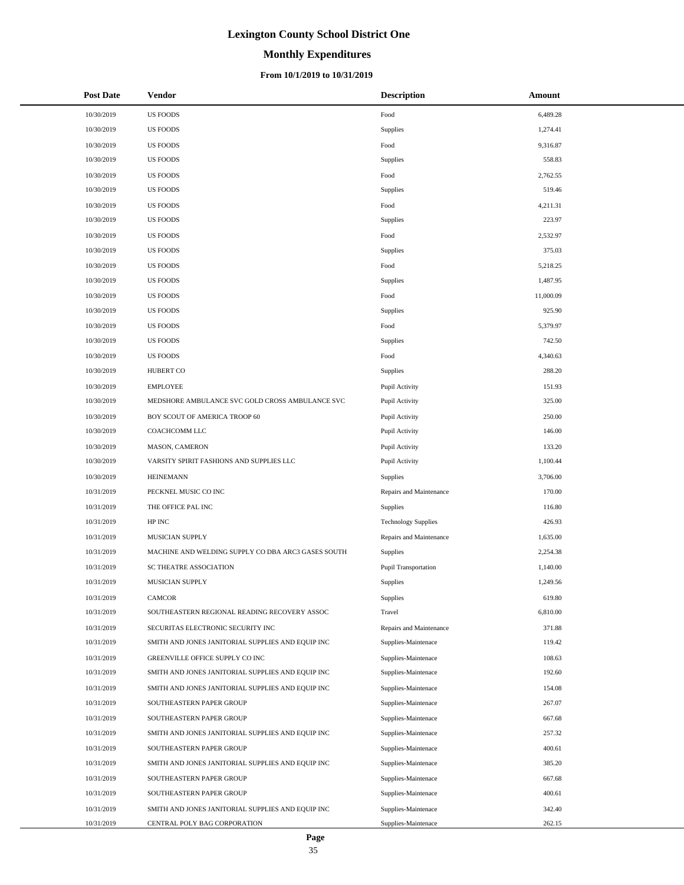# Lexington County School District One

## Monthly Expenditures

### From 10/1/2019 to 10/31/2019

| Post Date | Vendor | Description | Amount |
|---|---|---|---|
| 10/30/2019 | US FOODS | Food | 6,489.28 |
| 10/30/2019 | US FOODS | Supplies | 1,274.41 |
| 10/30/2019 | US FOODS | Food | 9,316.87 |
| 10/30/2019 | US FOODS | Supplies | 558.83 |
| 10/30/2019 | US FOODS | Food | 2,762.55 |
| 10/30/2019 | US FOODS | Supplies | 519.46 |
| 10/30/2019 | US FOODS | Food | 4,211.31 |
| 10/30/2019 | US FOODS | Supplies | 223.97 |
| 10/30/2019 | US FOODS | Food | 2,532.97 |
| 10/30/2019 | US FOODS | Supplies | 375.03 |
| 10/30/2019 | US FOODS | Food | 5,218.25 |
| 10/30/2019 | US FOODS | Supplies | 1,487.95 |
| 10/30/2019 | US FOODS | Food | 11,000.09 |
| 10/30/2019 | US FOODS | Supplies | 925.90 |
| 10/30/2019 | US FOODS | Food | 5,379.97 |
| 10/30/2019 | US FOODS | Supplies | 742.50 |
| 10/30/2019 | US FOODS | Food | 4,340.63 |
| 10/30/2019 | HUBERT CO | Supplies | 288.20 |
| 10/30/2019 | EMPLOYEE | Pupil Activity | 151.93 |
| 10/30/2019 | MEDSHORE AMBULANCE SVC GOLD CROSS AMBULANCE SVC | Pupil Activity | 325.00 |
| 10/30/2019 | BOY SCOUT OF AMERICA TROOP 60 | Pupil Activity | 250.00 |
| 10/30/2019 | COACHCOMM LLC | Pupil Activity | 146.00 |
| 10/30/2019 | MASON, CAMERON | Pupil Activity | 133.20 |
| 10/30/2019 | VARSITY SPIRIT FASHIONS AND SUPPLIES LLC | Pupil Activity | 1,100.44 |
| 10/30/2019 | HEINEMANN | Supplies | 3,706.00 |
| 10/31/2019 | PECKNEL MUSIC CO INC | Repairs and Maintenance | 170.00 |
| 10/31/2019 | THE OFFICE PAL INC | Supplies | 116.80 |
| 10/31/2019 | HP INC | Technology Supplies | 426.93 |
| 10/31/2019 | MUSICIAN SUPPLY | Repairs and Maintenance | 1,635.00 |
| 10/31/2019 | MACHINE AND WELDING SUPPLY CO DBA ARC3 GASES SOUTH | Supplies | 2,254.38 |
| 10/31/2019 | SC THEATRE ASSOCIATION | Pupil Transportation | 1,140.00 |
| 10/31/2019 | MUSICIAN SUPPLY | Supplies | 1,249.56 |
| 10/31/2019 | CAMCOR | Supplies | 619.80 |
| 10/31/2019 | SOUTHEASTERN REGIONAL READING RECOVERY ASSOC | Travel | 6,810.00 |
| 10/31/2019 | SECURITAS ELECTRONIC SECURITY INC | Repairs and Maintenance | 371.88 |
| 10/31/2019 | SMITH AND JONES JANITORIAL SUPPLIES AND EQUIP INC | Supplies-Maintenace | 119.42 |
| 10/31/2019 | GREENVILLE OFFICE SUPPLY CO INC | Supplies-Maintenace | 108.63 |
| 10/31/2019 | SMITH AND JONES JANITORIAL SUPPLIES AND EQUIP INC | Supplies-Maintenace | 192.60 |
| 10/31/2019 | SMITH AND JONES JANITORIAL SUPPLIES AND EQUIP INC | Supplies-Maintenace | 154.08 |
| 10/31/2019 | SOUTHEASTERN PAPER GROUP | Supplies-Maintenace | 267.07 |
| 10/31/2019 | SOUTHEASTERN PAPER GROUP | Supplies-Maintenace | 667.68 |
| 10/31/2019 | SMITH AND JONES JANITORIAL SUPPLIES AND EQUIP INC | Supplies-Maintenace | 257.32 |
| 10/31/2019 | SOUTHEASTERN PAPER GROUP | Supplies-Maintenace | 400.61 |
| 10/31/2019 | SMITH AND JONES JANITORIAL SUPPLIES AND EQUIP INC | Supplies-Maintenace | 385.20 |
| 10/31/2019 | SOUTHEASTERN PAPER GROUP | Supplies-Maintenace | 667.68 |
| 10/31/2019 | SOUTHEASTERN PAPER GROUP | Supplies-Maintenace | 400.61 |
| 10/31/2019 | SMITH AND JONES JANITORIAL SUPPLIES AND EQUIP INC | Supplies-Maintenace | 342.40 |
| 10/31/2019 | CENTRAL POLY BAG CORPORATION | Supplies-Maintenace | 262.15 |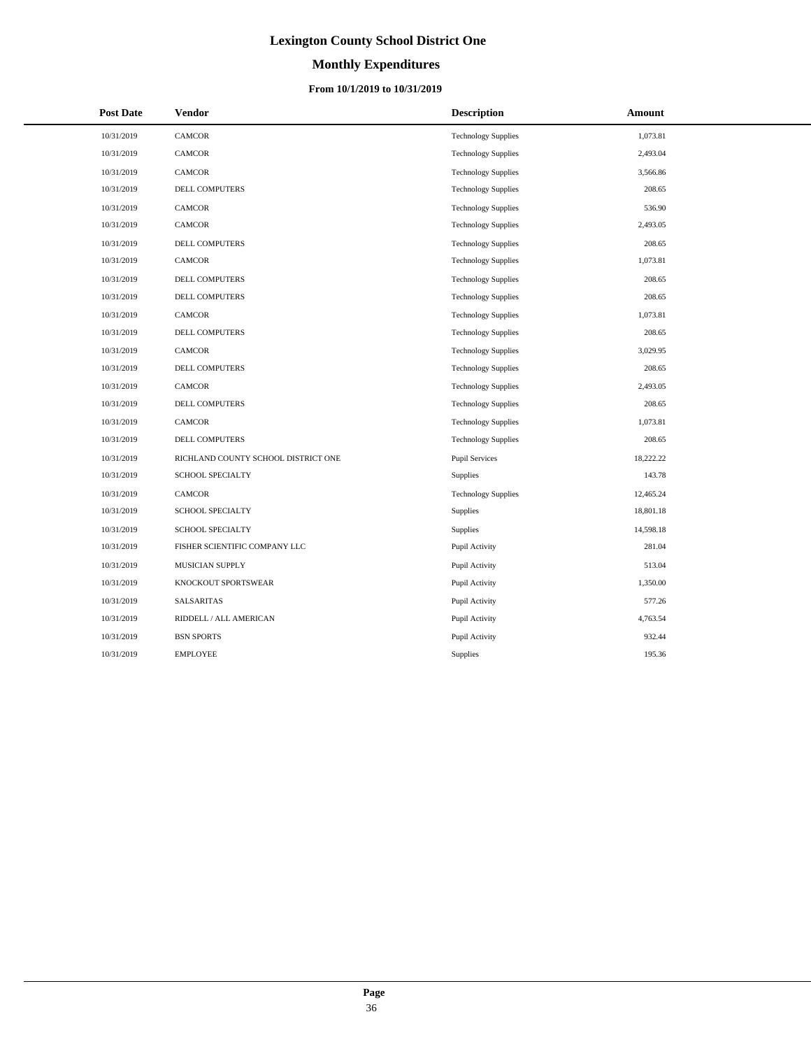# Lexington County School District One

## Monthly Expenditures

### From 10/1/2019 to 10/31/2019

| Post Date | Vendor | Description | Amount |
|---|---|---|---|
| 10/31/2019 | CAMCOR | Technology Supplies | 1,073.81 |
| 10/31/2019 | CAMCOR | Technology Supplies | 2,493.04 |
| 10/31/2019 | CAMCOR | Technology Supplies | 3,566.86 |
| 10/31/2019 | DELL COMPUTERS | Technology Supplies | 208.65 |
| 10/31/2019 | CAMCOR | Technology Supplies | 536.90 |
| 10/31/2019 | CAMCOR | Technology Supplies | 2,493.05 |
| 10/31/2019 | DELL COMPUTERS | Technology Supplies | 208.65 |
| 10/31/2019 | CAMCOR | Technology Supplies | 1,073.81 |
| 10/31/2019 | DELL COMPUTERS | Technology Supplies | 208.65 |
| 10/31/2019 | DELL COMPUTERS | Technology Supplies | 208.65 |
| 10/31/2019 | CAMCOR | Technology Supplies | 1,073.81 |
| 10/31/2019 | DELL COMPUTERS | Technology Supplies | 208.65 |
| 10/31/2019 | CAMCOR | Technology Supplies | 3,029.95 |
| 10/31/2019 | DELL COMPUTERS | Technology Supplies | 208.65 |
| 10/31/2019 | CAMCOR | Technology Supplies | 2,493.05 |
| 10/31/2019 | DELL COMPUTERS | Technology Supplies | 208.65 |
| 10/31/2019 | CAMCOR | Technology Supplies | 1,073.81 |
| 10/31/2019 | DELL COMPUTERS | Technology Supplies | 208.65 |
| 10/31/2019 | RICHLAND COUNTY SCHOOL DISTRICT ONE | Pupil Services | 18,222.22 |
| 10/31/2019 | SCHOOL SPECIALTY | Supplies | 143.78 |
| 10/31/2019 | CAMCOR | Technology Supplies | 12,465.24 |
| 10/31/2019 | SCHOOL SPECIALTY | Supplies | 18,801.18 |
| 10/31/2019 | SCHOOL SPECIALTY | Supplies | 14,598.18 |
| 10/31/2019 | FISHER SCIENTIFIC COMPANY LLC | Pupil Activity | 281.04 |
| 10/31/2019 | MUSICIAN SUPPLY | Pupil Activity | 513.04 |
| 10/31/2019 | KNOCKOUT SPORTSWEAR | Pupil Activity | 1,350.00 |
| 10/31/2019 | SALSARITAS | Pupil Activity | 577.26 |
| 10/31/2019 | RIDDELL / ALL AMERICAN | Pupil Activity | 4,763.54 |
| 10/31/2019 | BSN SPORTS | Pupil Activity | 932.44 |
| 10/31/2019 | EMPLOYEE | Supplies | 195.36 |